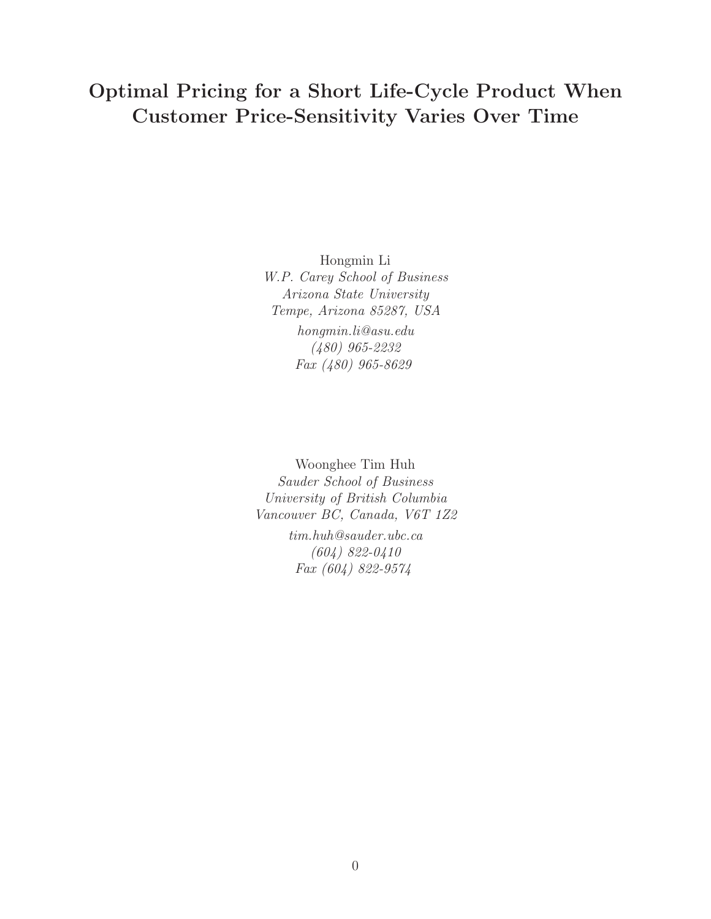# Optimal Pricing for a Short Life-Cycle Product When Customer Price-Sensitivity Varies Over Time

Hongmin Li
*W.P. Carey School of Business*
*Arizona State University*
*Tempe, Arizona 85287, USA*
*hongmin.li@asu.edu*
*(480) 965-2232*
*Fax (480) 965-8629*

Woonghee Tim Huh
*Sauder School of Business*
*University of British Columbia*
*Vancouver BC, Canada, V6T 1Z2*
*tim.huh@sauder.ubc.ca*
*(604) 822-0410*
*Fax (604) 822-9574*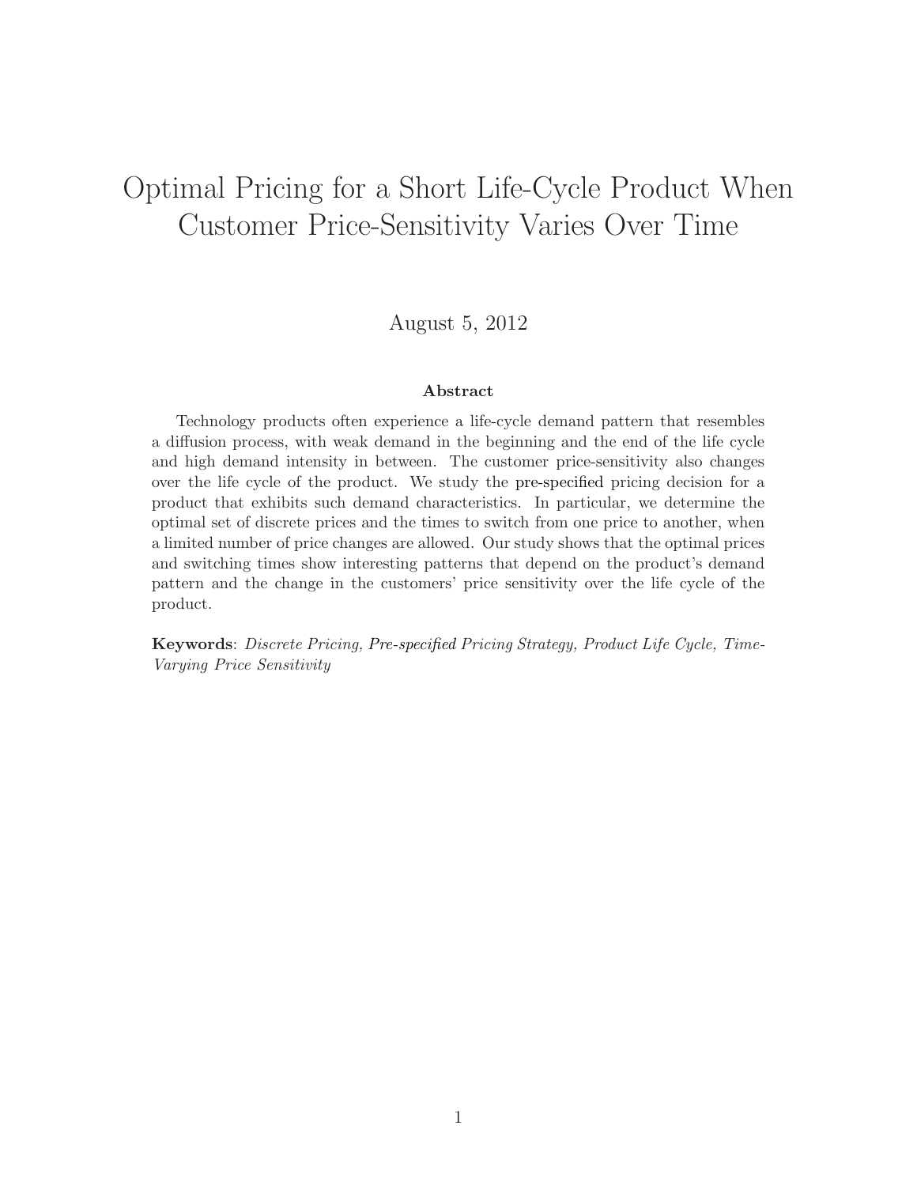# Optimal Pricing for a Short Life-Cycle Product When Customer Price-Sensitivity Varies Over Time

August 5, 2012

**Abstract**

Technology products often experience a life-cycle demand pattern that resembles a diffusion process, with weak demand in the beginning and the end of the life cycle and high demand intensity in between. The customer price-sensitivity also changes over the life cycle of the product. We study the pre-specified pricing decision for a product that exhibits such demand characteristics. In particular, we determine the optimal set of discrete prices and the times to switch from one price to another, when a limited number of price changes are allowed. Our study shows that the optimal prices and switching times show interesting patterns that depend on the product's demand pattern and the change in the customers' price sensitivity over the life cycle of the product.

**Keywords**: *Discrete Pricing, Pre-specified Pricing Strategy, Product Life Cycle, Time-Varying Price Sensitivity*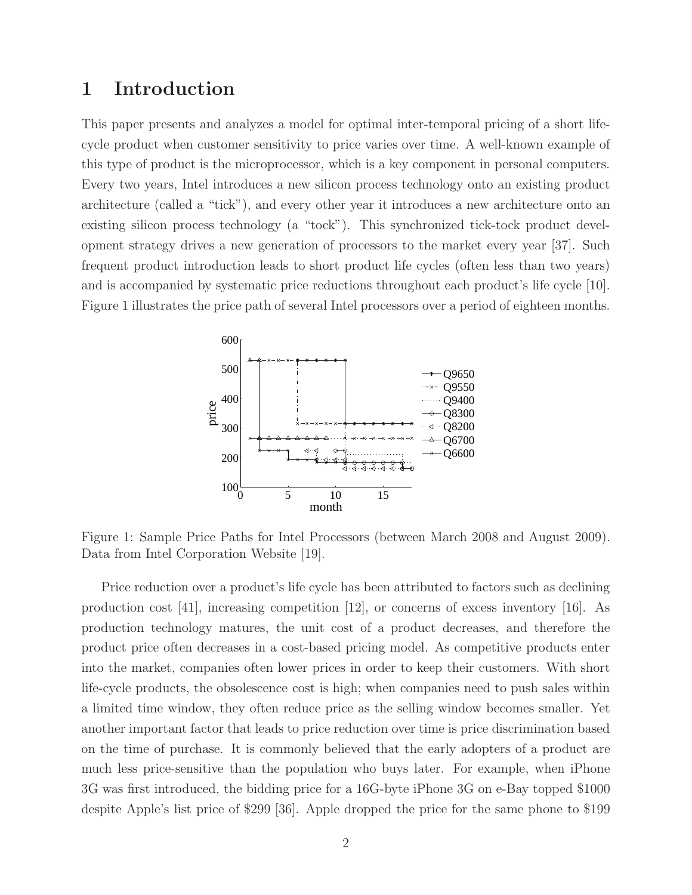# 1 Introduction

This paper presents and analyzes a model for optimal inter-temporal pricing of a short life-cycle product when customer sensitivity to price varies over time. A well-known example of this type of product is the microprocessor, which is a key component in personal computers. Every two years, Intel introduces a new silicon process technology onto an existing product architecture (called a "tick"), and every other year it introduces a new architecture onto an existing silicon process technology (a "tock"). This synchronized tick-tock product development strategy drives a new generation of processors to the market every year [37]. Such frequent product introduction leads to short product life cycles (often less than two years) and is accompanied by systematic price reductions throughout each product's life cycle [10]. Figure 1 illustrates the price path of several Intel processors over a period of eighteen months.

Figure 1: Sample Price Paths for Intel Processors (between March 2008 and August 2009). Data from Intel Corporation Website [19].

Price reduction over a product's life cycle has been attributed to factors such as declining production cost [41], increasing competition [12], or concerns of excess inventory [16]. As production technology matures, the unit cost of a product decreases, and therefore the product price often decreases in a cost-based pricing model. As competitive products enter into the market, companies often lower prices in order to keep their customers. With short life-cycle products, the obsolescence cost is high; when companies need to push sales within a limited time window, they often reduce price as the selling window becomes smaller. Yet another important factor that leads to price reduction over time is price discrimination based on the time of purchase. It is commonly believed that the early adopters of a product are much less price-sensitive than the population who buys later. For example, when iPhone 3G was first introduced, the bidding price for a 16G-byte iPhone 3G on e-Bay topped \$1000 despite Apple's list price of \$299 [36]. Apple dropped the price for the same phone to \$199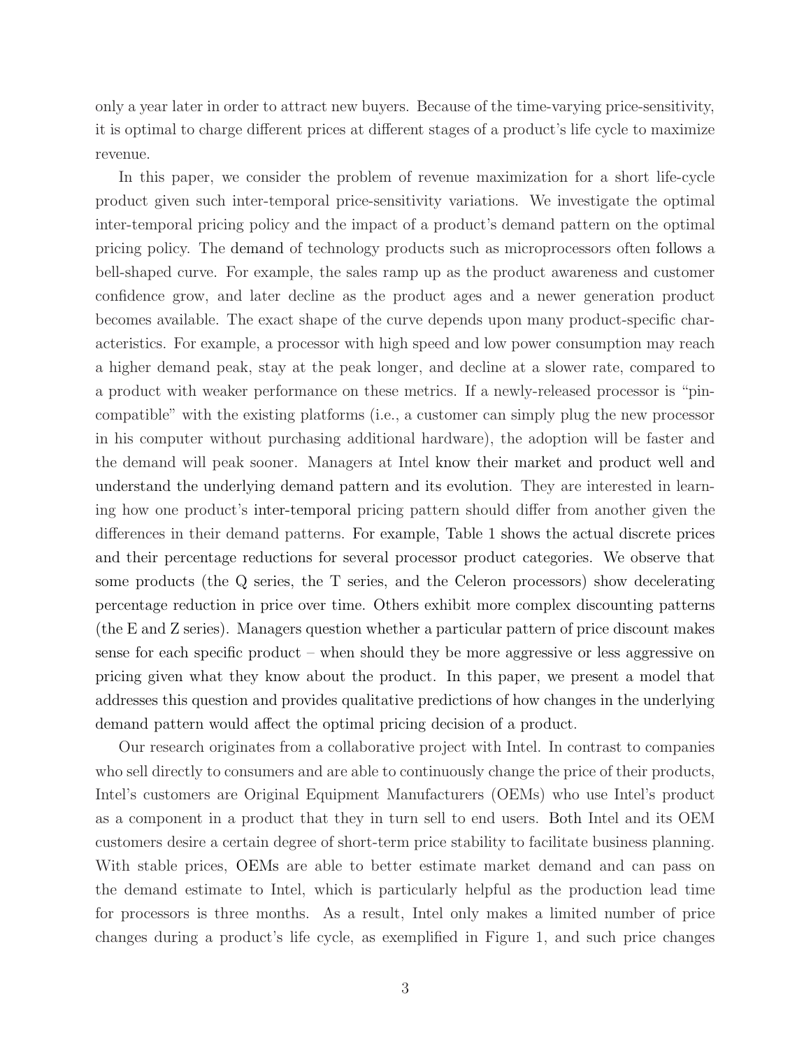only a year later in order to attract new buyers. Because of the time-varying price-sensitivity, it is optimal to charge different prices at different stages of a product's life cycle to maximize revenue.

In this paper, we consider the problem of revenue maximization for a short life-cycle product given such inter-temporal price-sensitivity variations. We investigate the optimal inter-temporal pricing policy and the impact of a product's demand pattern on the optimal pricing policy. The demand of technology products such as microprocessors often follows a bell-shaped curve. For example, the sales ramp up as the product awareness and customer confidence grow, and later decline as the product ages and a newer generation product becomes available. The exact shape of the curve depends upon many product-specific characteristics. For example, a processor with high speed and low power consumption may reach a higher demand peak, stay at the peak longer, and decline at a slower rate, compared to a product with weaker performance on these metrics. If a newly-released processor is "pin-compatible" with the existing platforms (i.e., a customer can simply plug the new processor in his computer without purchasing additional hardware), the adoption will be faster and the demand will peak sooner. Managers at Intel know their market and product well and understand the underlying demand pattern and its evolution. They are interested in learning how one product's inter-temporal pricing pattern should differ from another given the differences in their demand patterns. For example, Table 1 shows the actual discrete prices and their percentage reductions for several processor product categories. We observe that some products (the Q series, the T series, and the Celeron processors) show decelerating percentage reduction in price over time. Others exhibit more complex discounting patterns (the E and Z series). Managers question whether a particular pattern of price discount makes sense for each specific product – when should they be more aggressive or less aggressive on pricing given what they know about the product. In this paper, we present a model that addresses this question and provides qualitative predictions of how changes in the underlying demand pattern would affect the optimal pricing decision of a product.

Our research originates from a collaborative project with Intel. In contrast to companies who sell directly to consumers and are able to continuously change the price of their products, Intel's customers are Original Equipment Manufacturers (OEMs) who use Intel's product as a component in a product that they in turn sell to end users. Both Intel and its OEM customers desire a certain degree of short-term price stability to facilitate business planning. With stable prices, OEMs are able to better estimate market demand and can pass on the demand estimate to Intel, which is particularly helpful as the production lead time for processors is three months. As a result, Intel only makes a limited number of price changes during a product's life cycle, as exemplified in Figure 1, and such price changes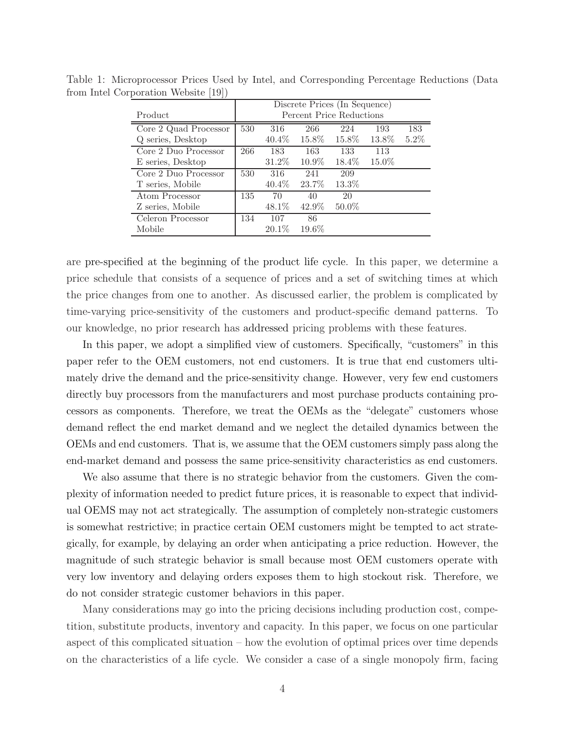Table 1: Microprocessor Prices Used by Intel, and Corresponding Percentage Reductions (Data from Intel Corporation Website [19])

| Product | Discrete Prices (In Sequence) Percent Price Reductions | | | | | |
|---|---|---|---|---|---|---|
| Core 2 Quad Processor | 530 | 316 | 266 | 224 | 193 | 183 |
| Q series, Desktop | | 40.4% | 15.8% | 15.8% | 13.8% | 5.2% |
| Core 2 Duo Processor | 266 | 183 | 163 | 133 | 113 | |
| E series, Desktop | | 31.2% | 10.9% | 18.4% | 15.0% | |
| Core 2 Duo Processor | 530 | 316 | 241 | 209 | | |
| T series, Mobile | | 40.4% | 23.7% | 13.3% | | |
| Atom Processor | 135 | 70 | 40 | 20 | | |
| Z series, Mobile | | 48.1% | 42.9% | 50.0% | | |
| Celeron Processor | 134 | 107 | 86 | | | |
| Mobile | | 20.1% | 19.6% | | | |

are pre-specified at the beginning of the product life cycle. In this paper, we determine a price schedule that consists of a sequence of prices and a set of switching times at which the price changes from one to another. As discussed earlier, the problem is complicated by time-varying price-sensitivity of the customers and product-specific demand patterns. To our knowledge, no prior research has addressed pricing problems with these features.

In this paper, we adopt a simplified view of customers. Specifically, "customers" in this paper refer to the OEM customers, not end customers. It is true that end customers ultimately drive the demand and the price-sensitivity change. However, very few end customers directly buy processors from the manufacturers and most purchase products containing processors as components. Therefore, we treat the OEMs as the "delegate" customers whose demand reflect the end market demand and we neglect the detailed dynamics between the OEMs and end customers. That is, we assume that the OEM customers simply pass along the end-market demand and possess the same price-sensitivity characteristics as end customers.

We also assume that there is no strategic behavior from the customers. Given the complexity of information needed to predict future prices, it is reasonable to expect that individual OEMS may not act strategically. The assumption of completely non-strategic customers is somewhat restrictive; in practice certain OEM customers might be tempted to act strategically, for example, by delaying an order when anticipating a price reduction. However, the magnitude of such strategic behavior is small because most OEM customers operate with very low inventory and delaying orders exposes them to high stockout risk. Therefore, we do not consider strategic customer behaviors in this paper.

Many considerations may go into the pricing decisions including production cost, competition, substitute products, inventory and capacity. In this paper, we focus on one particular aspect of this complicated situation – how the evolution of optimal prices over time depends on the characteristics of a life cycle. We consider a case of a single monopoly firm, facing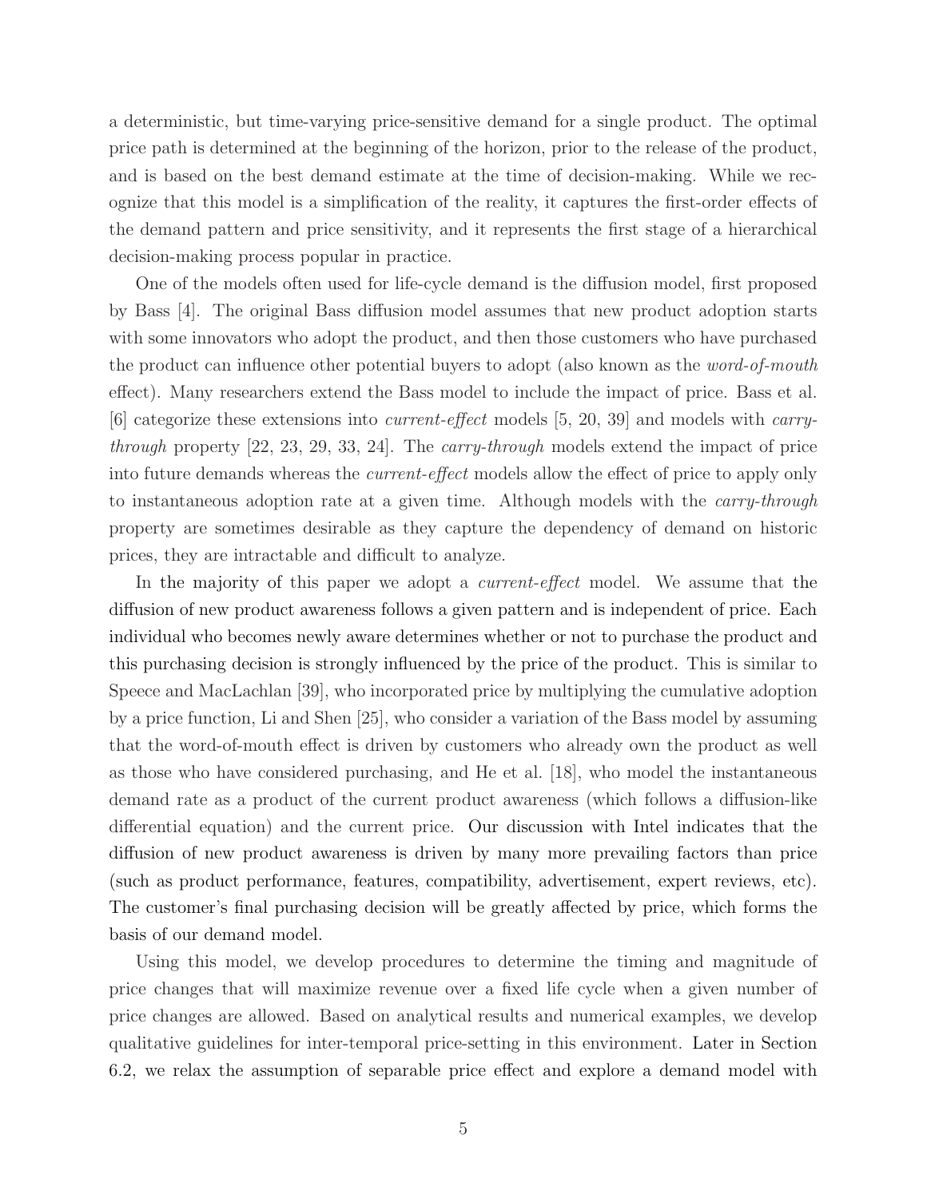a deterministic, but time-varying price-sensitive demand for a single product. The optimal price path is determined at the beginning of the horizon, prior to the release of the product, and is based on the best demand estimate at the time of decision-making. While we recognize that this model is a simplification of the reality, it captures the first-order effects of the demand pattern and price sensitivity, and it represents the first stage of a hierarchical decision-making process popular in practice.

One of the models often used for life-cycle demand is the diffusion model, first proposed by Bass [4]. The original Bass diffusion model assumes that new product adoption starts with some innovators who adopt the product, and then those customers who have purchased the product can influence other potential buyers to adopt (also known as the *word-of-mouth* effect). Many researchers extend the Bass model to include the impact of price. Bass et al. [6] categorize these extensions into *current-effect* models [5, 20, 39] and models with *carry-through* property [22, 23, 29, 33, 24]. The *carry-through* models extend the impact of price into future demands whereas the *current-effect* models allow the effect of price to apply only to instantaneous adoption rate at a given time. Although models with the *carry-through* property are sometimes desirable as they capture the dependency of demand on historic prices, they are intractable and difficult to analyze.

In the majority of this paper we adopt a *current-effect* model. We assume that the diffusion of new product awareness follows a given pattern and is independent of price. Each individual who becomes newly aware determines whether or not to purchase the product and this purchasing decision is strongly influenced by the price of the product. This is similar to Speece and MacLachlan [39], who incorporated price by multiplying the cumulative adoption by a price function, Li and Shen [25], who consider a variation of the Bass model by assuming that the word-of-mouth effect is driven by customers who already own the product as well as those who have considered purchasing, and He et al. [18], who model the instantaneous demand rate as a product of the current product awareness (which follows a diffusion-like differential equation) and the current price. Our discussion with Intel indicates that the diffusion of new product awareness is driven by many more prevailing factors than price (such as product performance, features, compatibility, advertisement, expert reviews, etc). The customer's final purchasing decision will be greatly affected by price, which forms the basis of our demand model.

Using this model, we develop procedures to determine the timing and magnitude of price changes that will maximize revenue over a fixed life cycle when a given number of price changes are allowed. Based on analytical results and numerical examples, we develop qualitative guidelines for inter-temporal price-setting in this environment. Later in Section 6.2, we relax the assumption of separable price effect and explore a demand model with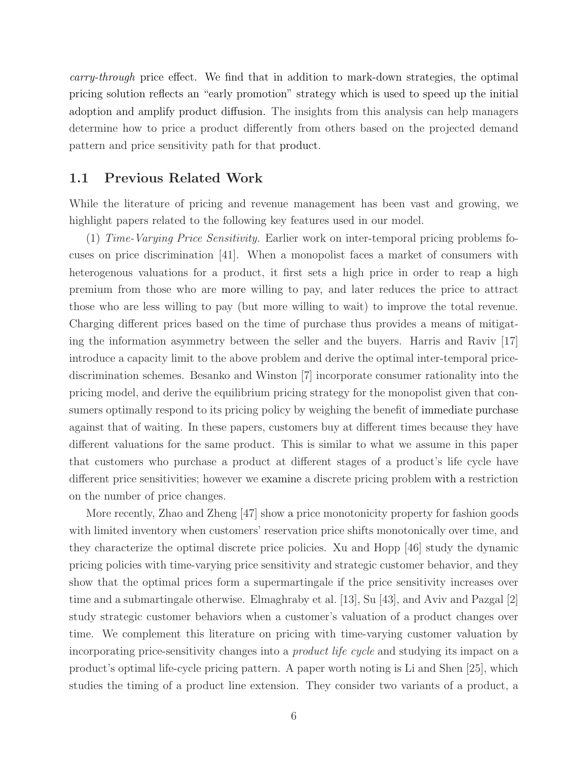*carry-through* price effect. We find that in addition to mark-down strategies, the optimal pricing solution reflects an "early promotion" strategy which is used to speed up the initial adoption and amplify product diffusion. The insights from this analysis can help managers determine how to price a product differently from others based on the projected demand pattern and price sensitivity path for that product.

## 1.1 Previous Related Work

While the literature of pricing and revenue management has been vast and growing, we highlight papers related to the following key features used in our model.

(1) *Time-Varying Price Sensitivity.* Earlier work on inter-temporal pricing problems focuses on price discrimination [41]. When a monopolist faces a market of consumers with heterogenous valuations for a product, it first sets a high price in order to reap a high premium from those who are more willing to pay, and later reduces the price to attract those who are less willing to pay (but more willing to wait) to improve the total revenue. Charging different prices based on the time of purchase thus provides a means of mitigating the information asymmetry between the seller and the buyers. Harris and Raviv [17] introduce a capacity limit to the above problem and derive the optimal inter-temporal price-discrimination schemes. Besanko and Winston [7] incorporate consumer rationality into the pricing model, and derive the equilibrium pricing strategy for the monopolist given that consumers optimally respond to its pricing policy by weighing the benefit of immediate purchase against that of waiting. In these papers, customers buy at different times because they have different valuations for the same product. This is similar to what we assume in this paper that customers who purchase a product at different stages of a product's life cycle have different price sensitivities; however we examine a discrete pricing problem with a restriction on the number of price changes.

More recently, Zhao and Zheng [47] show a price monotonicity property for fashion goods with limited inventory when customers' reservation price shifts monotonically over time, and they characterize the optimal discrete price policies. Xu and Hopp [46] study the dynamic pricing policies with time-varying price sensitivity and strategic customer behavior, and they show that the optimal prices form a supermartingale if the price sensitivity increases over time and a submartingale otherwise. Elmaghraby et al. [13], Su [43], and Aviv and Pazgal [2] study strategic customer behaviors when a customer's valuation of a product changes over time. We complement this literature on pricing with time-varying customer valuation by incorporating price-sensitivity changes into a *product life cycle* and studying its impact on a product's optimal life-cycle pricing pattern. A paper worth noting is Li and Shen [25], which studies the timing of a product line extension. They consider two variants of a product, a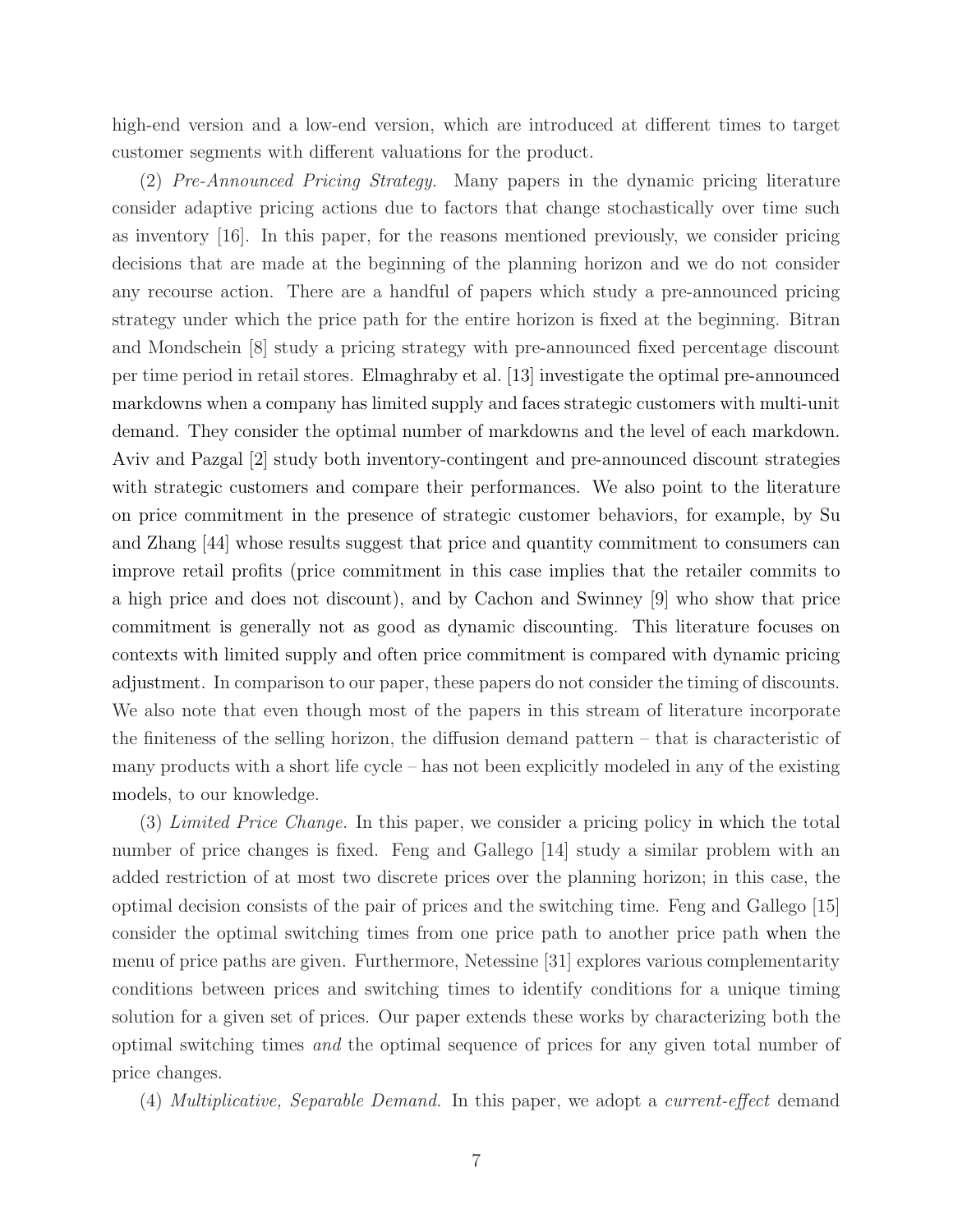high-end version and a low-end version, which are introduced at different times to target customer segments with different valuations for the product.

(2) *Pre-Announced Pricing Strategy.* Many papers in the dynamic pricing literature consider adaptive pricing actions due to factors that change stochastically over time such as inventory [16]. In this paper, for the reasons mentioned previously, we consider pricing decisions that are made at the beginning of the planning horizon and we do not consider any recourse action. There are a handful of papers which study a pre-announced pricing strategy under which the price path for the entire horizon is fixed at the beginning. Bitran and Mondschein [8] study a pricing strategy with pre-announced fixed percentage discount per time period in retail stores. Elmaghraby et al. [13] investigate the optimal pre-announced markdowns when a company has limited supply and faces strategic customers with multi-unit demand. They consider the optimal number of markdowns and the level of each markdown. Aviv and Pazgal [2] study both inventory-contingent and pre-announced discount strategies with strategic customers and compare their performances. We also point to the literature on price commitment in the presence of strategic customer behaviors, for example, by Su and Zhang [44] whose results suggest that price and quantity commitment to consumers can improve retail profits (price commitment in this case implies that the retailer commits to a high price and does not discount), and by Cachon and Swinney [9] who show that price commitment is generally not as good as dynamic discounting. This literature focuses on contexts with limited supply and often price commitment is compared with dynamic pricing adjustment. In comparison to our paper, these papers do not consider the timing of discounts. We also note that even though most of the papers in this stream of literature incorporate the finiteness of the selling horizon, the diffusion demand pattern – that is characteristic of many products with a short life cycle – has not been explicitly modeled in any of the existing models, to our knowledge.

(3) *Limited Price Change.* In this paper, we consider a pricing policy in which the total number of price changes is fixed. Feng and Gallego [14] study a similar problem with an added restriction of at most two discrete prices over the planning horizon; in this case, the optimal decision consists of the pair of prices and the switching time. Feng and Gallego [15] consider the optimal switching times from one price path to another price path when the menu of price paths are given. Furthermore, Netessine [31] explores various complementarity conditions between prices and switching times to identify conditions for a unique timing solution for a given set of prices. Our paper extends these works by characterizing both the optimal switching times *and* the optimal sequence of prices for any given total number of price changes.

(4) *Multiplicative, Separable Demand.* In this paper, we adopt a *current-effect* demand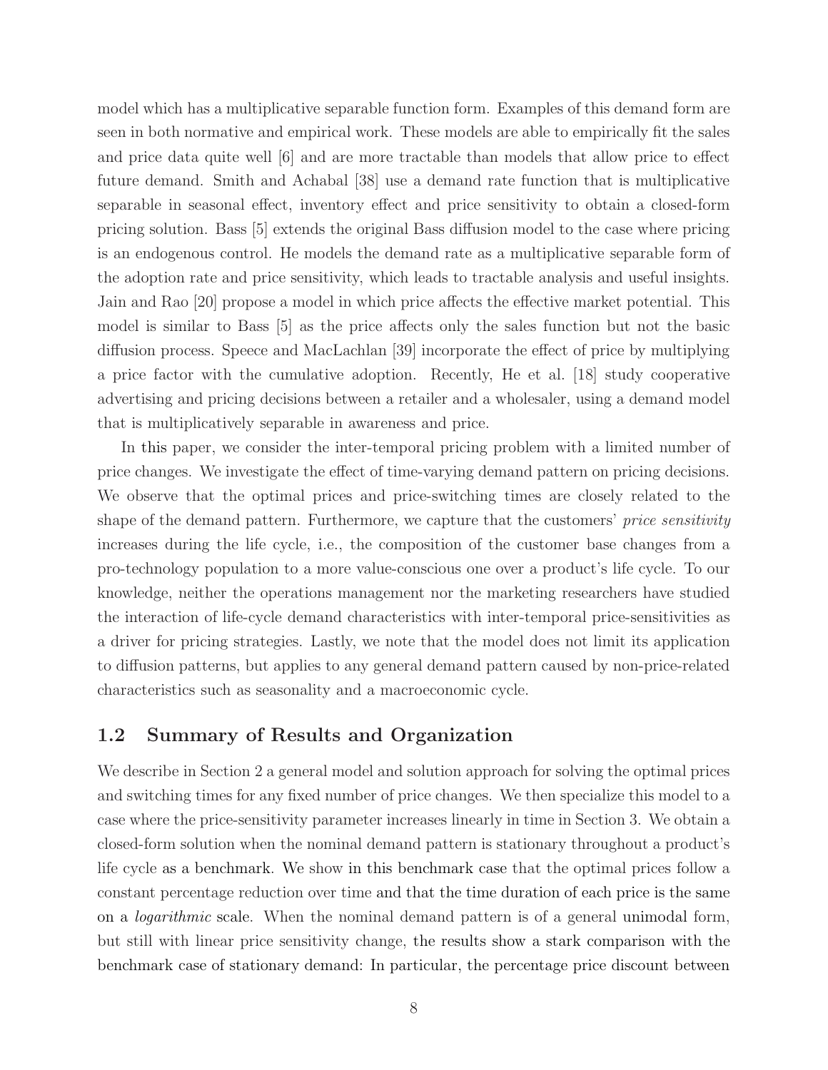model which has a multiplicative separable function form. Examples of this demand form are seen in both normative and empirical work. These models are able to empirically fit the sales and price data quite well [6] and are more tractable than models that allow price to effect future demand. Smith and Achabal [38] use a demand rate function that is multiplicative separable in seasonal effect, inventory effect and price sensitivity to obtain a closed-form pricing solution. Bass [5] extends the original Bass diffusion model to the case where pricing is an endogenous control. He models the demand rate as a multiplicative separable form of the adoption rate and price sensitivity, which leads to tractable analysis and useful insights. Jain and Rao [20] propose a model in which price affects the effective market potential. This model is similar to Bass [5] as the price affects only the sales function but not the basic diffusion process. Speece and MacLachlan [39] incorporate the effect of price by multiplying a price factor with the cumulative adoption. Recently, He et al. [18] study cooperative advertising and pricing decisions between a retailer and a wholesaler, using a demand model that is multiplicatively separable in awareness and price.

In this paper, we consider the inter-temporal pricing problem with a limited number of price changes. We investigate the effect of time-varying demand pattern on pricing decisions. We observe that the optimal prices and price-switching times are closely related to the shape of the demand pattern. Furthermore, we capture that the customers' *price sensitivity* increases during the life cycle, i.e., the composition of the customer base changes from a pro-technology population to a more value-conscious one over a product's life cycle. To our knowledge, neither the operations management nor the marketing researchers have studied the interaction of life-cycle demand characteristics with inter-temporal price-sensitivities as a driver for pricing strategies. Lastly, we note that the model does not limit its application to diffusion patterns, but applies to any general demand pattern caused by non-price-related characteristics such as seasonality and a macroeconomic cycle.

## 1.2 Summary of Results and Organization

We describe in Section 2 a general model and solution approach for solving the optimal prices and switching times for any fixed number of price changes. We then specialize this model to a case where the price-sensitivity parameter increases linearly in time in Section 3. We obtain a closed-form solution when the nominal demand pattern is stationary throughout a product's life cycle as a benchmark. We show in this benchmark case that the optimal prices follow a constant percentage reduction over time and that the time duration of each price is the same on a *logarithmic* scale. When the nominal demand pattern is of a general unimodal form, but still with linear price sensitivity change, the results show a stark comparison with the benchmark case of stationary demand: In particular, the percentage price discount between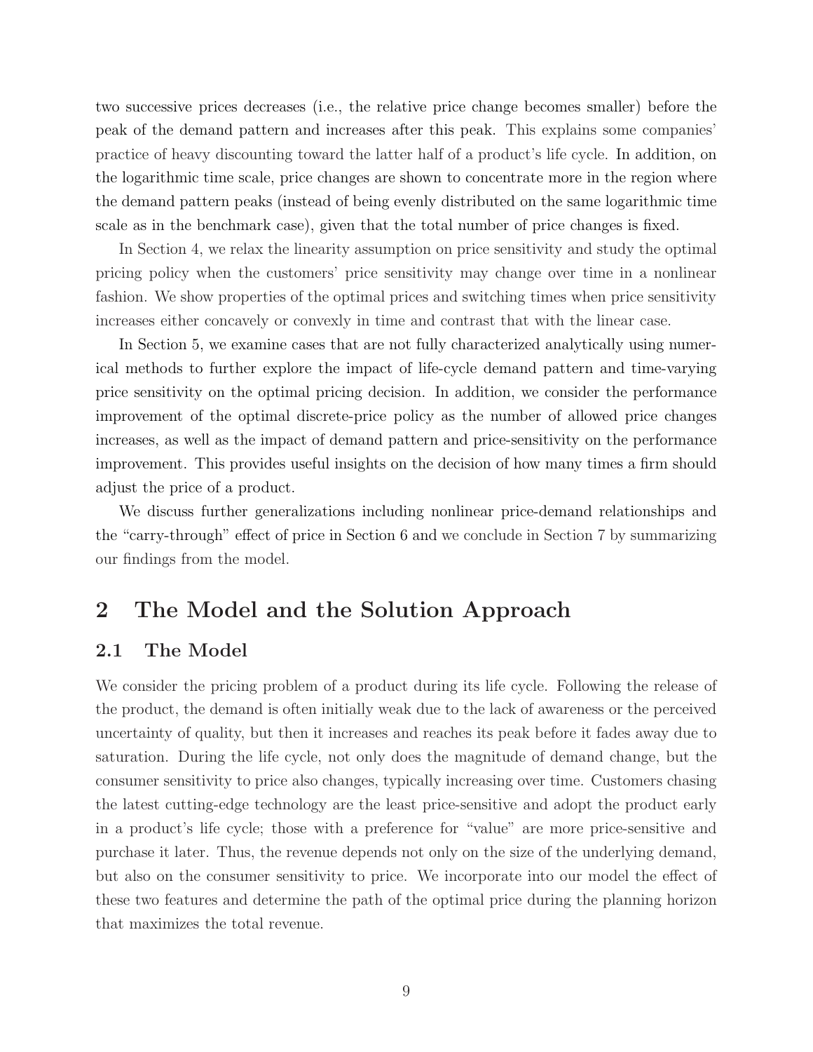two successive prices decreases (i.e., the relative price change becomes smaller) before the peak of the demand pattern and increases after this peak. This explains some companies' practice of heavy discounting toward the latter half of a product's life cycle. In addition, on the logarithmic time scale, price changes are shown to concentrate more in the region where the demand pattern peaks (instead of being evenly distributed on the same logarithmic time scale as in the benchmark case), given that the total number of price changes is fixed.

In Section 4, we relax the linearity assumption on price sensitivity and study the optimal pricing policy when the customers' price sensitivity may change over time in a nonlinear fashion. We show properties of the optimal prices and switching times when price sensitivity increases either concavely or convexly in time and contrast that with the linear case.

In Section 5, we examine cases that are not fully characterized analytically using numerical methods to further explore the impact of life-cycle demand pattern and time-varying price sensitivity on the optimal pricing decision. In addition, we consider the performance improvement of the optimal discrete-price policy as the number of allowed price changes increases, as well as the impact of demand pattern and price-sensitivity on the performance improvement. This provides useful insights on the decision of how many times a firm should adjust the price of a product.

We discuss further generalizations including nonlinear price-demand relationships and the "carry-through" effect of price in Section 6 and we conclude in Section 7 by summarizing our findings from the model.

# 2 The Model and the Solution Approach

## 2.1 The Model

We consider the pricing problem of a product during its life cycle. Following the release of the product, the demand is often initially weak due to the lack of awareness or the perceived uncertainty of quality, but then it increases and reaches its peak before it fades away due to saturation. During the life cycle, not only does the magnitude of demand change, but the consumer sensitivity to price also changes, typically increasing over time. Customers chasing the latest cutting-edge technology are the least price-sensitive and adopt the product early in a product's life cycle; those with a preference for "value" are more price-sensitive and purchase it later. Thus, the revenue depends not only on the size of the underlying demand, but also on the consumer sensitivity to price. We incorporate into our model the effect of these two features and determine the path of the optimal price during the planning horizon that maximizes the total revenue.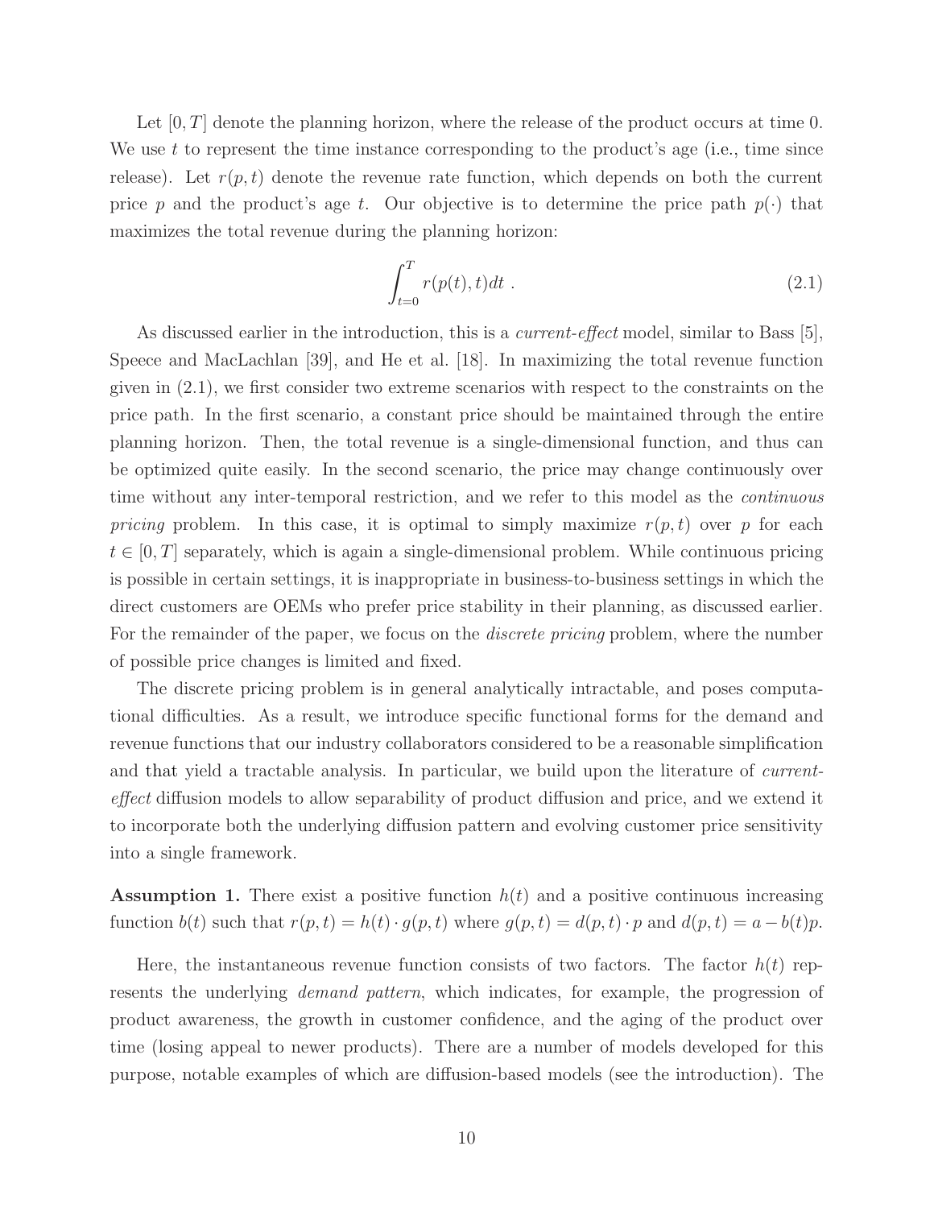Let $[0, T]$ denote the planning horizon, where the release of the product occurs at time 0. We use $t$ to represent the time instance corresponding to the product's age (i.e., time since release). Let $r(p, t)$ denote the revenue rate function, which depends on both the current price $p$ and the product's age $t$. Our objective is to determine the price path $p(\cdot)$ that maximizes the total revenue during the planning horizon:

$$\int_{t=0}^{T} r(p(t), t) dt \ . \tag{2.1}$$

As discussed earlier in the introduction, this is a *current-effect* model, similar to Bass [5], Speece and MacLachlan [39], and He et al. [18]. In maximizing the total revenue function given in (2.1), we first consider two extreme scenarios with respect to the constraints on the price path. In the first scenario, a constant price should be maintained through the entire planning horizon. Then, the total revenue is a single-dimensional function, and thus can be optimized quite easily. In the second scenario, the price may change continuously over time without any inter-temporal restriction, and we refer to this model as the *continuous pricing* problem. In this case, it is optimal to simply maximize $r(p, t)$ over $p$ for each $t \in [0, T]$ separately, which is again a single-dimensional problem. While continuous pricing is possible in certain settings, it is inappropriate in business-to-business settings in which the direct customers are OEMs who prefer price stability in their planning, as discussed earlier. For the remainder of the paper, we focus on the *discrete pricing* problem, where the number of possible price changes is limited and fixed.

The discrete pricing problem is in general analytically intractable, and poses computational difficulties. As a result, we introduce specific functional forms for the demand and revenue functions that our industry collaborators considered to be a reasonable simplification and that yield a tractable analysis. In particular, we build upon the literature of *current-effect* diffusion models to allow separability of product diffusion and price, and we extend it to incorporate both the underlying diffusion pattern and evolving customer price sensitivity into a single framework.

**Assumption 1.** There exist a positive function $h(t)$ and a positive continuous increasing function $b(t)$ such that $r(p, t) = h(t) \cdot g(p, t)$ where $g(p, t) = d(p, t) \cdot p$ and $d(p, t) = a - b(t)p$.

Here, the instantaneous revenue function consists of two factors. The factor $h(t)$ represents the underlying *demand pattern*, which indicates, for example, the progression of product awareness, the growth in customer confidence, and the aging of the product over time (losing appeal to newer products). There are a number of models developed for this purpose, notable examples of which are diffusion-based models (see the introduction). The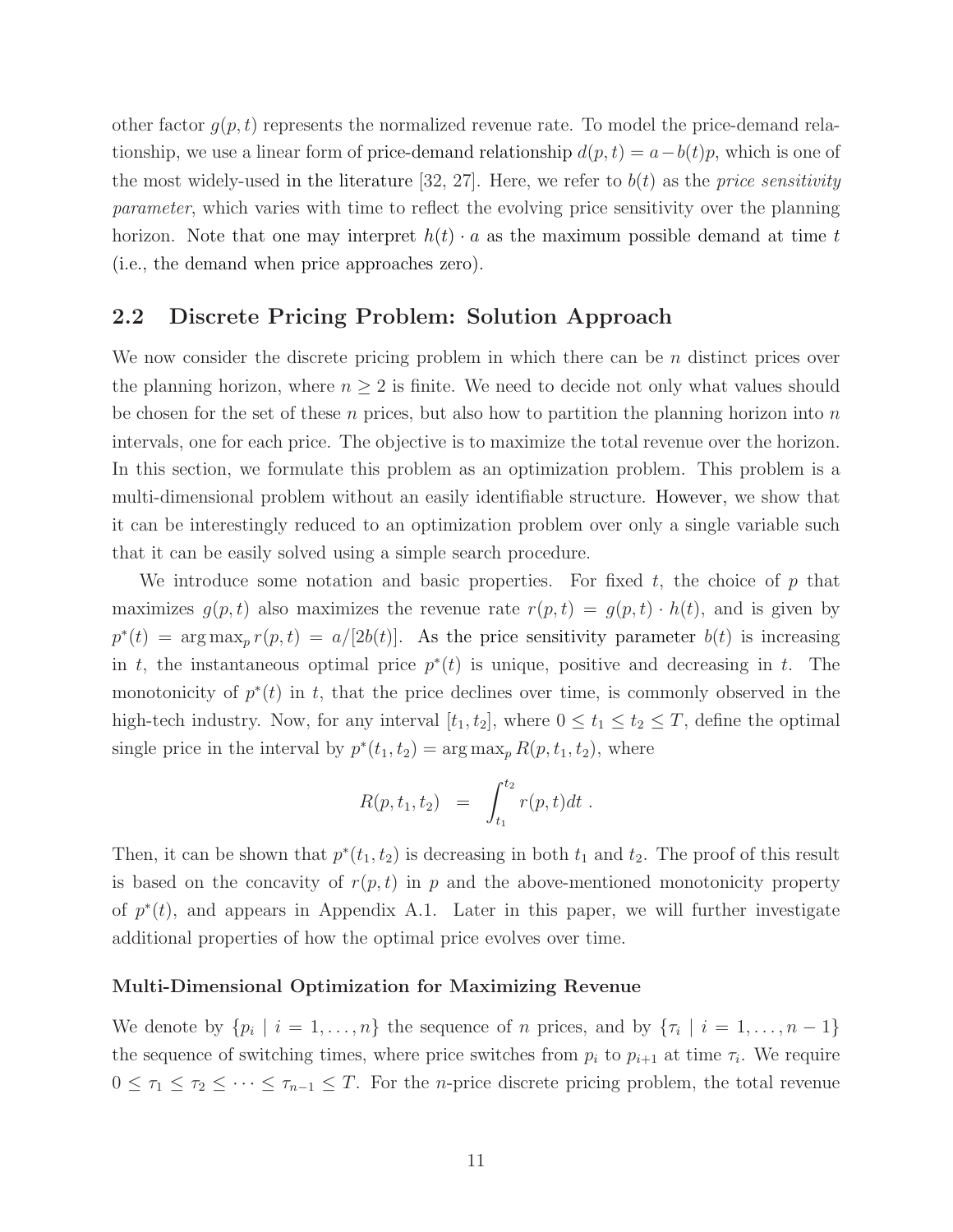other factor $g(p, t)$ represents the normalized revenue rate. To model the price-demand relationship, we use a linear form of price-demand relationship $d(p, t) = a - b(t)p$, which is one of the most widely-used in the literature [32, 27]. Here, we refer to $b(t)$ as the *price sensitivity parameter*, which varies with time to reflect the evolving price sensitivity over the planning horizon. Note that one may interpret $h(t) \cdot a$ as the maximum possible demand at time $t$ (i.e., the demand when price approaches zero).

## 2.2 Discrete Pricing Problem: Solution Approach

We now consider the discrete pricing problem in which there can be $n$ distinct prices over the planning horizon, where $n \geq 2$ is finite. We need to decide not only what values should be chosen for the set of these $n$ prices, but also how to partition the planning horizon into $n$ intervals, one for each price. The objective is to maximize the total revenue over the horizon. In this section, we formulate this problem as an optimization problem. This problem is a multi-dimensional problem without an easily identifiable structure. However, we show that it can be interestingly reduced to an optimization problem over only a single variable such that it can be easily solved using a simple search procedure.

We introduce some notation and basic properties. For fixed $t$, the choice of $p$ that maximizes $g(p, t)$ also maximizes the revenue rate $r(p, t) = g(p, t) \cdot h(t)$, and is given by $p^*(t) = \arg\max_p r(p, t) = a/[2b(t)]$. As the price sensitivity parameter $b(t)$ is increasing in $t$, the instantaneous optimal price $p^*(t)$ is unique, positive and decreasing in $t$. The monotonicity of $p^*(t)$ in $t$, that the price declines over time, is commonly observed in the high-tech industry. Now, for any interval $[t_1, t_2]$, where $0 \leq t_1 \leq t_2 \leq T$, define the optimal single price in the interval by $p^*(t_1, t_2) = \arg\max_p R(p, t_1, t_2)$, where

$$R(p, t_1, t_2) \;\; = \;\; \int_{t_1}^{t_2} r(p, t) dt \; .$$

Then, it can be shown that $p^*(t_1, t_2)$ is decreasing in both $t_1$ and $t_2$. The proof of this result is based on the concavity of $r(p, t)$ in $p$ and the above-mentioned monotonicity property of $p^*(t)$, and appears in Appendix A.1. Later in this paper, we will further investigate additional properties of how the optimal price evolves over time.

**Multi-Dimensional Optimization for Maximizing Revenue**

We denote by $\{p_i \mid i = 1, \ldots, n\}$ the sequence of $n$ prices, and by $\{\tau_i \mid i = 1, \ldots, n-1\}$ the sequence of switching times, where price switches from $p_i$ to $p_{i+1}$ at time $\tau_i$. We require $0 \leq \tau_1 \leq \tau_2 \leq \cdots \leq \tau_{n-1} \leq T$. For the $n$-price discrete pricing problem, the total revenue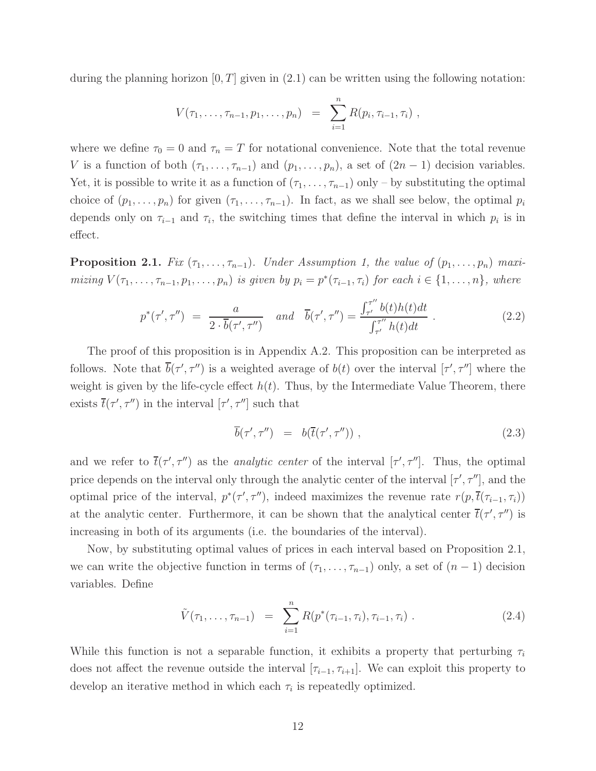during the planning horizon $[0, T]$ given in (2.1) can be written using the following notation:

$$V(\tau_1, \ldots, \tau_{n-1}, p_1, \ldots, p_n) \;\;=\;\; \sum_{i=1}^{n} R(p_i, \tau_{i-1}, \tau_i) \; ,$$

where we define $\tau_0 = 0$ and $\tau_n = T$ for notational convenience. Note that the total revenue $V$ is a function of both $(\tau_1, \ldots, \tau_{n-1})$ and $(p_1, \ldots, p_n)$, a set of $(2n-1)$ decision variables. Yet, it is possible to write it as a function of $(\tau_1, \ldots, \tau_{n-1})$ only – by substituting the optimal choice of $(p_1, \ldots, p_n)$ for given $(\tau_1, \ldots, \tau_{n-1})$. In fact, as we shall see below, the optimal $p_i$ depends only on $\tau_{i-1}$ and $\tau_i$, the switching times that define the interval in which $p_i$ is in effect.

**Proposition 2.1.** *Fix $(\tau_1, \ldots, \tau_{n-1})$. Under Assumption 1, the value of $(p_1, \ldots, p_n)$ maximizing $V(\tau_1, \ldots, \tau_{n-1}, p_1, \ldots, p_n)$ is given by $p_i = p^*(\tau_{i-1}, \tau_i)$ for each $i \in \{1, \ldots, n\}$, where*

$$p^*(\tau', \tau'') \;\;=\;\; \frac{a}{2 \cdot \overline{b}(\tau', \tau'')} \quad \textit{and} \quad \overline{b}(\tau', \tau'') = \frac{\int_{\tau'}^{\tau''} b(t) h(t) dt}{\int_{\tau'}^{\tau''} h(t) dt} \; . \tag{2.2}$$

The proof of this proposition is in Appendix A.2. This proposition can be interpreted as follows. Note that $\overline{b}(\tau', \tau'')$ is a weighted average of $b(t)$ over the interval $[\tau', \tau'']$ where the weight is given by the life-cycle effect $h(t)$. Thus, by the Intermediate Value Theorem, there exists $\overline{t}(\tau', \tau'')$ in the interval $[\tau', \tau'']$ such that

$$\overline{b}(\tau', \tau'') \;\;=\;\; b(\overline{t}(\tau', \tau'')) \; , \tag{2.3}$$

and we refer to $\overline{t}(\tau', \tau'')$ as the *analytic center* of the interval $[\tau', \tau'']$. Thus, the optimal price depends on the interval only through the analytic center of the interval $[\tau', \tau'']$, and the optimal price of the interval, $p^*(\tau', \tau'')$, indeed maximizes the revenue rate $r(p, \overline{t}(\tau_{i-1}, \tau_i))$ at the analytic center. Furthermore, it can be shown that the analytical center $\overline{t}(\tau', \tau'')$ is increasing in both of its arguments (i.e. the boundaries of the interval).

Now, by substituting optimal values of prices in each interval based on Proposition 2.1, we can write the objective function in terms of $(\tau_1, \ldots, \tau_{n-1})$ only, a set of $(n-1)$ decision variables. Define

$$\tilde{V}(\tau_1, \ldots, \tau_{n-1}) \;\;=\;\; \sum_{i=1}^{n} R(p^*(\tau_{i-1}, \tau_i), \tau_{i-1}, \tau_i) \; . \tag{2.4}$$

While this function is not a separable function, it exhibits a property that perturbing $\tau_i$ does not affect the revenue outside the interval $[\tau_{i-1}, \tau_{i+1}]$. We can exploit this property to develop an iterative method in which each $\tau_i$ is repeatedly optimized.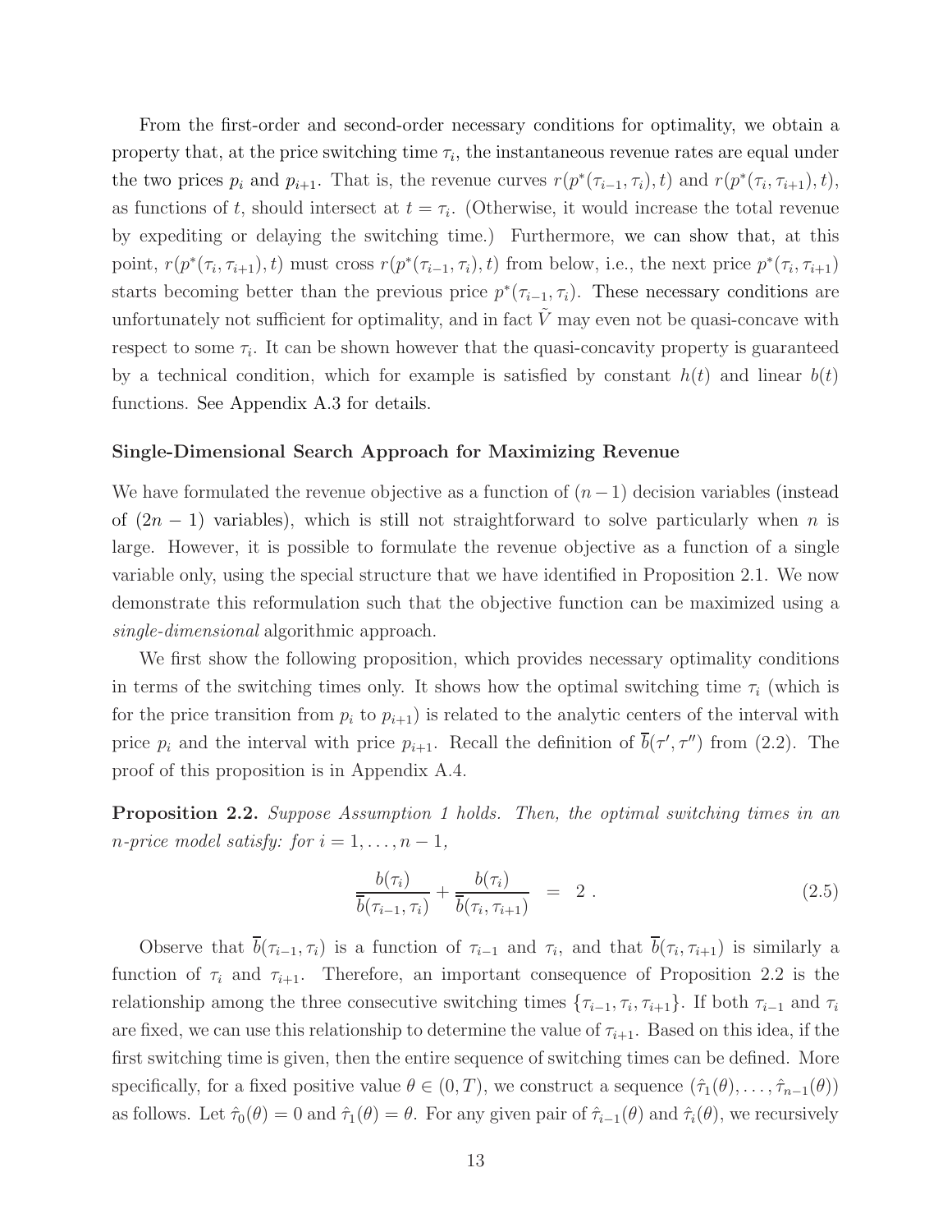From the first-order and second-order necessary conditions for optimality, we obtain a property that, at the price switching time $\tau_i$, the instantaneous revenue rates are equal under the two prices $p_i$ and $p_{i+1}$. That is, the revenue curves $r(p^*(\tau_{i-1}, \tau_i), t)$ and $r(p^*(\tau_i, \tau_{i+1}), t)$, as functions of $t$, should intersect at $t = \tau_i$. (Otherwise, it would increase the total revenue by expediting or delaying the switching time.) Furthermore, we can show that, at this point, $r(p^*(\tau_i, \tau_{i+1}), t)$ must cross $r(p^*(\tau_{i-1}, \tau_i), t)$ from below, i.e., the next price $p^*(\tau_i, \tau_{i+1})$ starts becoming better than the previous price $p^*(\tau_{i-1}, \tau_i)$. These necessary conditions are unfortunately not sufficient for optimality, and in fact $\tilde{V}$ may even not be quasi-concave with respect to some $\tau_i$. It can be shown however that the quasi-concavity property is guaranteed by a technical condition, which for example is satisfied by constant $h(t)$ and linear $b(t)$ functions. See Appendix A.3 for details.

### Single-Dimensional Search Approach for Maximizing Revenue

We have formulated the revenue objective as a function of $(n-1)$ decision variables (instead of $(2n-1)$ variables), which is still not straightforward to solve particularly when $n$ is large. However, it is possible to formulate the revenue objective as a function of a single variable only, using the special structure that we have identified in Proposition 2.1. We now demonstrate this reformulation such that the objective function can be maximized using a *single-dimensional* algorithmic approach.

We first show the following proposition, which provides necessary optimality conditions in terms of the switching times only. It shows how the optimal switching time $\tau_i$ (which is for the price transition from $p_i$ to $p_{i+1}$) is related to the analytic centers of the interval with price $p_i$ and the interval with price $p_{i+1}$. Recall the definition of $\overline{b}(\tau', \tau'')$ from (2.2). The proof of this proposition is in Appendix A.4.

**Proposition 2.2.** *Suppose Assumption 1 holds. Then, the optimal switching times in an $n$-price model satisfy: for $i = 1, \ldots, n-1$,*

$$\frac{b(\tau_i)}{\overline{b}(\tau_{i-1}, \tau_i)} + \frac{b(\tau_i)}{\overline{b}(\tau_i, \tau_{i+1})} \;=\; 2\,. \tag{2.5}$$

Observe that $\overline{b}(\tau_{i-1}, \tau_i)$ is a function of $\tau_{i-1}$ and $\tau_i$, and that $\overline{b}(\tau_i, \tau_{i+1})$ is similarly a function of $\tau_i$ and $\tau_{i+1}$. Therefore, an important consequence of Proposition 2.2 is the relationship among the three consecutive switching times $\{\tau_{i-1}, \tau_i, \tau_{i+1}\}$. If both $\tau_{i-1}$ and $\tau_i$ are fixed, we can use this relationship to determine the value of $\tau_{i+1}$. Based on this idea, if the first switching time is given, then the entire sequence of switching times can be defined. More specifically, for a fixed positive value $\theta \in (0, T)$, we construct a sequence $(\hat{\tau}_1(\theta), \ldots, \hat{\tau}_{n-1}(\theta))$ as follows. Let $\hat{\tau}_0(\theta) = 0$ and $\hat{\tau}_1(\theta) = \theta$. For any given pair of $\hat{\tau}_{i-1}(\theta)$ and $\hat{\tau}_i(\theta)$, we recursively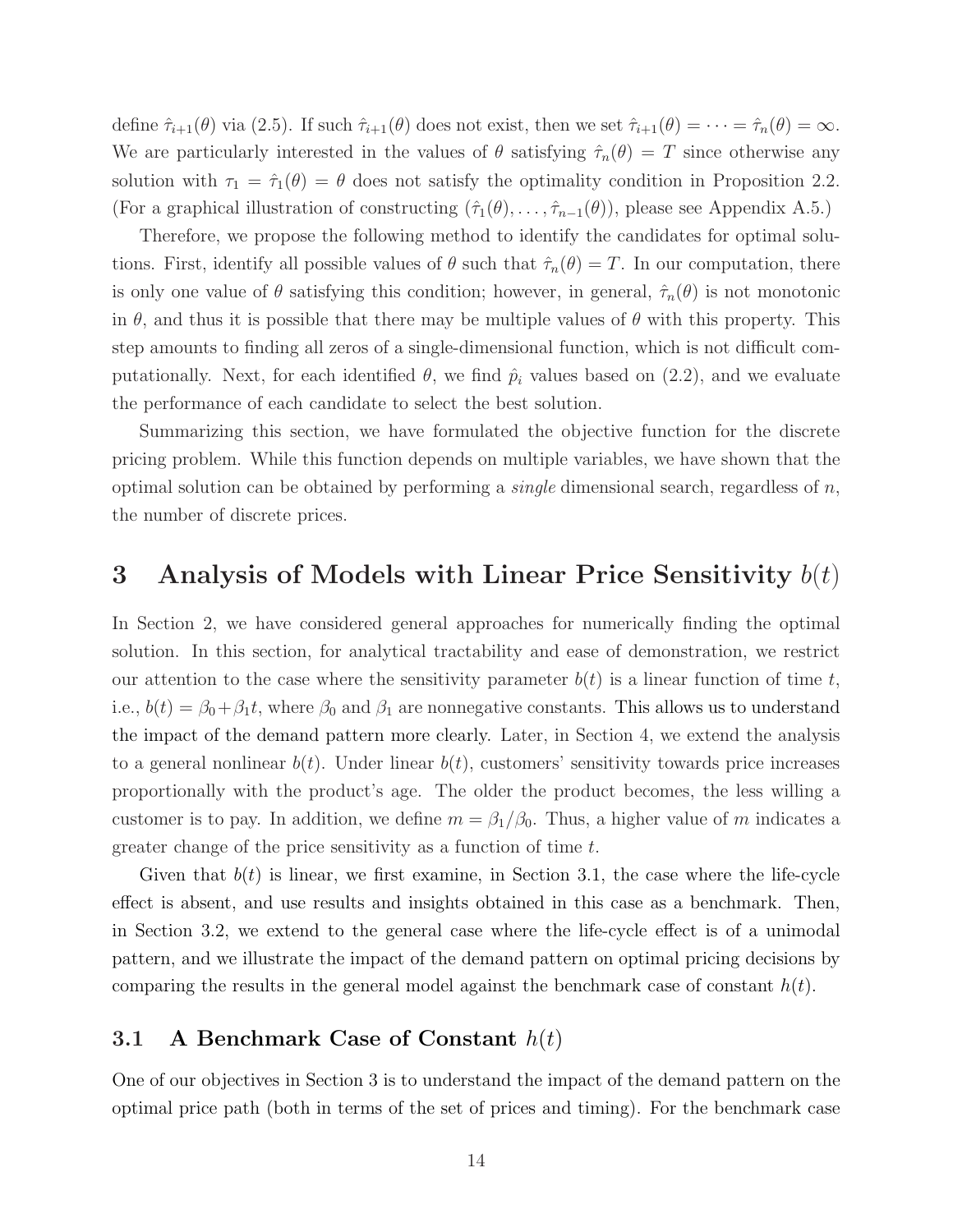define $\hat{\tau}_{i+1}(\theta)$ via (2.5). If such $\hat{\tau}_{i+1}(\theta)$ does not exist, then we set $\hat{\tau}_{i+1}(\theta) = \cdots = \hat{\tau}_n(\theta) = \infty$. We are particularly interested in the values of $\theta$ satisfying $\hat{\tau}_n(\theta) = T$ since otherwise any solution with $\tau_1 = \hat{\tau}_1(\theta) = \theta$ does not satisfy the optimality condition in Proposition 2.2. (For a graphical illustration of constructing $(\hat{\tau}_1(\theta), \ldots, \hat{\tau}_{n-1}(\theta))$, please see Appendix A.5.)

Therefore, we propose the following method to identify the candidates for optimal solutions. First, identify all possible values of $\theta$ such that $\hat{\tau}_n(\theta) = T$. In our computation, there is only one value of $\theta$ satisfying this condition; however, in general, $\hat{\tau}_n(\theta)$ is not monotonic in $\theta$, and thus it is possible that there may be multiple values of $\theta$ with this property. This step amounts to finding all zeros of a single-dimensional function, which is not difficult computationally. Next, for each identified $\theta$, we find $\hat{p}_i$ values based on (2.2), and we evaluate the performance of each candidate to select the best solution.

Summarizing this section, we have formulated the objective function for the discrete pricing problem. While this function depends on multiple variables, we have shown that the optimal solution can be obtained by performing a *single* dimensional search, regardless of $n$, the number of discrete prices.

# 3 Analysis of Models with Linear Price Sensitivity $b(t)$

In Section 2, we have considered general approaches for numerically finding the optimal solution. In this section, for analytical tractability and ease of demonstration, we restrict our attention to the case where the sensitivity parameter $b(t)$ is a linear function of time $t$, i.e., $b(t) = \beta_0 + \beta_1 t$, where $\beta_0$ and $\beta_1$ are nonnegative constants. This allows us to understand the impact of the demand pattern more clearly. Later, in Section 4, we extend the analysis to a general nonlinear $b(t)$. Under linear $b(t)$, customers' sensitivity towards price increases proportionally with the product's age. The older the product becomes, the less willing a customer is to pay. In addition, we define $m = \beta_1/\beta_0$. Thus, a higher value of $m$ indicates a greater change of the price sensitivity as a function of time $t$.

Given that $b(t)$ is linear, we first examine, in Section 3.1, the case where the life-cycle effect is absent, and use results and insights obtained in this case as a benchmark. Then, in Section 3.2, we extend to the general case where the life-cycle effect is of a unimodal pattern, and we illustrate the impact of the demand pattern on optimal pricing decisions by comparing the results in the general model against the benchmark case of constant $h(t)$.

## 3.1 A Benchmark Case of Constant $h(t)$

One of our objectives in Section 3 is to understand the impact of the demand pattern on the optimal price path (both in terms of the set of prices and timing). For the benchmark case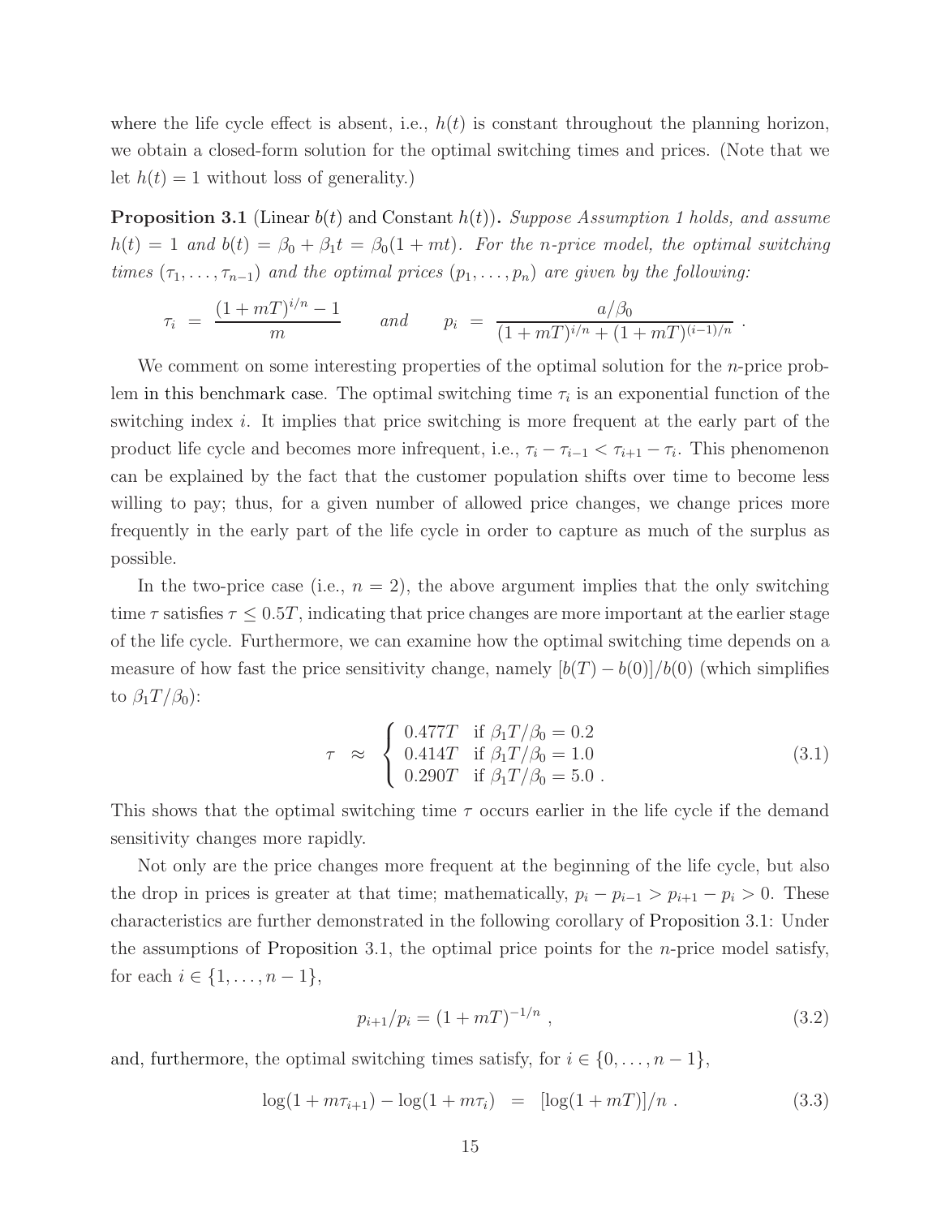where the life cycle effect is absent, i.e., $h(t)$ is constant throughout the planning horizon, we obtain a closed-form solution for the optimal switching times and prices. (Note that we let $h(t) = 1$ without loss of generality.)

**Proposition 3.1** (Linear $b(t)$ and Constant $h(t)$)**.** *Suppose Assumption 1 holds, and assume $h(t) = 1$ and $b(t) = \beta_0 + \beta_1 t = \beta_0(1 + mt)$. For the n-price model, the optimal switching times $(\tau_1, \ldots, \tau_{n-1})$ and the optimal prices $(p_1, \ldots, p_n)$ are given by the following:*

$$\tau_i \;=\; \frac{(1+mT)^{i/n} - 1}{m} \qquad \text{and} \qquad p_i \;=\; \frac{a/\beta_0}{(1+mT)^{i/n} + (1+mT)^{(i-1)/n}} \; .$$

We comment on some interesting properties of the optimal solution for the $n$-price problem in this benchmark case. The optimal switching time $\tau_i$ is an exponential function of the switching index $i$. It implies that price switching is more frequent at the early part of the product life cycle and becomes more infrequent, i.e., $\tau_i - \tau_{i-1} < \tau_{i+1} - \tau_i$. This phenomenon can be explained by the fact that the customer population shifts over time to become less willing to pay; thus, for a given number of allowed price changes, we change prices more frequently in the early part of the life cycle in order to capture as much of the surplus as possible.

In the two-price case (i.e., $n = 2$), the above argument implies that the only switching time $\tau$ satisfies $\tau \leq 0.5T$, indicating that price changes are more important at the earlier stage of the life cycle. Furthermore, we can examine how the optimal switching time depends on a measure of how fast the price sensitivity change, namely $[b(T) - b(0)]/b(0)$ (which simplifies to $\beta_1 T/\beta_0$):

$$\tau \;\approx\; \begin{cases} 0.477T & \text{if } \beta_1 T/\beta_0 = 0.2 \\ 0.414T & \text{if } \beta_1 T/\beta_0 = 1.0 \\ 0.290T & \text{if } \beta_1 T/\beta_0 = 5.0 \; . \end{cases} \tag{3.1}$$

This shows that the optimal switching time $\tau$ occurs earlier in the life cycle if the demand sensitivity changes more rapidly.

Not only are the price changes more frequent at the beginning of the life cycle, but also the drop in prices is greater at that time; mathematically, $p_i - p_{i-1} > p_{i+1} - p_i > 0$. These characteristics are further demonstrated in the following corollary of Proposition 3.1: Under the assumptions of Proposition 3.1, the optimal price points for the $n$-price model satisfy, for each $i \in \{1, \ldots, n-1\}$,

$$p_{i+1}/p_i = (1+mT)^{-1/n} \; , \tag{3.2}$$

and, furthermore, the optimal switching times satisfy, for $i \in \{0, \ldots, n-1\}$,

$$\log(1 + m\tau_{i+1}) - \log(1 + m\tau_i) \;=\; [\log(1+mT)]/n \; . \tag{3.3}$$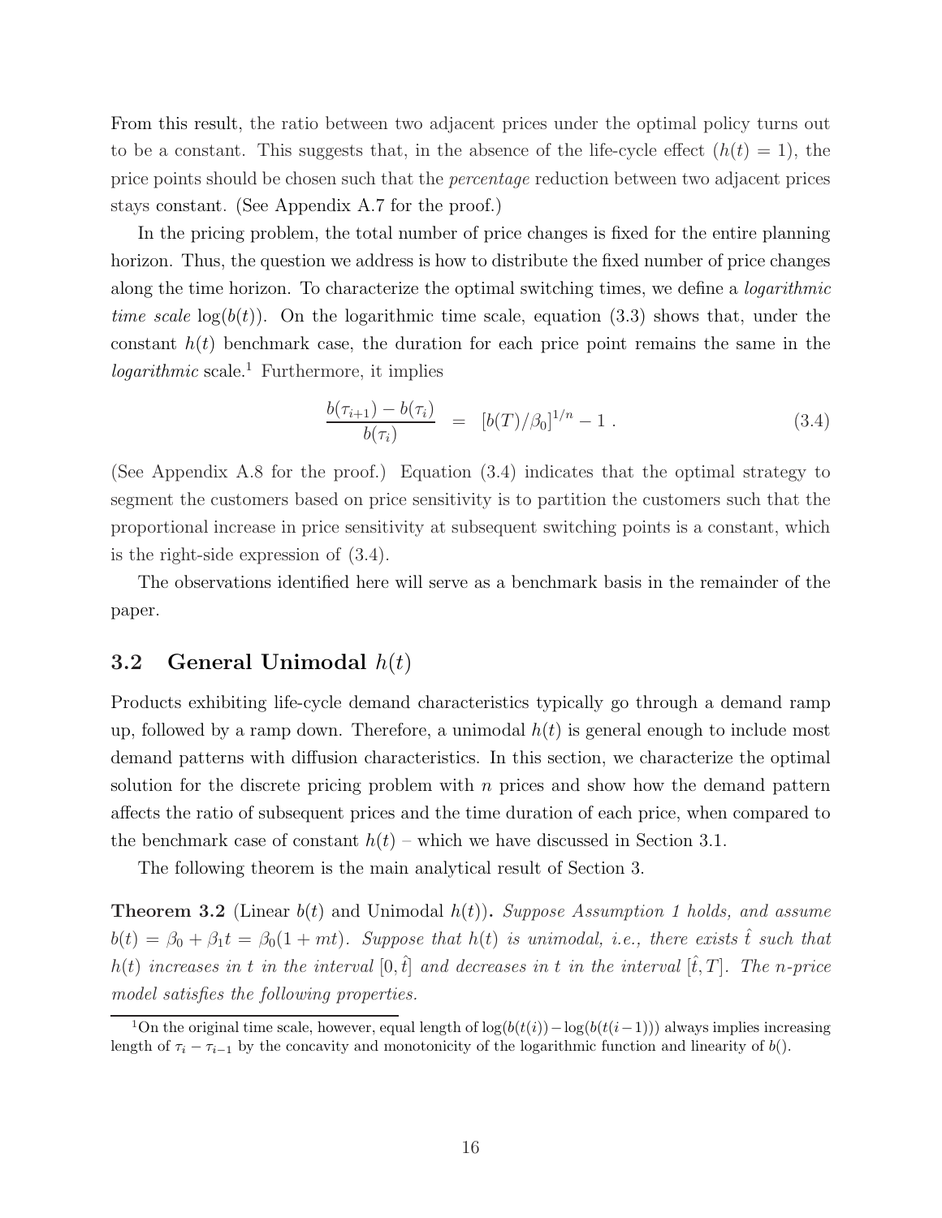From this result, the ratio between two adjacent prices under the optimal policy turns out to be a constant. This suggests that, in the absence of the life-cycle effect ($h(t) = 1$), the price points should be chosen such that the *percentage* reduction between two adjacent prices stays constant. (See Appendix A.7 for the proof.)

In the pricing problem, the total number of price changes is fixed for the entire planning horizon. Thus, the question we address is how to distribute the fixed number of price changes along the time horizon. To characterize the optimal switching times, we define a *logarithmic time scale* $\log(b(t))$. On the logarithmic time scale, equation (3.3) shows that, under the constant $h(t)$ benchmark case, the duration for each price point remains the same in the *logarithmic* scale.[1] Furthermore, it implies

$$\frac{b(\tau_{i+1}) - b(\tau_i)}{b(\tau_i)} \quad = \quad [b(T)/\beta_0]^{1/n} - 1 \ . \tag{3.4}$$

(See Appendix A.8 for the proof.) Equation (3.4) indicates that the optimal strategy to segment the customers based on price sensitivity is to partition the customers such that the proportional increase in price sensitivity at subsequent switching points is a constant, which is the right-side expression of (3.4).

The observations identified here will serve as a benchmark basis in the remainder of the paper.

## 3.2 General Unimodal $h(t)$

Products exhibiting life-cycle demand characteristics typically go through a demand ramp up, followed by a ramp down. Therefore, a unimodal $h(t)$ is general enough to include most demand patterns with diffusion characteristics. In this section, we characterize the optimal solution for the discrete pricing problem with $n$ prices and show how the demand pattern affects the ratio of subsequent prices and the time duration of each price, when compared to the benchmark case of constant $h(t)$ – which we have discussed in Section 3.1.

The following theorem is the main analytical result of Section 3.

**Theorem 3.2** (Linear $b(t)$ and Unimodal $h(t)$)**.** *Suppose Assumption 1 holds, and assume $b(t) = \beta_0 + \beta_1 t = \beta_0(1 + mt)$. Suppose that $h(t)$ is unimodal, i.e., there exists $\hat{t}$ such that $h(t)$ increases in $t$ in the interval $[0, \hat{t}]$ and decreases in $t$ in the interval $[\hat{t}, T]$. The $n$-price model satisfies the following properties.*

[1] On the original time scale, however, equal length of $\log(b(t(i))) - \log(b(t(i-1)))$ always implies increasing length of $\tau_i - \tau_{i-1}$ by the concavity and monotonicity of the logarithmic function and linearity of $b()$.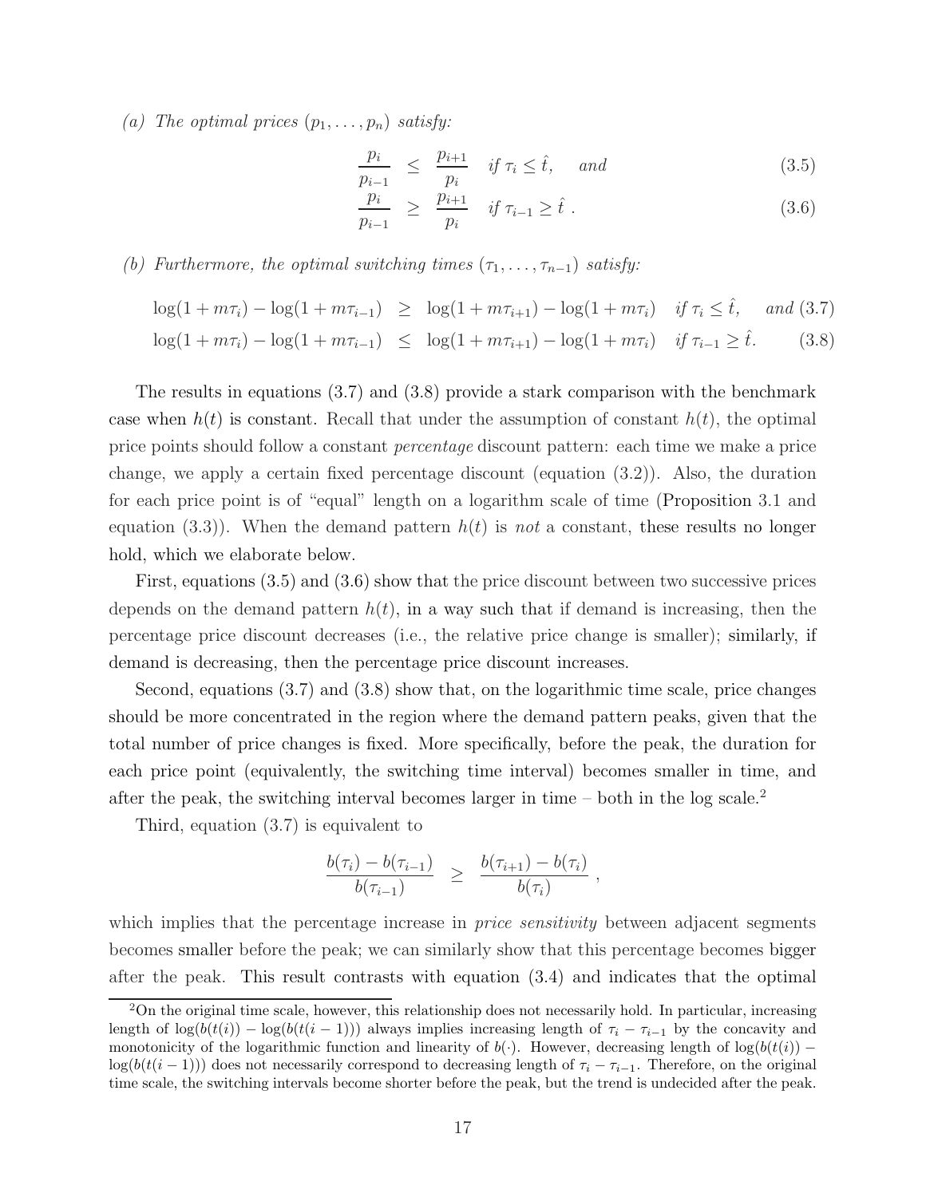*(a) The optimal prices $(p_1, \ldots, p_n)$ satisfy:*

$$
\begin{aligned}
\frac{p_i}{p_{i-1}} &\leq \frac{p_{i+1}}{p_i} \quad \text{if } \tau_i \leq \hat{t}, \quad \text{and} &(3.5)\\
\frac{p_i}{p_{i-1}} &\geq \frac{p_{i+1}}{p_i} \quad \text{if } \tau_{i-1} \geq \hat{t}\ . &(3.6)
\end{aligned}
$$

*(b) Furthermore, the optimal switching times $(\tau_1, \ldots, \tau_{n-1})$ satisfy:*

$$
\begin{aligned}
\log(1+m\tau_i) - \log(1+m\tau_{i-1}) &\geq \log(1+m\tau_{i+1}) - \log(1+m\tau_i) \quad \text{if } \tau_i \leq \hat{t}, \quad \text{and} &(3.7)\\
\log(1+m\tau_i) - \log(1+m\tau_{i-1}) &\leq \log(1+m\tau_{i+1}) - \log(1+m\tau_i) \quad \text{if } \tau_{i-1} \geq \hat{t}. &(3.8)
\end{aligned}
$$

The results in equations (3.7) and (3.8) provide a stark comparison with the benchmark case when $h(t)$ is constant. Recall that under the assumption of constant $h(t)$, the optimal price points should follow a constant *percentage* discount pattern: each time we make a price change, we apply a certain fixed percentage discount (equation (3.2)). Also, the duration for each price point is of "equal" length on a logarithm scale of time (Proposition 3.1 and equation (3.3)). When the demand pattern $h(t)$ is *not* a constant, these results no longer hold, which we elaborate below.

First, equations (3.5) and (3.6) show that the price discount between two successive prices depends on the demand pattern $h(t)$, in a way such that if demand is increasing, then the percentage price discount decreases (i.e., the relative price change is smaller); similarly, if demand is decreasing, then the percentage price discount increases.

Second, equations (3.7) and (3.8) show that, on the logarithmic time scale, price changes should be more concentrated in the region where the demand pattern peaks, given that the total number of price changes is fixed. More specifically, before the peak, the duration for each price point (equivalently, the switching time interval) becomes smaller in time, and after the peak, the switching interval becomes larger in time – both in the log scale.[2]

Third, equation (3.7) is equivalent to

$$
\frac{b(\tau_i) - b(\tau_{i-1})}{b(\tau_{i-1})} \geq \frac{b(\tau_{i+1}) - b(\tau_i)}{b(\tau_i)} ,
$$

which implies that the percentage increase in *price sensitivity* between adjacent segments becomes smaller before the peak; we can similarly show that this percentage becomes bigger after the peak. This result contrasts with equation (3.4) and indicates that the optimal

[2]On the original time scale, however, this relationship does not necessarily hold. In particular, increasing length of $\log(b(t(i))) - \log(b(t(i-1)))$ always implies increasing length of $\tau_i - \tau_{i-1}$ by the concavity and monotonicity of the logarithmic function and linearity of $b(\cdot)$. However, decreasing length of $\log(b(t(i))) - \log(b(t(i-1)))$ does not necessarily correspond to decreasing length of $\tau_i - \tau_{i-1}$. Therefore, on the original time scale, the switching intervals become shorter before the peak, but the trend is undecided after the peak.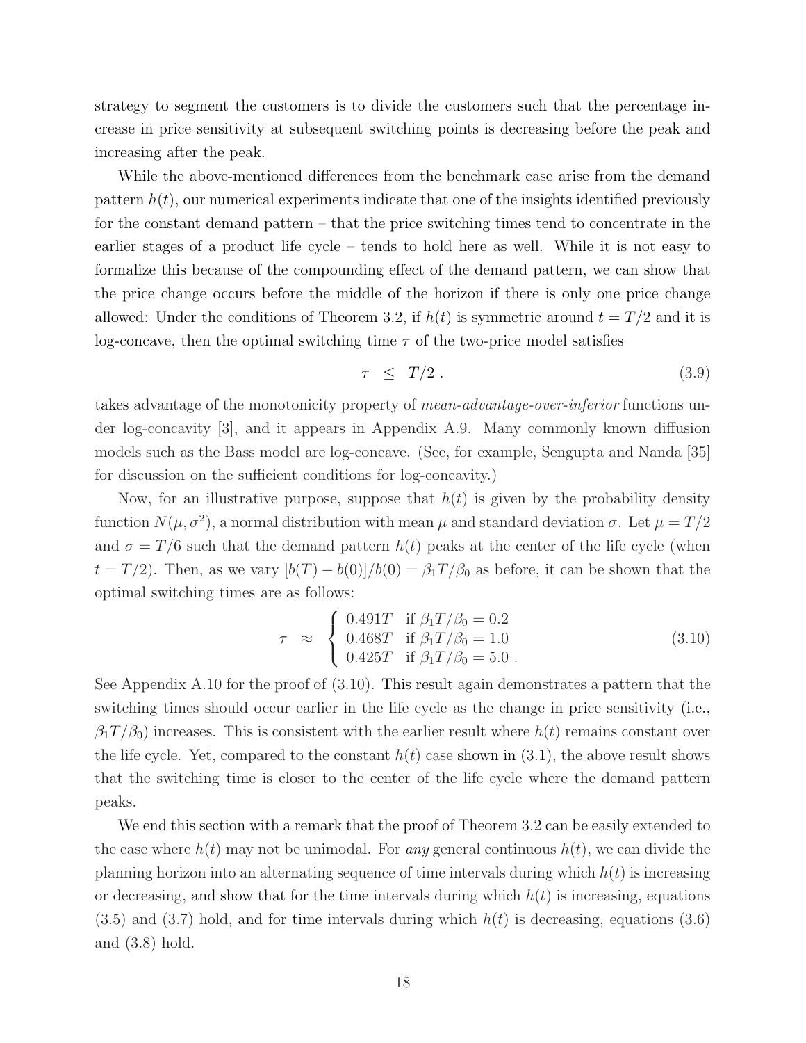strategy to segment the customers is to divide the customers such that the percentage increase in price sensitivity at subsequent switching points is decreasing before the peak and increasing after the peak.

While the above-mentioned differences from the benchmark case arise from the demand pattern $h(t)$, our numerical experiments indicate that one of the insights identified previously for the constant demand pattern – that the price switching times tend to concentrate in the earlier stages of a product life cycle – tends to hold here as well. While it is not easy to formalize this because of the compounding effect of the demand pattern, we can show that the price change occurs before the middle of the horizon if there is only one price change allowed: Under the conditions of Theorem 3.2, if $h(t)$ is symmetric around $t = T/2$ and it is log-concave, then the optimal switching time $\tau$ of the two-price model satisfies

$$\tau \;\leq\; T/2 \; . \tag{3.9}$$

takes advantage of the monotonicity property of *mean-advantage-over-inferior* functions under log-concavity [3], and it appears in Appendix A.9. Many commonly known diffusion models such as the Bass model are log-concave. (See, for example, Sengupta and Nanda [35] for discussion on the sufficient conditions for log-concavity.)

Now, for an illustrative purpose, suppose that $h(t)$ is given by the probability density function $N(\mu, \sigma^2)$, a normal distribution with mean $\mu$ and standard deviation $\sigma$. Let $\mu = T/2$ and $\sigma = T/6$ such that the demand pattern $h(t)$ peaks at the center of the life cycle (when $t = T/2$). Then, as we vary $[b(T) - b(0)]/b(0) = \beta_1 T/\beta_0$ as before, it can be shown that the optimal switching times are as follows:

$$\tau \;\approx\; \begin{cases} 0.491T & \text{if } \beta_1 T/\beta_0 = 0.2 \\ 0.468T & \text{if } \beta_1 T/\beta_0 = 1.0 \\ 0.425T & \text{if } \beta_1 T/\beta_0 = 5.0 \; . \end{cases} \tag{3.10}$$

See Appendix A.10 for the proof of (3.10). This result again demonstrates a pattern that the switching times should occur earlier in the life cycle as the change in price sensitivity (i.e., $\beta_1 T/\beta_0$) increases. This is consistent with the earlier result where $h(t)$ remains constant over the life cycle. Yet, compared to the constant $h(t)$ case shown in (3.1), the above result shows that the switching time is closer to the center of the life cycle where the demand pattern peaks.

We end this section with a remark that the proof of Theorem 3.2 can be easily extended to the case where $h(t)$ may not be unimodal. For *any* general continuous $h(t)$, we can divide the planning horizon into an alternating sequence of time intervals during which $h(t)$ is increasing or decreasing, and show that for the time intervals during which $h(t)$ is increasing, equations (3.5) and (3.7) hold, and for time intervals during which $h(t)$ is decreasing, equations (3.6) and (3.8) hold.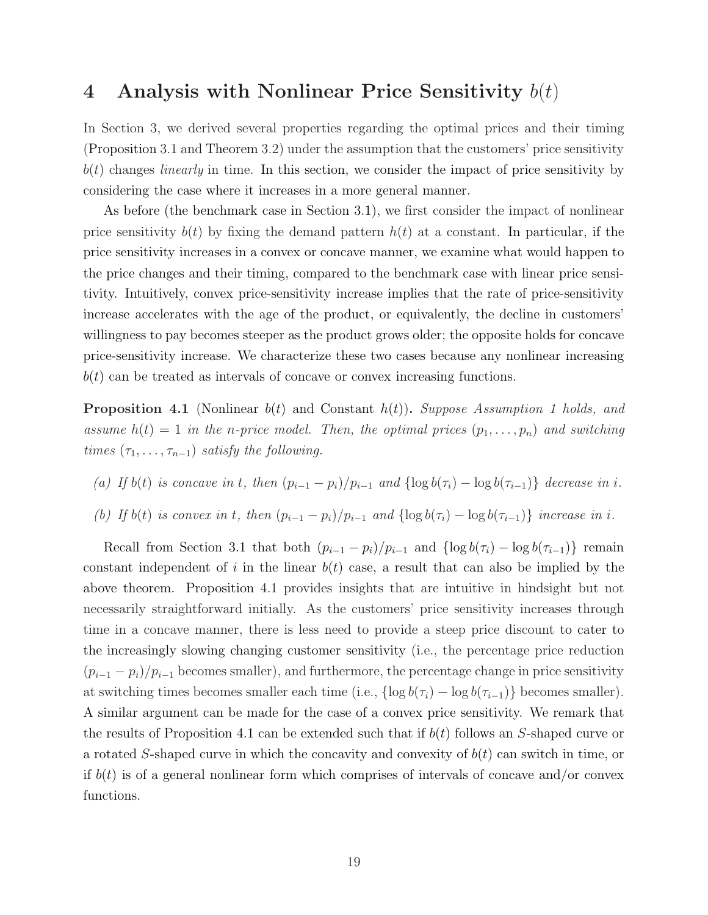# 4 Analysis with Nonlinear Price Sensitivity $b(t)$

In Section 3, we derived several properties regarding the optimal prices and their timing (Proposition 3.1 and Theorem 3.2) under the assumption that the customers' price sensitivity $b(t)$ changes *linearly* in time. In this section, we consider the impact of price sensitivity by considering the case where it increases in a more general manner.

As before (the benchmark case in Section 3.1), we first consider the impact of nonlinear price sensitivity $b(t)$ by fixing the demand pattern $h(t)$ at a constant. In particular, if the price sensitivity increases in a convex or concave manner, we examine what would happen to the price changes and their timing, compared to the benchmark case with linear price sensitivity. Intuitively, convex price-sensitivity increase implies that the rate of price-sensitivity increase accelerates with the age of the product, or equivalently, the decline in customers' willingness to pay becomes steeper as the product grows older; the opposite holds for concave price-sensitivity increase. We characterize these two cases because any nonlinear increasing $b(t)$ can be treated as intervals of concave or convex increasing functions.

**Proposition 4.1** (Nonlinear $b(t)$ and Constant $h(t)$)**.** *Suppose Assumption 1 holds, and assume $h(t) = 1$ in the n-price model. Then, the optimal prices $(p_1, \ldots, p_n)$ and switching times $(\tau_1, \ldots, \tau_{n-1})$ satisfy the following.*

*(a) If $b(t)$ is concave in t, then $(p_{i-1} - p_i)/p_{i-1}$ and $\{\log b(\tau_i) - \log b(\tau_{i-1})\}$ decrease in i.*

*(b) If $b(t)$ is convex in t, then $(p_{i-1} - p_i)/p_{i-1}$ and $\{\log b(\tau_i) - \log b(\tau_{i-1})\}$ increase in i.*

Recall from Section 3.1 that both $(p_{i-1} - p_i)/p_{i-1}$ and $\{\log b(\tau_i) - \log b(\tau_{i-1})\}$ remain constant independent of $i$ in the linear $b(t)$ case, a result that can also be implied by the above theorem. Proposition 4.1 provides insights that are intuitive in hindsight but not necessarily straightforward initially. As the customers' price sensitivity increases through time in a concave manner, there is less need to provide a steep price discount to cater to the increasingly slowing changing customer sensitivity (i.e., the percentage price reduction $(p_{i-1} - p_i)/p_{i-1}$ becomes smaller), and furthermore, the percentage change in price sensitivity at switching times becomes smaller each time (i.e., $\{\log b(\tau_i) - \log b(\tau_{i-1})\}$ becomes smaller). A similar argument can be made for the case of a convex price sensitivity. We remark that the results of Proposition 4.1 can be extended such that if $b(t)$ follows an $S$-shaped curve or a rotated $S$-shaped curve in which the concavity and convexity of $b(t)$ can switch in time, or if $b(t)$ is of a general nonlinear form which comprises of intervals of concave and/or convex functions.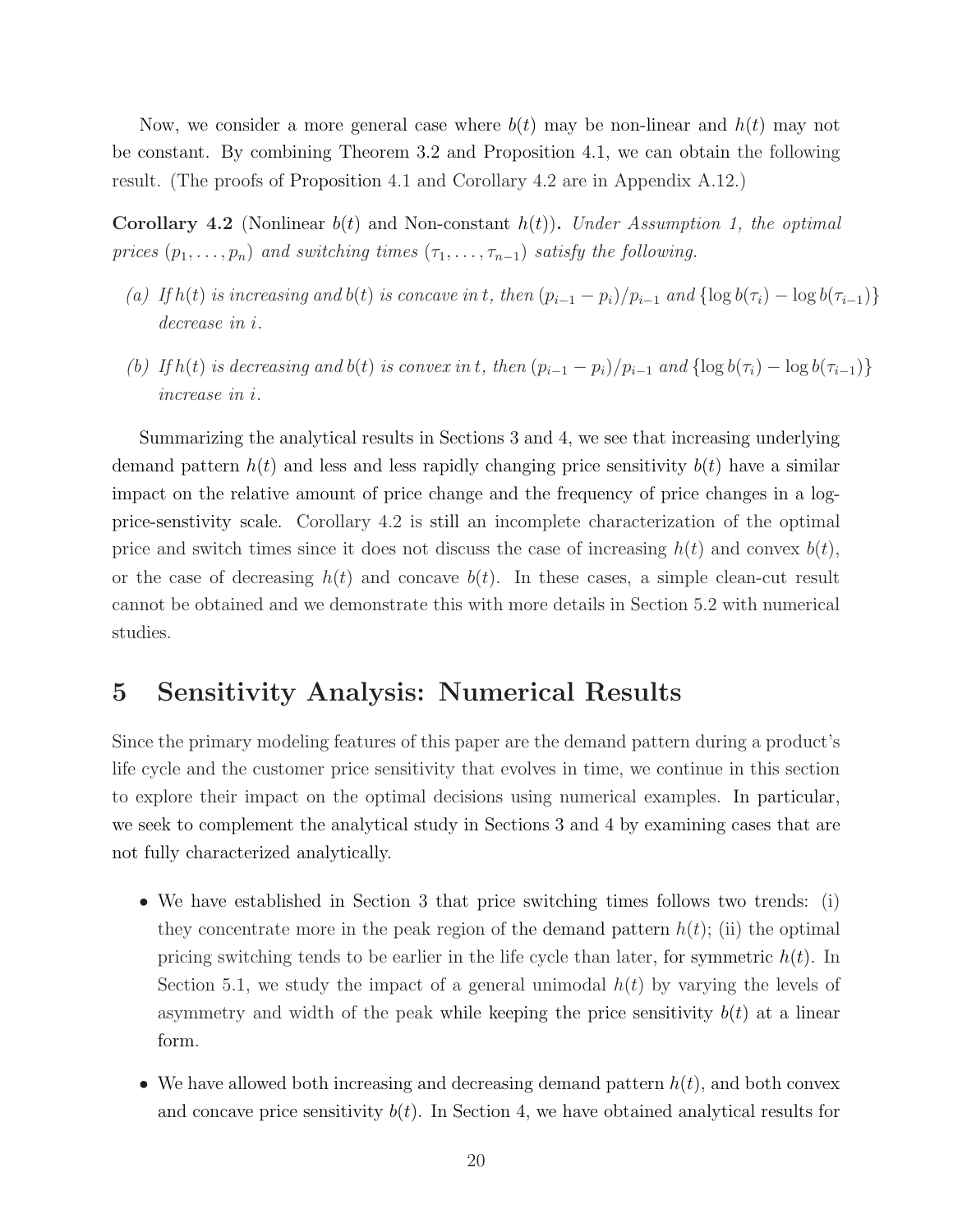Now, we consider a more general case where $b(t)$ may be non-linear and $h(t)$ may not be constant. By combining Theorem 3.2 and Proposition 4.1, we can obtain the following result. (The proofs of Proposition 4.1 and Corollary 4.2 are in Appendix A.12.)

**Corollary 4.2** (Nonlinear $b(t)$ and Non-constant $h(t)$)**.** *Under Assumption 1, the optimal prices $(p_1, \ldots, p_n)$ and switching times $(\tau_1, \ldots, \tau_{n-1})$ satisfy the following.*

*(a) If $h(t)$ is increasing and $b(t)$ is concave in $t$, then $(p_{i-1} - p_i)/p_{i-1}$ and $\{\log b(\tau_i) - \log b(\tau_{i-1})\}$ decrease in $i$.*

*(b) If $h(t)$ is decreasing and $b(t)$ is convex in $t$, then $(p_{i-1} - p_i)/p_{i-1}$ and $\{\log b(\tau_i) - \log b(\tau_{i-1})\}$ increase in $i$.*

Summarizing the analytical results in Sections 3 and 4, we see that increasing underlying demand pattern $h(t)$ and less and less rapidly changing price sensitivity $b(t)$ have a similar impact on the relative amount of price change and the frequency of price changes in a log-price-senstivity scale. Corollary 4.2 is still an incomplete characterization of the optimal price and switch times since it does not discuss the case of increasing $h(t)$ and convex $b(t)$, or the case of decreasing $h(t)$ and concave $b(t)$. In these cases, a simple clean-cut result cannot be obtained and we demonstrate this with more details in Section 5.2 with numerical studies.

# 5 Sensitivity Analysis: Numerical Results

Since the primary modeling features of this paper are the demand pattern during a product's life cycle and the customer price sensitivity that evolves in time, we continue in this section to explore their impact on the optimal decisions using numerical examples. In particular, we seek to complement the analytical study in Sections 3 and 4 by examining cases that are not fully characterized analytically.

- We have established in Section 3 that price switching times follows two trends: (i) they concentrate more in the peak region of the demand pattern $h(t)$; (ii) the optimal pricing switching tends to be earlier in the life cycle than later, for symmetric $h(t)$. In Section 5.1, we study the impact of a general unimodal $h(t)$ by varying the levels of asymmetry and width of the peak while keeping the price sensitivity $b(t)$ at a linear form.
- We have allowed both increasing and decreasing demand pattern $h(t)$, and both convex and concave price sensitivity $b(t)$. In Section 4, we have obtained analytical results for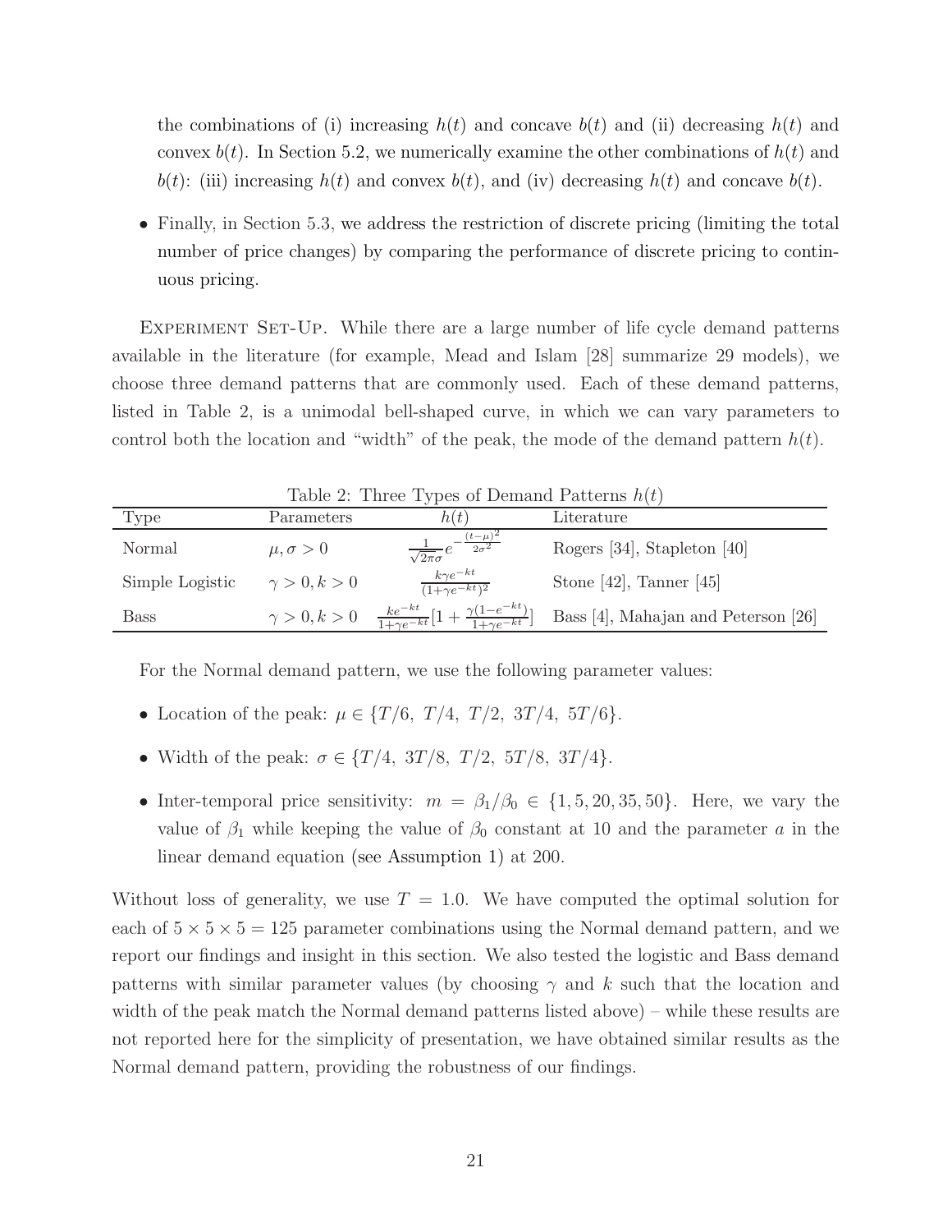the combinations of (i) increasing $h(t)$ and concave $b(t)$ and (ii) decreasing $h(t)$ and convex $b(t)$. In Section 5.2, we numerically examine the other combinations of $h(t)$ and $b(t)$: (iii) increasing $h(t)$ and convex $b(t)$, and (iv) decreasing $h(t)$ and concave $b(t)$.

- Finally, in Section 5.3, we address the restriction of discrete pricing (limiting the total number of price changes) by comparing the performance of discrete pricing to continuous pricing.

Experiment Set-Up. While there are a large number of life cycle demand patterns available in the literature (for example, Mead and Islam [28] summarize 29 models), we choose three demand patterns that are commonly used. Each of these demand patterns, listed in Table 2, is a unimodal bell-shaped curve, in which we can vary parameters to control both the location and "width" of the peak, the mode of the demand pattern $h(t)$.

Table 2: Three Types of Demand Patterns $h(t)$

| Type | Parameters | $h(t)$ | Literature |
|---|---|---|---|
| Normal | $\mu, \sigma > 0$ | $\frac{1}{\sqrt{2\pi}\sigma}e^{-\frac{(t-\mu)^2}{2\sigma^2}}$ | Rogers [34], Stapleton [40] |
| Simple Logistic | $\gamma > 0, k > 0$ | $\frac{k\gamma e^{-kt}}{(1+\gamma e^{-kt})^2}$ | Stone [42], Tanner [45] |
| Bass | $\gamma > 0, k > 0$ | $\frac{ke^{-kt}}{1+\gamma e^{-kt}}[1 + \frac{\gamma(1-e^{-kt})}{1+\gamma e^{-kt}}]$ | Bass [4], Mahajan and Peterson [26] |

For the Normal demand pattern, we use the following parameter values:

- Location of the peak: $\mu \in \{T/6,\ T/4,\ T/2,\ 3T/4,\ 5T/6\}$.
- Width of the peak: $\sigma \in \{T/4,\ 3T/8,\ T/2,\ 5T/8,\ 3T/4\}$.
- Inter-temporal price sensitivity: $m = \beta_1/\beta_0 \in \{1, 5, 20, 35, 50\}$. Here, we vary the value of $\beta_1$ while keeping the value of $\beta_0$ constant at 10 and the parameter $a$ in the linear demand equation (see Assumption 1) at 200.

Without loss of generality, we use $T = 1.0$. We have computed the optimal solution for each of $5 \times 5 \times 5 = 125$ parameter combinations using the Normal demand pattern, and we report our findings and insight in this section. We also tested the logistic and Bass demand patterns with similar parameter values (by choosing $\gamma$ and $k$ such that the location and width of the peak match the Normal demand patterns listed above) – while these results are not reported here for the simplicity of presentation, we have obtained similar results as the Normal demand pattern, providing the robustness of our findings.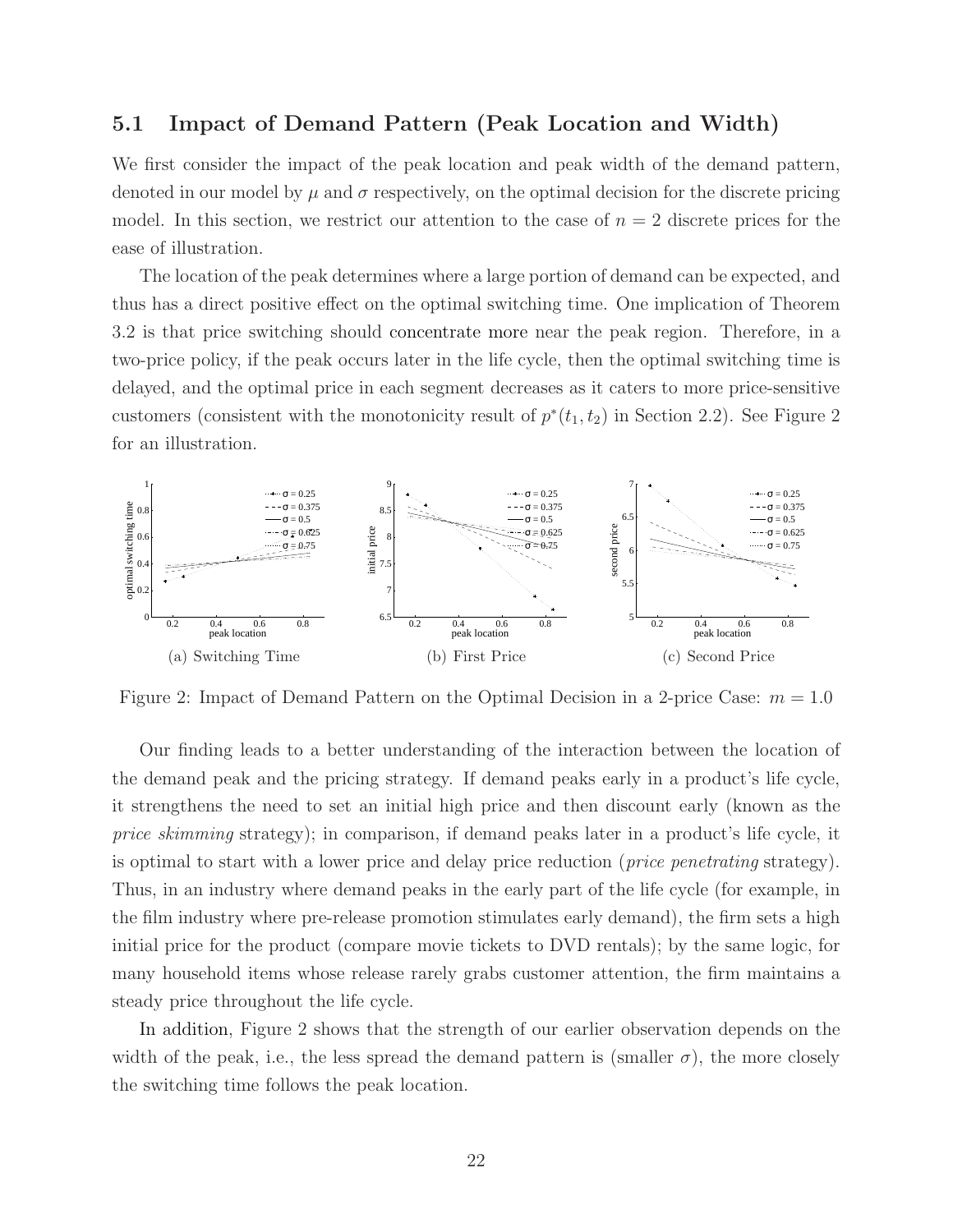## 5.1 Impact of Demand Pattern (Peak Location and Width)

We first consider the impact of the peak location and peak width of the demand pattern, denoted in our model by $\mu$ and $\sigma$ respectively, on the optimal decision for the discrete pricing model. In this section, we restrict our attention to the case of $n = 2$ discrete prices for the ease of illustration.

The location of the peak determines where a large portion of demand can be expected, and thus has a direct positive effect on the optimal switching time. One implication of Theorem 3.2 is that price switching should concentrate more near the peak region. Therefore, in a two-price policy, if the peak occurs later in the life cycle, then the optimal switching time is delayed, and the optimal price in each segment decreases as it caters to more price-sensitive customers (consistent with the monotonicity result of $p^*(t_1, t_2)$ in Section 2.2). See Figure 2 for an illustration.

(a) Switching Time

(b) First Price

(c) Second Price

Figure 2: Impact of Demand Pattern on the Optimal Decision in a 2-price Case: $m = 1.0$

Our finding leads to a better understanding of the interaction between the location of the demand peak and the pricing strategy. If demand peaks early in a product's life cycle, it strengthens the need to set an initial high price and then discount early (known as the *price skimming* strategy); in comparison, if demand peaks later in a product's life cycle, it is optimal to start with a lower price and delay price reduction (*price penetrating* strategy). Thus, in an industry where demand peaks in the early part of the life cycle (for example, in the film industry where pre-release promotion stimulates early demand), the firm sets a high initial price for the product (compare movie tickets to DVD rentals); by the same logic, for many household items whose release rarely grabs customer attention, the firm maintains a steady price throughout the life cycle.

In addition, Figure 2 shows that the strength of our earlier observation depends on the width of the peak, i.e., the less spread the demand pattern is (smaller $\sigma$), the more closely the switching time follows the peak location.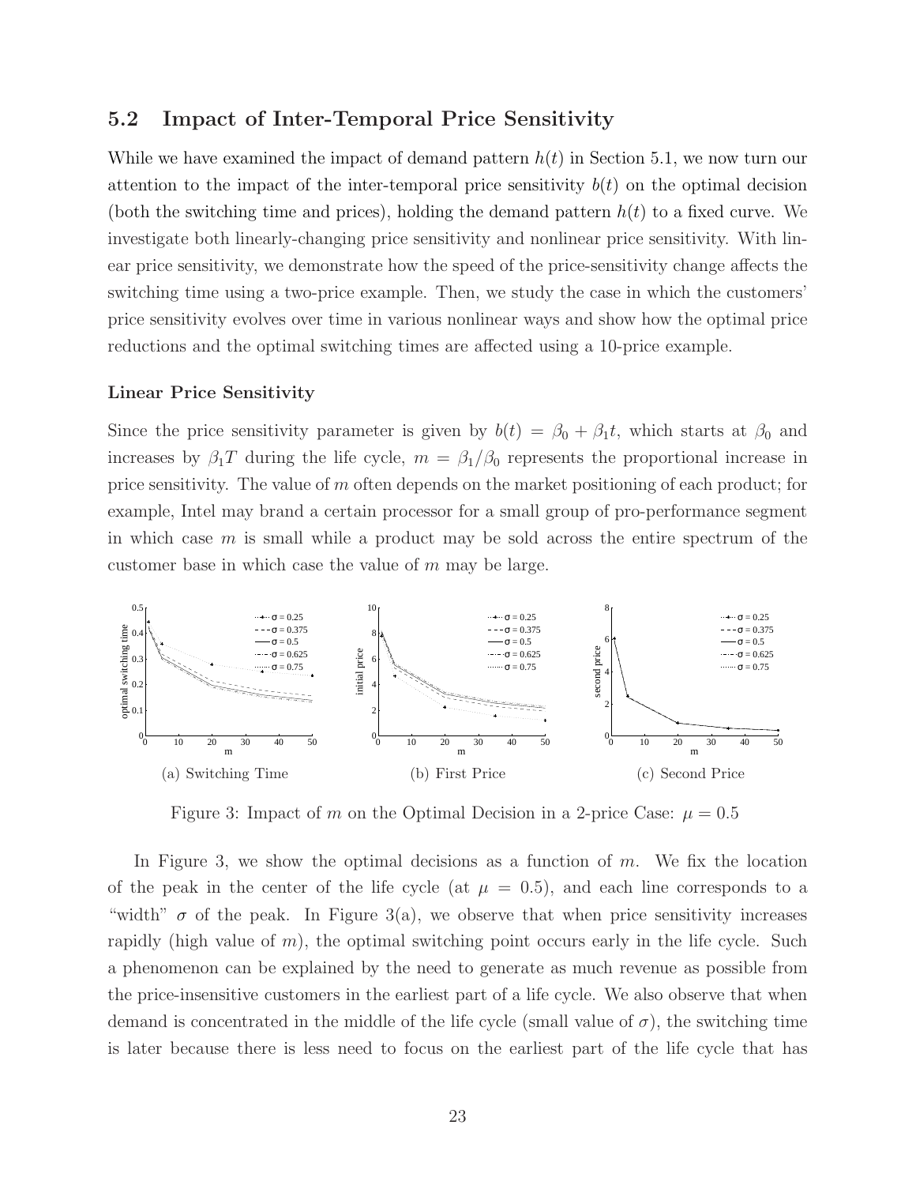## 5.2 Impact of Inter-Temporal Price Sensitivity

While we have examined the impact of demand pattern $h(t)$ in Section 5.1, we now turn our attention to the impact of the inter-temporal price sensitivity $b(t)$ on the optimal decision (both the switching time and prices), holding the demand pattern $h(t)$ to a fixed curve. We investigate both linearly-changing price sensitivity and nonlinear price sensitivity. With linear price sensitivity, we demonstrate how the speed of the price-sensitivity change affects the switching time using a two-price example. Then, we study the case in which the customers' price sensitivity evolves over time in various nonlinear ways and show how the optimal price reductions and the optimal switching times are affected using a 10-price example.

**Linear Price Sensitivity**

Since the price sensitivity parameter is given by $b(t) = \beta_0 + \beta_1 t$, which starts at $\beta_0$ and increases by $\beta_1 T$ during the life cycle, $m = \beta_1/\beta_0$ represents the proportional increase in price sensitivity. The value of $m$ often depends on the market positioning of each product; for example, Intel may brand a certain processor for a small group of pro-performance segment in which case $m$ is small while a product may be sold across the entire spectrum of the customer base in which case the value of $m$ may be large.

(a) Switching Time

(b) First Price

(c) Second Price

Figure 3: Impact of $m$ on the Optimal Decision in a 2-price Case: $\mu = 0.5$

In Figure 3, we show the optimal decisions as a function of $m$. We fix the location of the peak in the center of the life cycle (at $\mu = 0.5$), and each line corresponds to a "width" $\sigma$ of the peak. In Figure 3(a), we observe that when price sensitivity increases rapidly (high value of $m$), the optimal switching point occurs early in the life cycle. Such a phenomenon can be explained by the need to generate as much revenue as possible from the price-insensitive customers in the earliest part of a life cycle. We also observe that when demand is concentrated in the middle of the life cycle (small value of $\sigma$), the switching time is later because there is less need to focus on the earliest part of the life cycle that has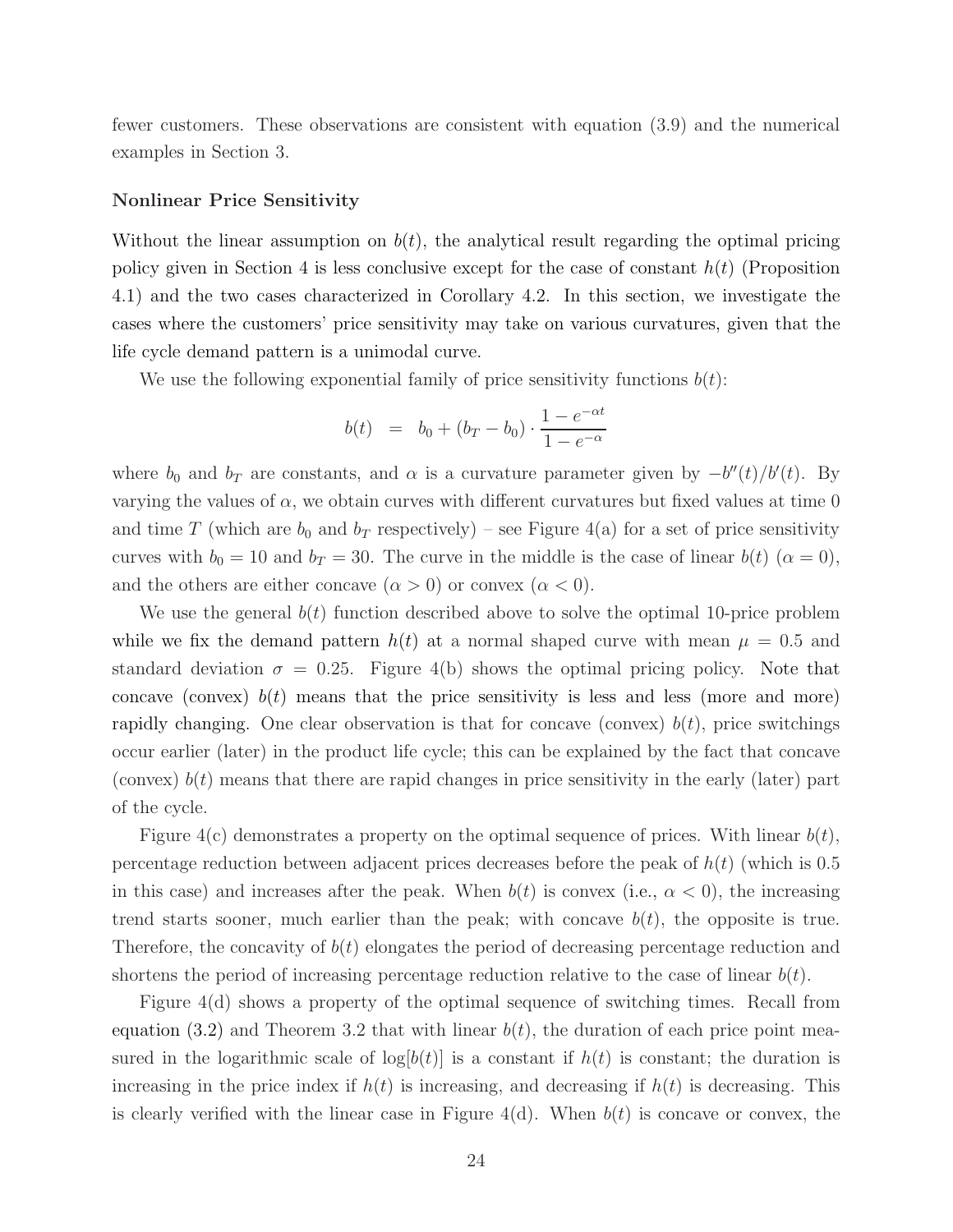fewer customers. These observations are consistent with equation (3.9) and the numerical examples in Section 3.

**Nonlinear Price Sensitivity**

Without the linear assumption on $b(t)$, the analytical result regarding the optimal pricing policy given in Section 4 is less conclusive except for the case of constant $h(t)$ (Proposition 4.1) and the two cases characterized in Corollary 4.2. In this section, we investigate the cases where the customers' price sensitivity may take on various curvatures, given that the life cycle demand pattern is a unimodal curve.

We use the following exponential family of price sensitivity functions $b(t)$:

$$b(t) \quad = \quad b_0 + (b_T - b_0) \cdot \frac{1 - e^{-\alpha t}}{1 - e^{-\alpha}}$$

where $b_0$ and $b_T$ are constants, and $\alpha$ is a curvature parameter given by $-b''(t)/b'(t)$. By varying the values of $\alpha$, we obtain curves with different curvatures but fixed values at time 0 and time $T$ (which are $b_0$ and $b_T$ respectively) – see Figure 4(a) for a set of price sensitivity curves with $b_0 = 10$ and $b_T = 30$. The curve in the middle is the case of linear $b(t)$ ($\alpha = 0$), and the others are either concave ($\alpha > 0$) or convex ($\alpha < 0$).

We use the general $b(t)$ function described above to solve the optimal 10-price problem while we fix the demand pattern $h(t)$ at a normal shaped curve with mean $\mu = 0.5$ and standard deviation $\sigma = 0.25$. Figure 4(b) shows the optimal pricing policy. Note that concave (convex) $b(t)$ means that the price sensitivity is less and less (more and more) rapidly changing. One clear observation is that for concave (convex) $b(t)$, price switchings occur earlier (later) in the product life cycle; this can be explained by the fact that concave (convex) $b(t)$ means that there are rapid changes in price sensitivity in the early (later) part of the cycle.

Figure 4(c) demonstrates a property on the optimal sequence of prices. With linear $b(t)$, percentage reduction between adjacent prices decreases before the peak of $h(t)$ (which is 0.5 in this case) and increases after the peak. When $b(t)$ is convex (i.e., $\alpha < 0$), the increasing trend starts sooner, much earlier than the peak; with concave $b(t)$, the opposite is true. Therefore, the concavity of $b(t)$ elongates the period of decreasing percentage reduction and shortens the period of increasing percentage reduction relative to the case of linear $b(t)$.

Figure 4(d) shows a property of the optimal sequence of switching times. Recall from equation (3.2) and Theorem 3.2 that with linear $b(t)$, the duration of each price point measured in the logarithmic scale of $\log[b(t)]$ is a constant if $h(t)$ is constant; the duration is increasing in the price index if $h(t)$ is increasing, and decreasing if $h(t)$ is decreasing. This is clearly verified with the linear case in Figure 4(d). When $b(t)$ is concave or convex, the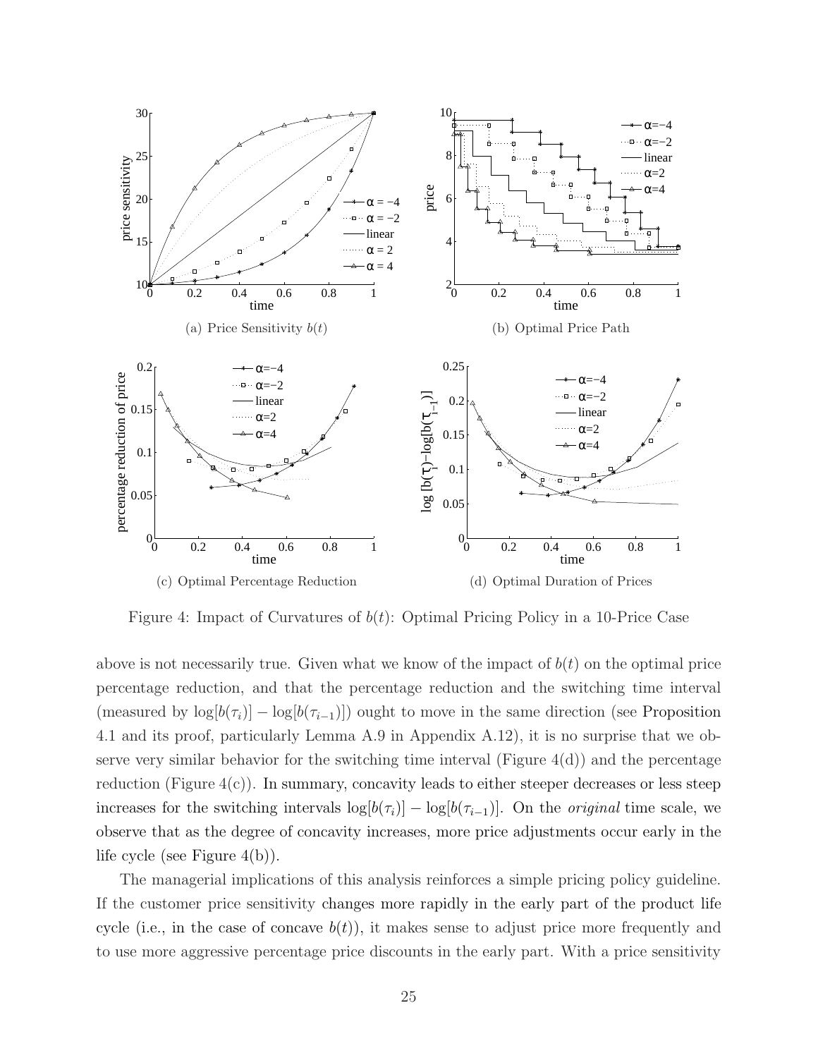(a) Price Sensitivity $b(t)$

(b) Optimal Price Path

(c) Optimal Percentage Reduction

(d) Optimal Duration of Prices

Figure 4: Impact of Curvatures of $b(t)$: Optimal Pricing Policy in a 10-Price Case

above is not necessarily true. Given what we know of the impact of $b(t)$ on the optimal price percentage reduction, and that the percentage reduction and the switching time interval (measured by $\log[b(\tau_i)] - \log[b(\tau_{i-1})]$) ought to move in the same direction (see Proposition 4.1 and its proof, particularly Lemma A.9 in Appendix A.12), it is no surprise that we observe very similar behavior for the switching time interval (Figure 4(d)) and the percentage reduction (Figure 4(c)). In summary, concavity leads to either steeper decreases or less steep increases for the switching intervals $\log[b(\tau_i)] - \log[b(\tau_{i-1})]$. On the *original* time scale, we observe that as the degree of concavity increases, more price adjustments occur early in the life cycle (see Figure 4(b)).

The managerial implications of this analysis reinforces a simple pricing policy guideline. If the customer price sensitivity changes more rapidly in the early part of the product life cycle (i.e., in the case of concave $b(t)$), it makes sense to adjust price more frequently and to use more aggressive percentage price discounts in the early part. With a price sensitivity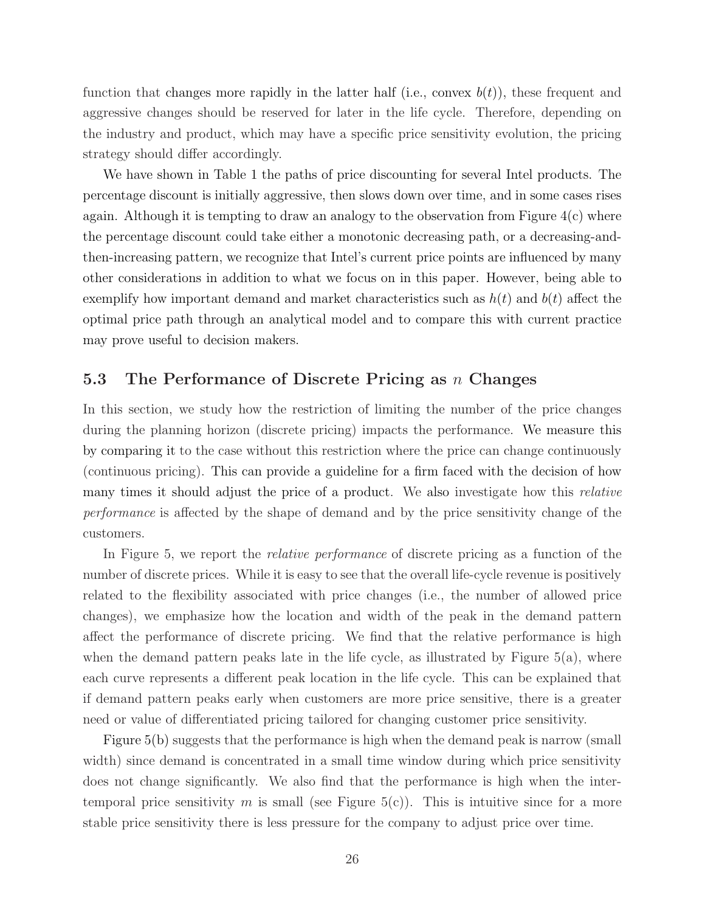function that changes more rapidly in the latter half (i.e., convex $b(t)$), these frequent and aggressive changes should be reserved for later in the life cycle. Therefore, depending on the industry and product, which may have a specific price sensitivity evolution, the pricing strategy should differ accordingly.

We have shown in Table 1 the paths of price discounting for several Intel products. The percentage discount is initially aggressive, then slows down over time, and in some cases rises again. Although it is tempting to draw an analogy to the observation from Figure 4(c) where the percentage discount could take either a monotonic decreasing path, or a decreasing-and-then-increasing pattern, we recognize that Intel's current price points are influenced by many other considerations in addition to what we focus on in this paper. However, being able to exemplify how important demand and market characteristics such as $h(t)$ and $b(t)$ affect the optimal price path through an analytical model and to compare this with current practice may prove useful to decision makers.

### 5.3 The Performance of Discrete Pricing as $n$ Changes

In this section, we study how the restriction of limiting the number of the price changes during the planning horizon (discrete pricing) impacts the performance. We measure this by comparing it to the case without this restriction where the price can change continuously (continuous pricing). This can provide a guideline for a firm faced with the decision of how many times it should adjust the price of a product. We also investigate how this *relative performance* is affected by the shape of demand and by the price sensitivity change of the customers.

In Figure 5, we report the *relative performance* of discrete pricing as a function of the number of discrete prices. While it is easy to see that the overall life-cycle revenue is positively related to the flexibility associated with price changes (i.e., the number of allowed price changes), we emphasize how the location and width of the peak in the demand pattern affect the performance of discrete pricing. We find that the relative performance is high when the demand pattern peaks late in the life cycle, as illustrated by Figure 5(a), where each curve represents a different peak location in the life cycle. This can be explained that if demand pattern peaks early when customers are more price sensitive, there is a greater need or value of differentiated pricing tailored for changing customer price sensitivity.

Figure 5(b) suggests that the performance is high when the demand peak is narrow (small width) since demand is concentrated in a small time window during which price sensitivity does not change significantly. We also find that the performance is high when the inter-temporal price sensitivity $m$ is small (see Figure 5(c)). This is intuitive since for a more stable price sensitivity there is less pressure for the company to adjust price over time.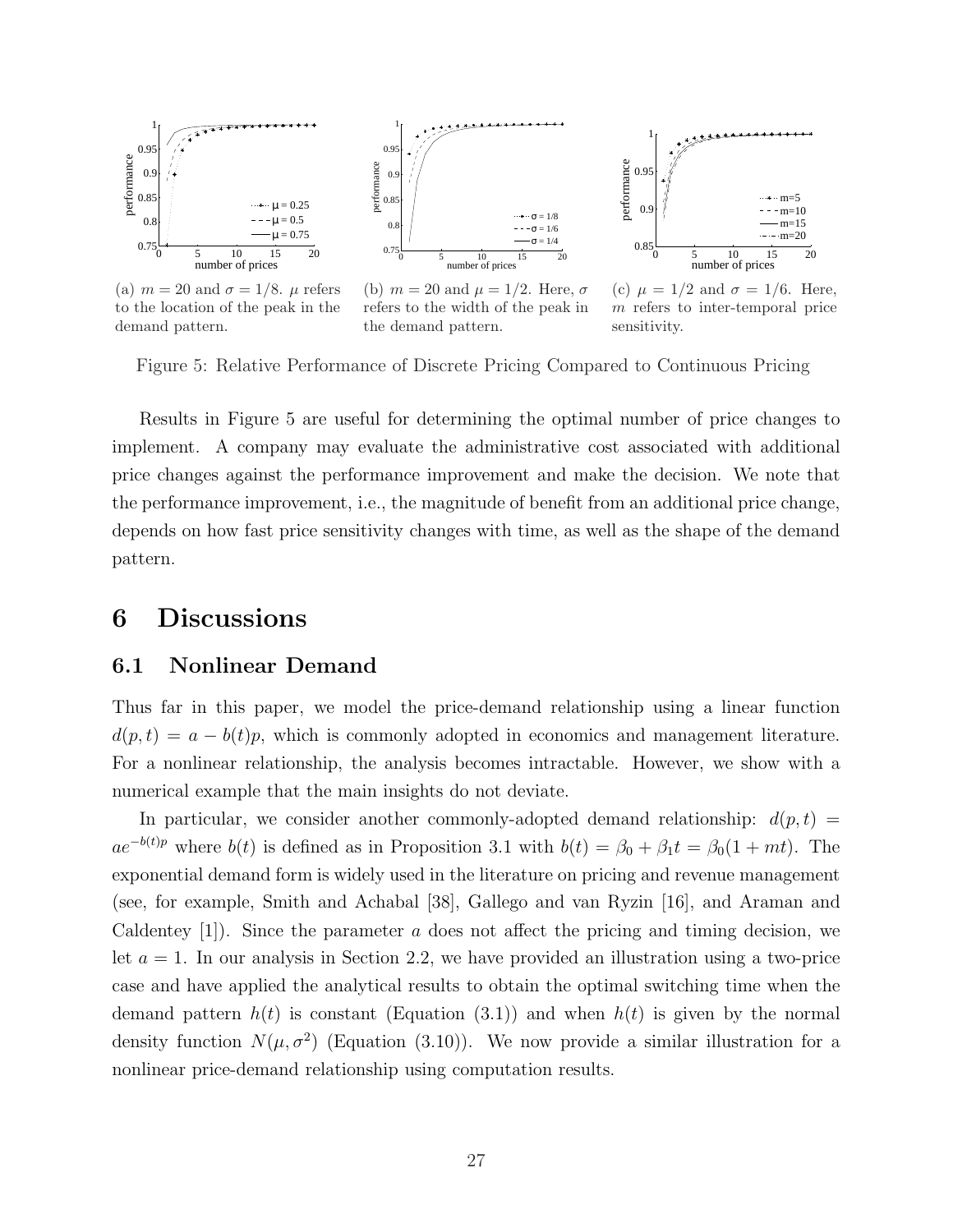(a) $m = 20$ and $\sigma = 1/8$. $\mu$ refers to the location of the peak in the demand pattern.

(b) $m = 20$ and $\mu = 1/2$. Here, $\sigma$ refers to the width of the peak in the demand pattern.

(c) $\mu = 1/2$ and $\sigma = 1/6$. Here, $m$ refers to inter-temporal price sensitivity.

Figure 5: Relative Performance of Discrete Pricing Compared to Continuous Pricing

Results in Figure 5 are useful for determining the optimal number of price changes to implement. A company may evaluate the administrative cost associated with additional price changes against the performance improvement and make the decision. We note that the performance improvement, i.e., the magnitude of benefit from an additional price change, depends on how fast price sensitivity changes with time, as well as the shape of the demand pattern.

# 6 Discussions

## 6.1 Nonlinear Demand

Thus far in this paper, we model the price-demand relationship using a linear function $d(p, t) = a - b(t)p$, which is commonly adopted in economics and management literature. For a nonlinear relationship, the analysis becomes intractable. However, we show with a numerical example that the main insights do not deviate.

In particular, we consider another commonly-adopted demand relationship: $d(p, t) = ae^{-b(t)p}$ where $b(t)$ is defined as in Proposition 3.1 with $b(t) = \beta_0 + \beta_1 t = \beta_0(1 + mt)$. The exponential demand form is widely used in the literature on pricing and revenue management (see, for example, Smith and Achabal [38], Gallego and van Ryzin [16], and Araman and Caldentey [1]). Since the parameter $a$ does not affect the pricing and timing decision, we let $a = 1$. In our analysis in Section 2.2, we have provided an illustration using a two-price case and have applied the analytical results to obtain the optimal switching time when the demand pattern $h(t)$ is constant (Equation (3.1)) and when $h(t)$ is given by the normal density function $N(\mu, \sigma^2)$ (Equation (3.10)). We now provide a similar illustration for a nonlinear price-demand relationship using computation results.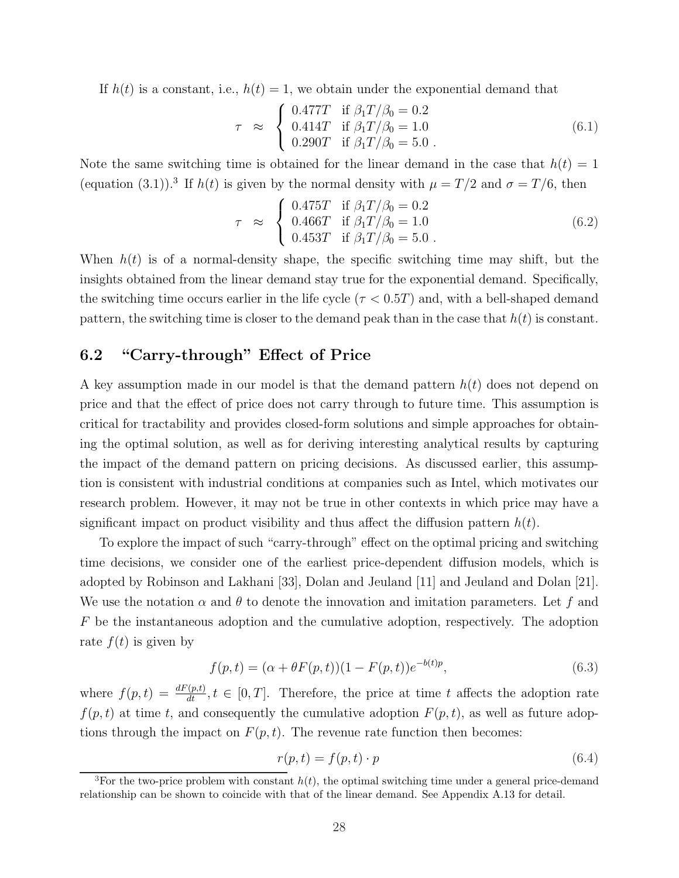If $h(t)$ is a constant, i.e., $h(t) = 1$, we obtain under the exponential demand that

$$\tau \approx \begin{cases} 0.477T & \text{if } \beta_1 T/\beta_0 = 0.2 \\ 0.414T & \text{if } \beta_1 T/\beta_0 = 1.0 \\ 0.290T & \text{if } \beta_1 T/\beta_0 = 5.0 \ . \end{cases} \tag{6.1}$$

Note the same switching time is obtained for the linear demand in the case that $h(t) = 1$ (equation (3.1)).[3] If $h(t)$ is given by the normal density with $\mu = T/2$ and $\sigma = T/6$, then

$$\tau \approx \begin{cases} 0.475T & \text{if } \beta_1 T/\beta_0 = 0.2 \\ 0.466T & \text{if } \beta_1 T/\beta_0 = 1.0 \\ 0.453T & \text{if } \beta_1 T/\beta_0 = 5.0 \ . \end{cases} \tag{6.2}$$

When $h(t)$ is of a normal-density shape, the specific switching time may shift, but the insights obtained from the linear demand stay true for the exponential demand. Specifically, the switching time occurs earlier in the life cycle ($\tau < 0.5T$) and, with a bell-shaped demand pattern, the switching time is closer to the demand peak than in the case that $h(t)$ is constant.

## 6.2 "Carry-through" Effect of Price

A key assumption made in our model is that the demand pattern $h(t)$ does not depend on price and that the effect of price does not carry through to future time. This assumption is critical for tractability and provides closed-form solutions and simple approaches for obtaining the optimal solution, as well as for deriving interesting analytical results by capturing the impact of the demand pattern on pricing decisions. As discussed earlier, this assumption is consistent with industrial conditions at companies such as Intel, which motivates our research problem. However, it may not be true in other contexts in which price may have a significant impact on product visibility and thus affect the diffusion pattern $h(t)$.

To explore the impact of such "carry-through" effect on the optimal pricing and switching time decisions, we consider one of the earliest price-dependent diffusion models, which is adopted by Robinson and Lakhani [33], Dolan and Jeuland [11] and Jeuland and Dolan [21]. We use the notation $\alpha$ and $\theta$ to denote the innovation and imitation parameters. Let $f$ and $F$ be the instantaneous adoption and the cumulative adoption, respectively. The adoption rate $f(t)$ is given by

$$f(p,t) = (\alpha + \theta F(p,t))(1 - F(p,t))e^{-b(t)p}, \tag{6.3}$$

where $f(p,t) = \frac{dF(p,t)}{dt}, t \in [0,T]$. Therefore, the price at time $t$ affects the adoption rate $f(p,t)$ at time $t$, and consequently the cumulative adoption $F(p,t)$, as well as future adoptions through the impact on $F(p,t)$. The revenue rate function then becomes:

$$r(p,t) = f(p,t) \cdot p \tag{6.4}$$

[3] For the two-price problem with constant $h(t)$, the optimal switching time under a general price-demand relationship can be shown to coincide with that of the linear demand. See Appendix A.13 for detail.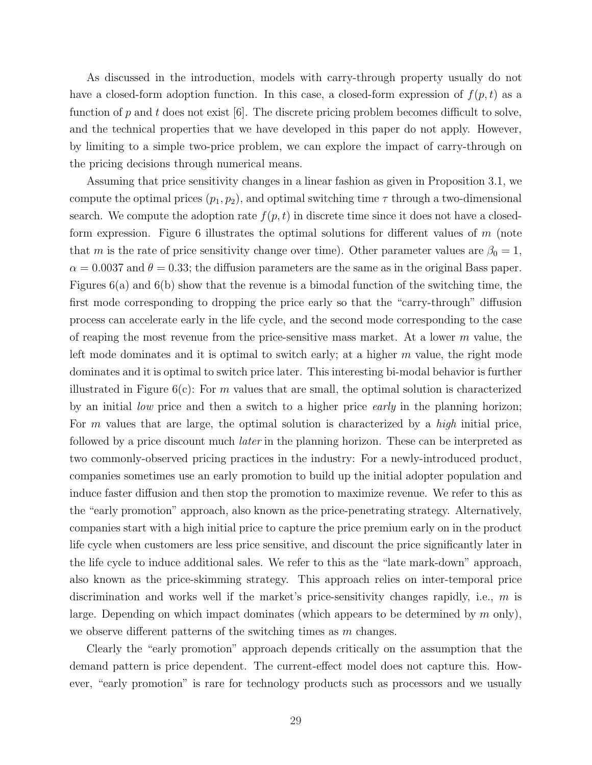As discussed in the introduction, models with carry-through property usually do not have a closed-form adoption function. In this case, a closed-form expression of $f(p,t)$ as a function of $p$ and $t$ does not exist [6]. The discrete pricing problem becomes difficult to solve, and the technical properties that we have developed in this paper do not apply. However, by limiting to a simple two-price problem, we can explore the impact of carry-through on the pricing decisions through numerical means.

Assuming that price sensitivity changes in a linear fashion as given in Proposition 3.1, we compute the optimal prices $(p_1, p_2)$, and optimal switching time $\tau$ through a two-dimensional search. We compute the adoption rate $f(p,t)$ in discrete time since it does not have a closed-form expression. Figure 6 illustrates the optimal solutions for different values of $m$ (note that $m$ is the rate of price sensitivity change over time). Other parameter values are $\beta_0 = 1$, $\alpha = 0.0037$ and $\theta = 0.33$; the diffusion parameters are the same as in the original Bass paper. Figures 6(a) and 6(b) show that the revenue is a bimodal function of the switching time, the first mode corresponding to dropping the price early so that the "carry-through" diffusion process can accelerate early in the life cycle, and the second mode corresponding to the case of reaping the most revenue from the price-sensitive mass market. At a lower $m$ value, the left mode dominates and it is optimal to switch early; at a higher $m$ value, the right mode dominates and it is optimal to switch price later. This interesting bi-modal behavior is further illustrated in Figure 6(c): For $m$ values that are small, the optimal solution is characterized by an initial *low* price and then a switch to a higher price *early* in the planning horizon; For $m$ values that are large, the optimal solution is characterized by a *high* initial price, followed by a price discount much *later* in the planning horizon. These can be interpreted as two commonly-observed pricing practices in the industry: For a newly-introduced product, companies sometimes use an early promotion to build up the initial adopter population and induce faster diffusion and then stop the promotion to maximize revenue. We refer to this as the "early promotion" approach, also known as the price-penetrating strategy. Alternatively, companies start with a high initial price to capture the price premium early on in the product life cycle when customers are less price sensitive, and discount the price significantly later in the life cycle to induce additional sales. We refer to this as the "late mark-down" approach, also known as the price-skimming strategy. This approach relies on inter-temporal price discrimination and works well if the market's price-sensitivity changes rapidly, i.e., $m$ is large. Depending on which impact dominates (which appears to be determined by $m$ only), we observe different patterns of the switching times as $m$ changes.

Clearly the "early promotion" approach depends critically on the assumption that the demand pattern is price dependent. The current-effect model does not capture this. However, "early promotion" is rare for technology products such as processors and we usually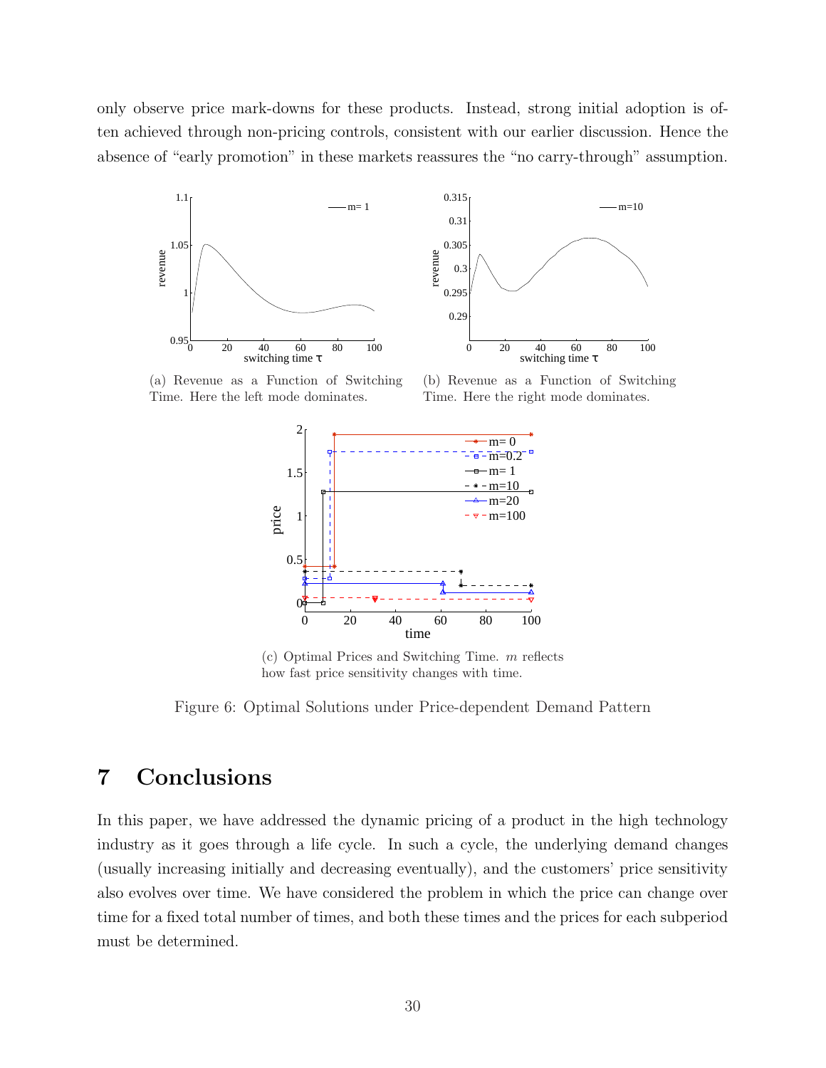only observe price mark-downs for these products. Instead, strong initial adoption is often achieved through non-pricing controls, consistent with our earlier discussion. Hence the absence of "early promotion" in these markets reassures the "no carry-through" assumption.

(a) Revenue as a Function of Switching Time. Here the left mode dominates.

(b) Revenue as a Function of Switching Time. Here the right mode dominates.

(c) Optimal Prices and Switching Time. $m$ reflects how fast price sensitivity changes with time.

Figure 6: Optimal Solutions under Price-dependent Demand Pattern

# 7 Conclusions

In this paper, we have addressed the dynamic pricing of a product in the high technology industry as it goes through a life cycle. In such a cycle, the underlying demand changes (usually increasing initially and decreasing eventually), and the customers' price sensitivity also evolves over time. We have considered the problem in which the price can change over time for a fixed total number of times, and both these times and the prices for each subperiod must be determined.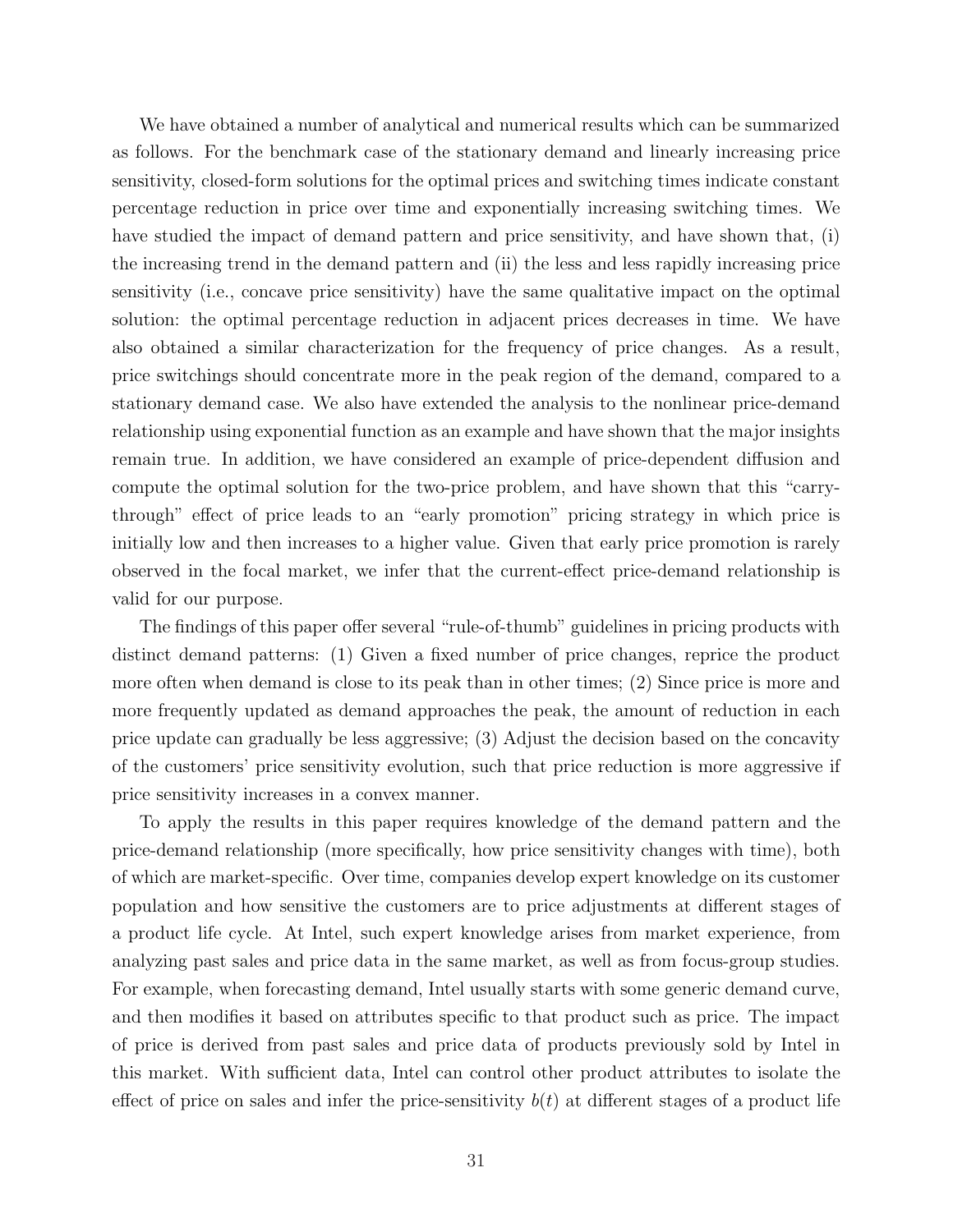We have obtained a number of analytical and numerical results which can be summarized as follows. For the benchmark case of the stationary demand and linearly increasing price sensitivity, closed-form solutions for the optimal prices and switching times indicate constant percentage reduction in price over time and exponentially increasing switching times. We have studied the impact of demand pattern and price sensitivity, and have shown that, (i) the increasing trend in the demand pattern and (ii) the less and less rapidly increasing price sensitivity (i.e., concave price sensitivity) have the same qualitative impact on the optimal solution: the optimal percentage reduction in adjacent prices decreases in time. We have also obtained a similar characterization for the frequency of price changes. As a result, price switchings should concentrate more in the peak region of the demand, compared to a stationary demand case. We also have extended the analysis to the nonlinear price-demand relationship using exponential function as an example and have shown that the major insights remain true. In addition, we have considered an example of price-dependent diffusion and compute the optimal solution for the two-price problem, and have shown that this "carry-through" effect of price leads to an "early promotion" pricing strategy in which price is initially low and then increases to a higher value. Given that early price promotion is rarely observed in the focal market, we infer that the current-effect price-demand relationship is valid for our purpose.

The findings of this paper offer several "rule-of-thumb" guidelines in pricing products with distinct demand patterns: (1) Given a fixed number of price changes, reprice the product more often when demand is close to its peak than in other times; (2) Since price is more and more frequently updated as demand approaches the peak, the amount of reduction in each price update can gradually be less aggressive; (3) Adjust the decision based on the concavity of the customers' price sensitivity evolution, such that price reduction is more aggressive if price sensitivity increases in a convex manner.

To apply the results in this paper requires knowledge of the demand pattern and the price-demand relationship (more specifically, how price sensitivity changes with time), both of which are market-specific. Over time, companies develop expert knowledge on its customer population and how sensitive the customers are to price adjustments at different stages of a product life cycle. At Intel, such expert knowledge arises from market experience, from analyzing past sales and price data in the same market, as well as from focus-group studies. For example, when forecasting demand, Intel usually starts with some generic demand curve, and then modifies it based on attributes specific to that product such as price. The impact of price is derived from past sales and price data of products previously sold by Intel in this market. With sufficient data, Intel can control other product attributes to isolate the effect of price on sales and infer the price-sensitivity $b(t)$ at different stages of a product life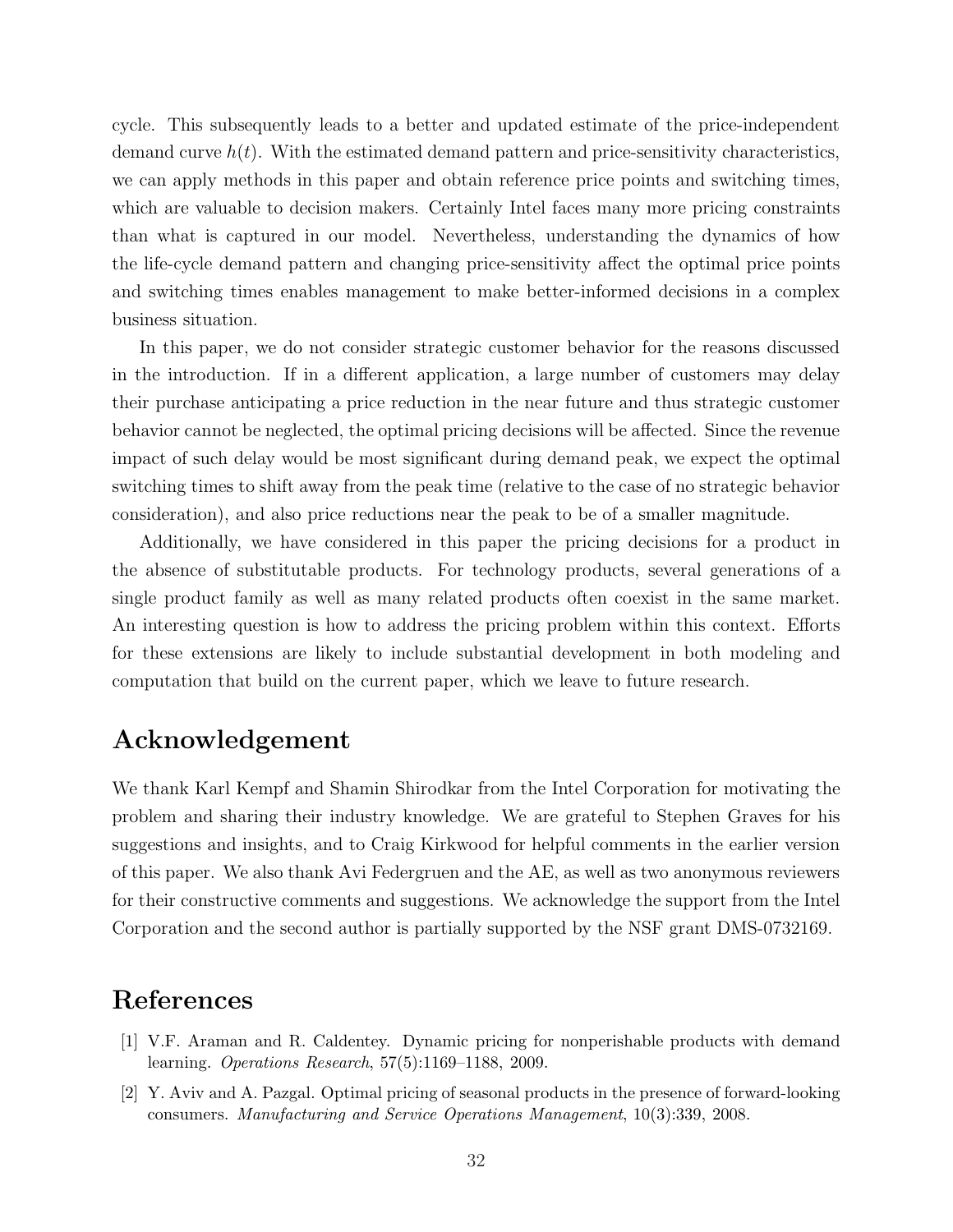cycle. This subsequently leads to a better and updated estimate of the price-independent demand curve $h(t)$. With the estimated demand pattern and price-sensitivity characteristics, we can apply methods in this paper and obtain reference price points and switching times, which are valuable to decision makers. Certainly Intel faces many more pricing constraints than what is captured in our model. Nevertheless, understanding the dynamics of how the life-cycle demand pattern and changing price-sensitivity affect the optimal price points and switching times enables management to make better-informed decisions in a complex business situation.

In this paper, we do not consider strategic customer behavior for the reasons discussed in the introduction. If in a different application, a large number of customers may delay their purchase anticipating a price reduction in the near future and thus strategic customer behavior cannot be neglected, the optimal pricing decisions will be affected. Since the revenue impact of such delay would be most significant during demand peak, we expect the optimal switching times to shift away from the peak time (relative to the case of no strategic behavior consideration), and also price reductions near the peak to be of a smaller magnitude.

Additionally, we have considered in this paper the pricing decisions for a product in the absence of substitutable products. For technology products, several generations of a single product family as well as many related products often coexist in the same market. An interesting question is how to address the pricing problem within this context. Efforts for these extensions are likely to include substantial development in both modeling and computation that build on the current paper, which we leave to future research.

## Acknowledgement

We thank Karl Kempf and Shamin Shirodkar from the Intel Corporation for motivating the problem and sharing their industry knowledge. We are grateful to Stephen Graves for his suggestions and insights, and to Craig Kirkwood for helpful comments in the earlier version of this paper. We also thank Avi Federgruen and the AE, as well as two anonymous reviewers for their constructive comments and suggestions. We acknowledge the support from the Intel Corporation and the second author is partially supported by the NSF grant DMS-0732169.

## References

[1] V.F. Araman and R. Caldentey. Dynamic pricing for nonperishable products with demand learning. *Operations Research*, 57(5):1169–1188, 2009.

[2] Y. Aviv and A. Pazgal. Optimal pricing of seasonal products in the presence of forward-looking consumers. *Manufacturing and Service Operations Management*, 10(3):339, 2008.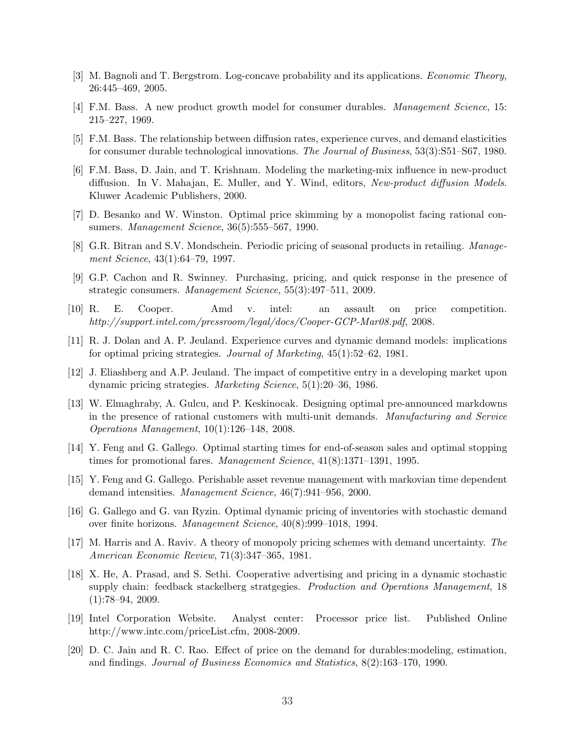[3] M. Bagnoli and T. Bergstrom. Log-concave probability and its applications. *Economic Theory*, 26:445–469, 2005.

[4] F.M. Bass. A new product growth model for consumer durables. *Management Science*, 15: 215–227, 1969.

[5] F.M. Bass. The relationship between diffusion rates, experience curves, and demand elasticities for consumer durable technological innovations. *The Journal of Business*, 53(3):S51–S67, 1980.

[6] F.M. Bass, D. Jain, and T. Krishnam. Modeling the marketing-mix influence in new-product diffusion. In V. Mahajan, E. Muller, and Y. Wind, editors, *New-product diffusion Models*. Kluwer Academic Publishers, 2000.

[7] D. Besanko and W. Winston. Optimal price skimming by a monopolist facing rational consumers. *Management Science*, 36(5):555–567, 1990.

[8] G.R. Bitran and S.V. Mondschein. Periodic pricing of seasonal products in retailing. *Management Science*, 43(1):64–79, 1997.

[9] G.P. Cachon and R. Swinney. Purchasing, pricing, and quick response in the presence of strategic consumers. *Management Science*, 55(3):497–511, 2009.

[10] R. E. Cooper. Amd v. intel: an assault on price competition. *http://support.intel.com/pressroom/legal/docs/Cooper-GCP-Mar08.pdf*, 2008.

[11] R. J. Dolan and A. P. Jeuland. Experience curves and dynamic demand models: implications for optimal pricing strategies. *Journal of Marketing*, 45(1):52–62, 1981.

[12] J. Eliashberg and A.P. Jeuland. The impact of competitive entry in a developing market upon dynamic pricing strategies. *Marketing Science*, 5(1):20–36, 1986.

[13] W. Elmaghraby, A. Gulcu, and P. Keskinocak. Designing optimal pre-announced markdowns in the presence of rational customers with multi-unit demands. *Manufacturing and Service Operations Management*, 10(1):126–148, 2008.

[14] Y. Feng and G. Gallego. Optimal starting times for end-of-season sales and optimal stopping times for promotional fares. *Management Science*, 41(8):1371–1391, 1995.

[15] Y. Feng and G. Gallego. Perishable asset revenue management with markovian time dependent demand intensities. *Management Science*, 46(7):941–956, 2000.

[16] G. Gallego and G. van Ryzin. Optimal dynamic pricing of inventories with stochastic demand over finite horizons. *Management Science*, 40(8):999–1018, 1994.

[17] M. Harris and A. Raviv. A theory of monopoly pricing schemes with demand uncertainty. *The American Economic Review*, 71(3):347–365, 1981.

[18] X. He, A. Prasad, and S. Sethi. Cooperative advertising and pricing in a dynamic stochastic supply chain: feedback stackelberg stratgegies. *Production and Operations Management*, 18 (1):78–94, 2009.

[19] Intel Corporation Website. Analyst center: Processor price list. Published Online http://www.intc.com/priceList.cfm, 2008-2009.

[20] D. C. Jain and R. C. Rao. Effect of price on the demand for durables:modeling, estimation, and findings. *Journal of Business Economics and Statistics*, 8(2):163–170, 1990.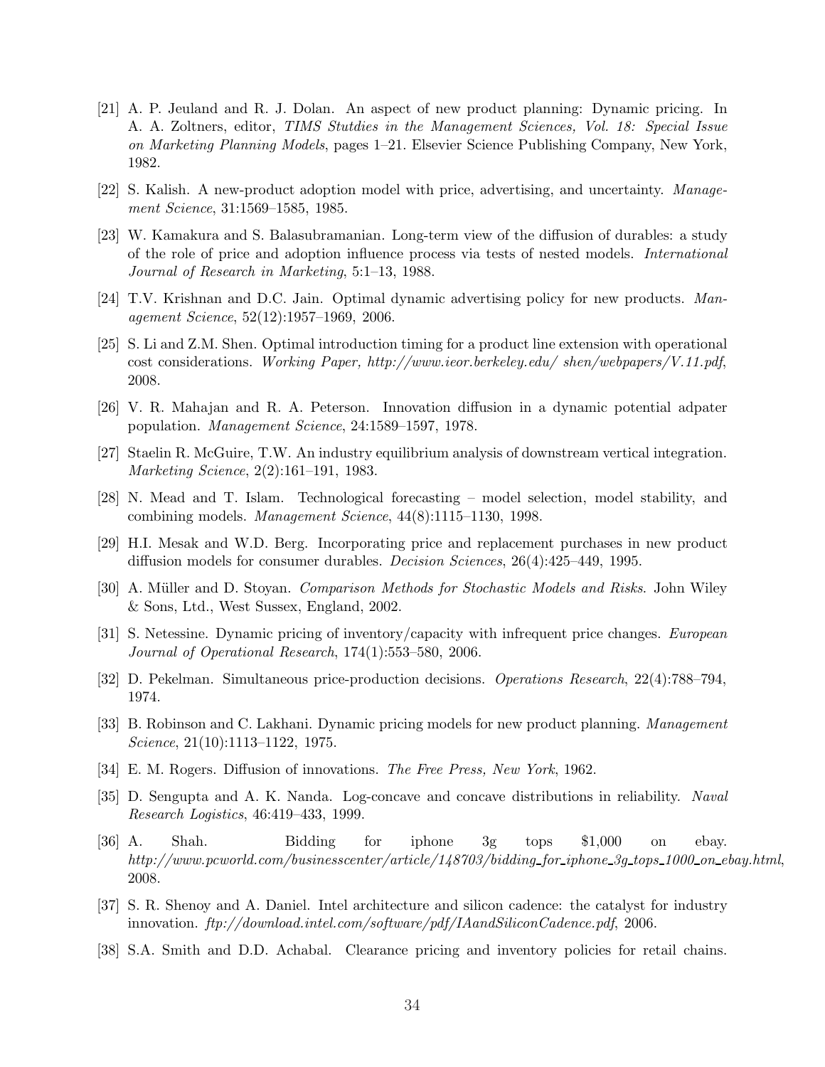[21] A. P. Jeuland and R. J. Dolan. An aspect of new product planning: Dynamic pricing. In A. A. Zoltners, editor, *TIMS Stutdies in the Management Sciences, Vol. 18: Special Issue on Marketing Planning Models*, pages 1–21. Elsevier Science Publishing Company, New York, 1982.

[22] S. Kalish. A new-product adoption model with price, advertising, and uncertainty. *Management Science*, 31:1569–1585, 1985.

[23] W. Kamakura and S. Balasubramanian. Long-term view of the diffusion of durables: a study of the role of price and adoption influence process via tests of nested models. *International Journal of Research in Marketing*, 5:1–13, 1988.

[24] T.V. Krishnan and D.C. Jain. Optimal dynamic advertising policy for new products. *Management Science*, 52(12):1957–1969, 2006.

[25] S. Li and Z.M. Shen. Optimal introduction timing for a product line extension with operational cost considerations. *Working Paper, http://www.ieor.berkeley.edu/ shen/webpapers/V.11.pdf*, 2008.

[26] V. R. Mahajan and R. A. Peterson. Innovation diffusion in a dynamic potential adpater population. *Management Science*, 24:1589–1597, 1978.

[27] Staelin R. McGuire, T.W. An industry equilibrium analysis of downstream vertical integration. *Marketing Science*, 2(2):161–191, 1983.

[28] N. Mead and T. Islam. Technological forecasting – model selection, model stability, and combining models. *Management Science*, 44(8):1115–1130, 1998.

[29] H.I. Mesak and W.D. Berg. Incorporating price and replacement purchases in new product diffusion models for consumer durables. *Decision Sciences*, 26(4):425–449, 1995.

[30] A. Müller and D. Stoyan. *Comparison Methods for Stochastic Models and Risks*. John Wiley & Sons, Ltd., West Sussex, England, 2002.

[31] S. Netessine. Dynamic pricing of inventory/capacity with infrequent price changes. *European Journal of Operational Research*, 174(1):553–580, 2006.

[32] D. Pekelman. Simultaneous price-production decisions. *Operations Research*, 22(4):788–794, 1974.

[33] B. Robinson and C. Lakhani. Dynamic pricing models for new product planning. *Management Science*, 21(10):1113–1122, 1975.

[34] E. M. Rogers. Diffusion of innovations. *The Free Press, New York*, 1962.

[35] D. Sengupta and A. K. Nanda. Log-concave and concave distributions in reliability. *Naval Research Logistics*, 46:419–433, 1999.

[36] A. Shah. Bidding for iphone 3g tops $1,000 on ebay. *http://www.pcworld.com/businesscenter/article/148703/bidding_for_iphone_3g_tops_1000_on_ebay.html*, 2008.

[37] S. R. Shenoy and A. Daniel. Intel architecture and silicon cadence: the catalyst for industry innovation. *ftp://download.intel.com/software/pdf/IAandSiliconCadence.pdf*, 2006.

[38] S.A. Smith and D.D. Achabal. Clearance pricing and inventory policies for retail chains.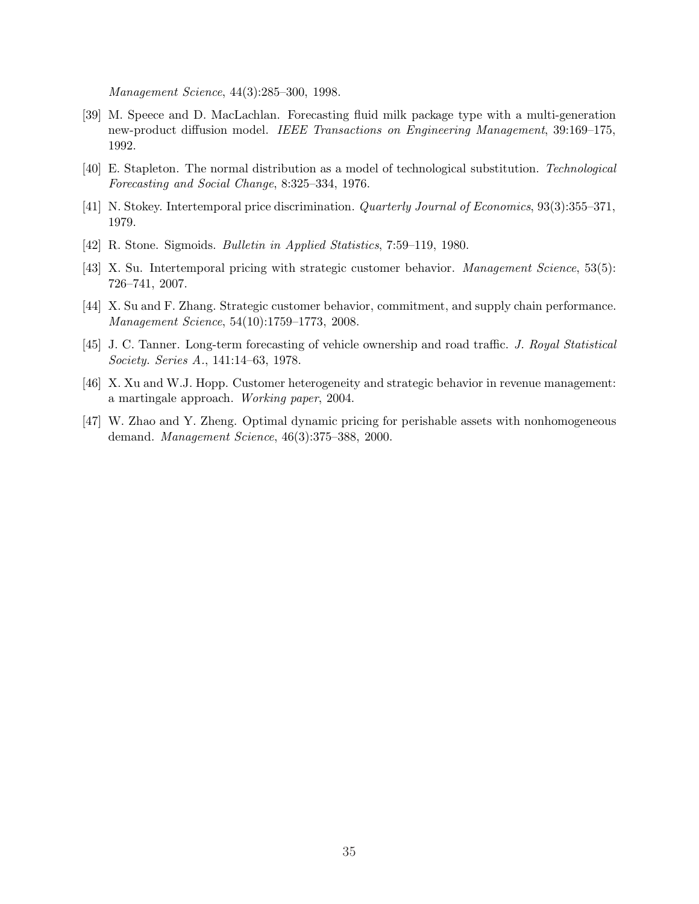*Management Science*, 44(3):285–300, 1998.

[39] M. Speece and D. MacLachlan. Forecasting fluid milk package type with a multi-generation new-product diffusion model. *IEEE Transactions on Engineering Management*, 39:169–175, 1992.

[40] E. Stapleton. The normal distribution as a model of technological substitution. *Technological Forecasting and Social Change*, 8:325–334, 1976.

[41] N. Stokey. Intertemporal price discrimination. *Quarterly Journal of Economics*, 93(3):355–371, 1979.

[42] R. Stone. Sigmoids. *Bulletin in Applied Statistics*, 7:59–119, 1980.

[43] X. Su. Intertemporal pricing with strategic customer behavior. *Management Science*, 53(5): 726–741, 2007.

[44] X. Su and F. Zhang. Strategic customer behavior, commitment, and supply chain performance. *Management Science*, 54(10):1759–1773, 2008.

[45] J. C. Tanner. Long-term forecasting of vehicle ownership and road traffic. *J. Royal Statistical Society. Series A.*, 141:14–63, 1978.

[46] X. Xu and W.J. Hopp. Customer heterogeneity and strategic behavior in revenue management: a martingale approach. *Working paper*, 2004.

[47] W. Zhao and Y. Zheng. Optimal dynamic pricing for perishable assets with nonhomogeneous demand. *Management Science*, 46(3):375–388, 2000.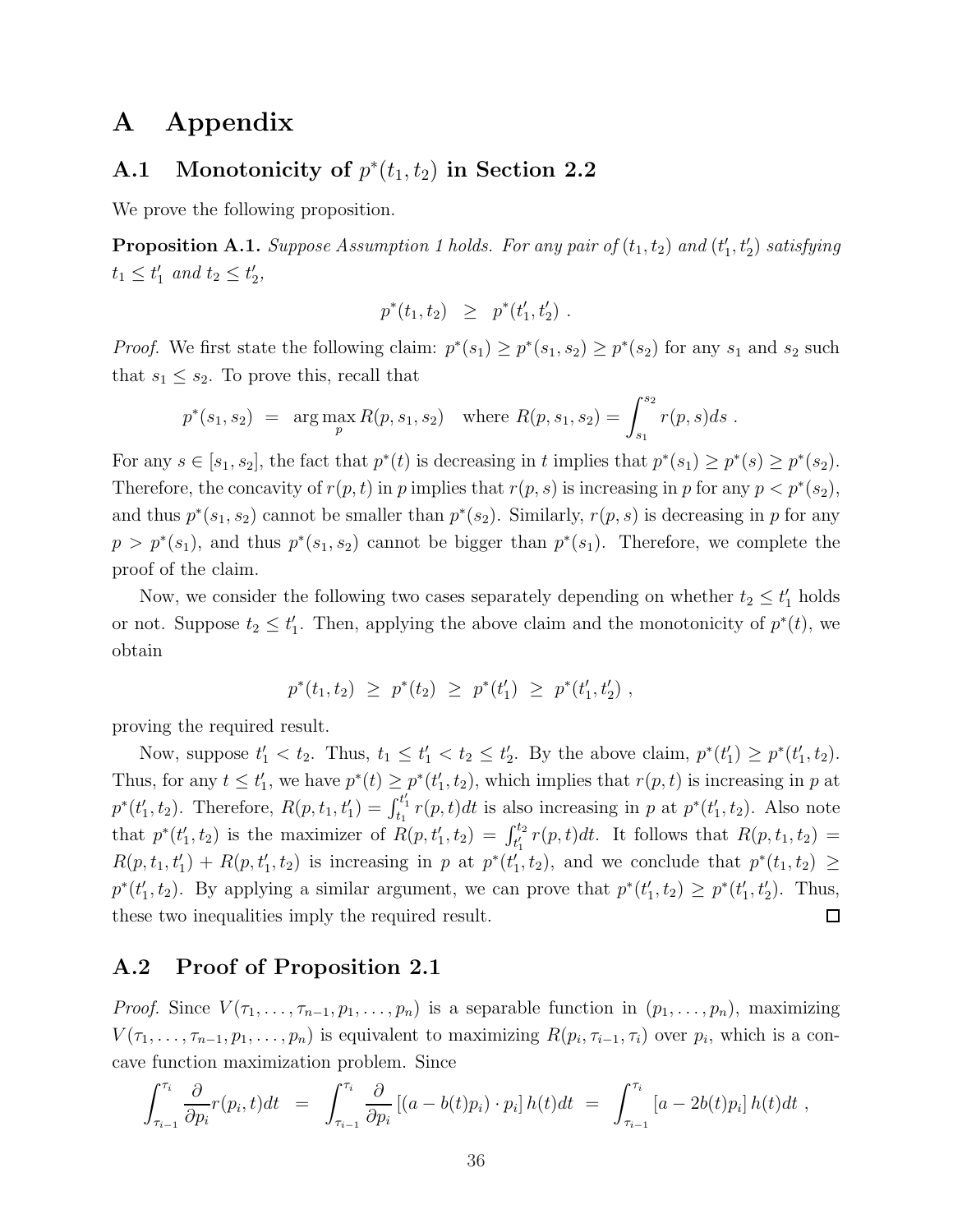# A Appendix

## A.1 Monotonicity of $p^*(t_1, t_2)$ in Section 2.2

We prove the following proposition.

**Proposition A.1.** *Suppose Assumption 1 holds. For any pair of $(t_1, t_2)$ and $(t_1', t_2')$ satisfying $t_1 \leq t_1'$ and $t_2 \leq t_2'$,*

$$p^*(t_1, t_2) \;\; \geq \;\; p^*(t_1', t_2') \; .$$

*Proof.* We first state the following claim: $p^*(s_1) \geq p^*(s_1, s_2) \geq p^*(s_2)$ for any $s_1$ and $s_2$ such that $s_1 \leq s_2$. To prove this, recall that

$$p^*(s_1, s_2) \;\; = \;\; \arg\max_p R(p, s_1, s_2) \quad \text{where } R(p, s_1, s_2) = \int_{s_1}^{s_2} r(p, s) ds \; .$$

For any $s \in [s_1, s_2]$, the fact that $p^*(t)$ is decreasing in $t$ implies that $p^*(s_1) \geq p^*(s) \geq p^*(s_2)$. Therefore, the concavity of $r(p, t)$ in $p$ implies that $r(p, s)$ is increasing in $p$ for any $p < p^*(s_2)$, and thus $p^*(s_1, s_2)$ cannot be smaller than $p^*(s_2)$. Similarly, $r(p, s)$ is decreasing in $p$ for any $p > p^*(s_1)$, and thus $p^*(s_1, s_2)$ cannot be bigger than $p^*(s_1)$. Therefore, we complete the proof of the claim.

Now, we consider the following two cases separately depending on whether $t_2 \leq t_1'$ holds or not. Suppose $t_2 \leq t_1'$. Then, applying the above claim and the monotonicity of $p^*(t)$, we obtain

$$p^*(t_1, t_2) \;\; \geq \;\; p^*(t_2) \;\; \geq \;\; p^*(t_1') \;\; \geq \;\; p^*(t_1', t_2') \; ,$$

proving the required result.

Now, suppose $t_1' < t_2$. Thus, $t_1 \leq t_1' < t_2 \leq t_2'$. By the above claim, $p^*(t_1') \geq p^*(t_1', t_2)$. Thus, for any $t \leq t_1'$, we have $p^*(t) \geq p^*(t_1', t_2)$, which implies that $r(p, t)$ is increasing in $p$ at $p^*(t_1', t_2)$. Therefore, $R(p, t_1, t_1') = \int_{t_1}^{t_1'} r(p, t) dt$ is also increasing in $p$ at $p^*(t_1', t_2)$. Also note that $p^*(t_1', t_2)$ is the maximizer of $R(p, t_1', t_2) = \int_{t_1'}^{t_2} r(p, t) dt$. It follows that $R(p, t_1, t_2) = R(p, t_1, t_1') + R(p, t_1', t_2)$ is increasing in $p$ at $p^*(t_1', t_2)$, and we conclude that $p^*(t_1, t_2) \geq p^*(t_1', t_2)$. By applying a similar argument, we can prove that $p^*(t_1', t_2) \geq p^*(t_1', t_2')$. Thus, these two inequalities imply the required result. ∎

## A.2 Proof of Proposition 2.1

*Proof.* Since $V(\tau_1, \ldots, \tau_{n-1}, p_1, \ldots, p_n)$ is a separable function in $(p_1, \ldots, p_n)$, maximizing $V(\tau_1, \ldots, \tau_{n-1}, p_1, \ldots, p_n)$ is equivalent to maximizing $R(p_i, \tau_{i-1}, \tau_i)$ over $p_i$, which is a concave function maximization problem. Since

$$\int_{\tau_{i-1}}^{\tau_i} \frac{\partial}{\partial p_i} r(p_i, t) dt \;\; = \;\; \int_{\tau_{i-1}}^{\tau_i} \frac{\partial}{\partial p_i} \left[ (a - b(t) p_i) \cdot p_i \right] h(t) dt \;\; = \;\; \int_{\tau_{i-1}}^{\tau_i} \left[ a - 2b(t) p_i \right] h(t) dt \; ,$$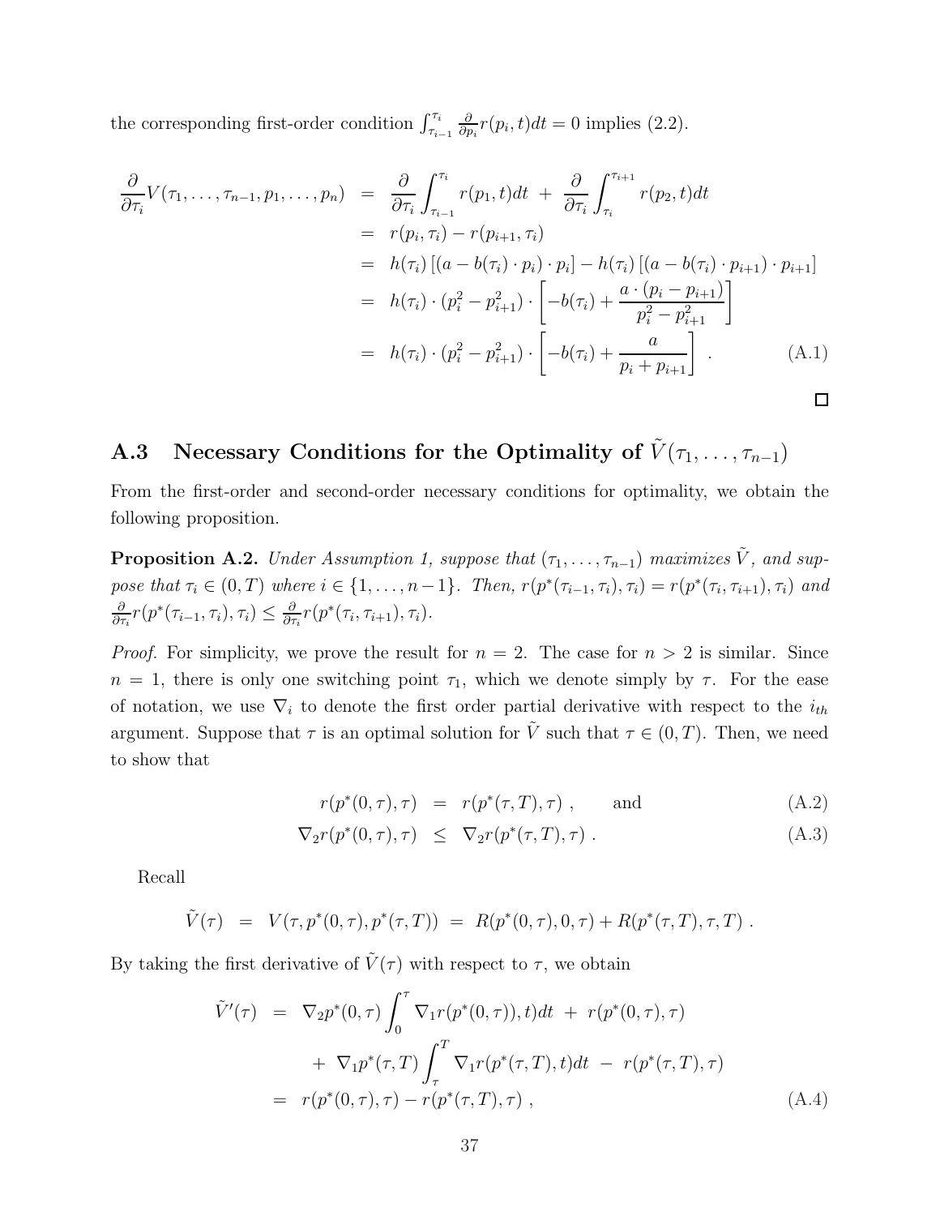the corresponding first-order condition $\int_{\tau_{i-1}}^{\tau_i} \frac{\partial}{\partial p_i} r(p_i, t)dt = 0$ implies (2.2).

$$\begin{aligned}
\frac{\partial}{\partial \tau_i} V(\tau_1, \ldots, \tau_{n-1}, p_1, \ldots, p_n) &= \frac{\partial}{\partial \tau_i} \int_{\tau_{i-1}}^{\tau_i} r(p_1, t)dt \ + \ \frac{\partial}{\partial \tau_i} \int_{\tau_i}^{\tau_{i+1}} r(p_2, t)dt \\
&= r(p_i, \tau_i) - r(p_{i+1}, \tau_i) \\
&= h(\tau_i) \left[ (a - b(\tau_i) \cdot p_i) \cdot p_i \right] - h(\tau_i) \left[ (a - b(\tau_i) \cdot p_{i+1}) \cdot p_{i+1} \right] \\
&= h(\tau_i) \cdot (p_i^2 - p_{i+1}^2) \cdot \left[ -b(\tau_i) + \frac{a \cdot (p_i - p_{i+1})}{p_i^2 - p_{i+1}^2} \right] \\
&= h(\tau_i) \cdot (p_i^2 - p_{i+1}^2) \cdot \left[ -b(\tau_i) + \frac{a}{p_i + p_{i+1}} \right] \ . \qquad \text{(A.1)}
\end{aligned}$$

□

## A.3 Necessary Conditions for the Optimality of $\tilde{V}(\tau_1, \ldots, \tau_{n-1})$

From the first-order and second-order necessary conditions for optimality, we obtain the following proposition.

**Proposition A.2.** *Under Assumption 1, suppose that $(\tau_1, \ldots, \tau_{n-1})$ maximizes $\tilde{V}$, and suppose that $\tau_i \in (0, T)$ where $i \in \{1, \ldots, n-1\}$. Then, $r(p^*(\tau_{i-1}, \tau_i), \tau_i) = r(p^*(\tau_i, \tau_{i+1}), \tau_i)$ and $\frac{\partial}{\partial \tau_i} r(p^*(\tau_{i-1}, \tau_i), \tau_i) \leq \frac{\partial}{\partial \tau_i} r(p^*(\tau_i, \tau_{i+1}), \tau_i)$.*

*Proof.* For simplicity, we prove the result for $n = 2$. The case for $n > 2$ is similar. Since $n = 1$, there is only one switching point $\tau_1$, which we denote simply by $\tau$. For the ease of notation, we use $\nabla_i$ to denote the first order partial derivative with respect to the $i_{th}$ argument. Suppose that $\tau$ is an optimal solution for $\tilde{V}$ such that $\tau \in (0, T)$. Then, we need to show that

$$\begin{aligned}
r(p^*(0, \tau), \tau) &= r(p^*(\tau, T), \tau) \ , \qquad \text{and} \qquad &\text{(A.2)} \\
\nabla_2 r(p^*(0, \tau), \tau) &\leq \nabla_2 r(p^*(\tau, T), \tau) \ . &\text{(A.3)}
\end{aligned}$$

Recall

$$\tilde{V}(\tau) \ = \ V(\tau, p^*(0, \tau), p^*(\tau, T)) \ = \ R(p^*(0, \tau), 0, \tau) + R(p^*(\tau, T), \tau, T) \ .$$

By taking the first derivative of $\tilde{V}(\tau)$ with respect to $\tau$, we obtain

$$\begin{aligned}
\tilde{V}'(\tau) &= \nabla_2 p^*(0, \tau) \int_0^{\tau} \nabla_1 r(p^*(0, \tau)), t)dt \ + \ r(p^*(0, \tau), \tau) \\
&\quad + \ \nabla_1 p^*(\tau, T) \int_{\tau}^{T} \nabla_1 r(p^*(\tau, T), t)dt \ - \ r(p^*(\tau, T), \tau) \\
&= r(p^*(0, \tau), \tau) - r(p^*(\tau, T), \tau) \ , \qquad \text{(A.4)}
\end{aligned}$$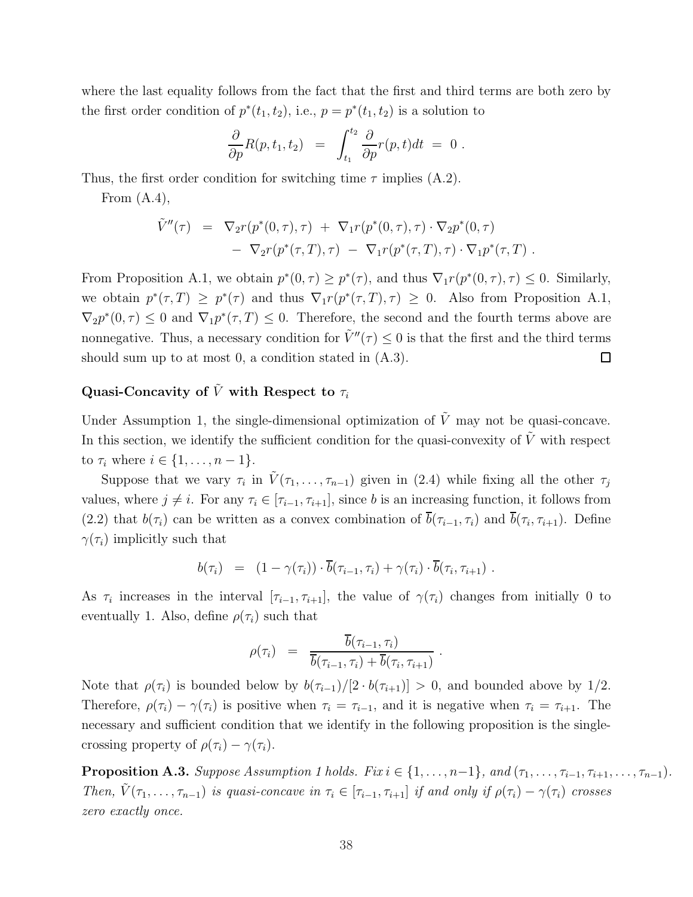where the last equality follows from the fact that the first and third terms are both zero by the first order condition of $p^*(t_1, t_2)$, i.e., $p = p^*(t_1, t_2)$ is a solution to

$$\frac{\partial}{\partial p} R(p, t_1, t_2) \;=\; \int_{t_1}^{t_2} \frac{\partial}{\partial p} r(p, t) dt \;=\; 0 \;.$$

Thus, the first order condition for switching time $\tau$ implies (A.2).

From (A.4),

$$\begin{aligned}
\tilde{V}''(\tau) \;&=\; \nabla_2 r(p^*(0, \tau), \tau) \;+\; \nabla_1 r(p^*(0, \tau), \tau) \cdot \nabla_2 p^*(0, \tau) \\
&\quad -\; \nabla_2 r(p^*(\tau, T), \tau) \;-\; \nabla_1 r(p^*(\tau, T), \tau) \cdot \nabla_1 p^*(\tau, T) \;.
\end{aligned}$$

From Proposition A.1, we obtain $p^*(0, \tau) \geq p^*(\tau)$, and thus $\nabla_1 r(p^*(0, \tau), \tau) \leq 0$. Similarly, we obtain $p^*(\tau, T) \geq p^*(\tau)$ and thus $\nabla_1 r(p^*(\tau, T), \tau) \geq 0$. Also from Proposition A.1, $\nabla_2 p^*(0, \tau) \leq 0$ and $\nabla_1 p^*(\tau, T) \leq 0$. Therefore, the second and the fourth terms above are nonnegative. Thus, a necessary condition for $\tilde{V}''(\tau) \leq 0$ is that the first and the third terms should sum up to at most 0, a condition stated in (A.3). $\square$

### Quasi-Concavity of $\tilde{V}$ with Respect to $\tau_i$

Under Assumption 1, the single-dimensional optimization of $\tilde{V}$ may not be quasi-concave. In this section, we identify the sufficient condition for the quasi-convexity of $\tilde{V}$ with respect to $\tau_i$ where $i \in \{1, \ldots, n-1\}$.

Suppose that we vary $\tau_i$ in $\tilde{V}(\tau_1, \ldots, \tau_{n-1})$ given in (2.4) while fixing all the other $\tau_j$ values, where $j \neq i$. For any $\tau_i \in [\tau_{i-1}, \tau_{i+1}]$, since $b$ is an increasing function, it follows from (2.2) that $b(\tau_i)$ can be written as a convex combination of $\overline{b}(\tau_{i-1}, \tau_i)$ and $\overline{b}(\tau_i, \tau_{i+1})$. Define $\gamma(\tau_i)$ implicitly such that

$$b(\tau_i) \;=\; (1 - \gamma(\tau_i)) \cdot \overline{b}(\tau_{i-1}, \tau_i) + \gamma(\tau_i) \cdot \overline{b}(\tau_i, \tau_{i+1}) \;.$$

As $\tau_i$ increases in the interval $[\tau_{i-1}, \tau_{i+1}]$, the value of $\gamma(\tau_i)$ changes from initially 0 to eventually 1. Also, define $\rho(\tau_i)$ such that

$$\rho(\tau_i) \;=\; \frac{\overline{b}(\tau_{i-1}, \tau_i)}{\overline{b}(\tau_{i-1}, \tau_i) + \overline{b}(\tau_i, \tau_{i+1})} \;.$$

Note that $\rho(\tau_i)$ is bounded below by $b(\tau_{i-1})/[2 \cdot b(\tau_{i+1})] > 0$, and bounded above by $1/2$. Therefore, $\rho(\tau_i) - \gamma(\tau_i)$ is positive when $\tau_i = \tau_{i-1}$, and it is negative when $\tau_i = \tau_{i+1}$. The necessary and sufficient condition that we identify in the following proposition is the single-crossing property of $\rho(\tau_i) - \gamma(\tau_i)$.

**Proposition A.3.** *Suppose Assumption 1 holds. Fix $i \in \{1, \ldots, n-1\}$, and $(\tau_1, \ldots, \tau_{i-1}, \tau_{i+1}, \ldots, \tau_{n-1})$. Then, $\tilde{V}(\tau_1, \ldots, \tau_{n-1})$ is quasi-concave in $\tau_i \in [\tau_{i-1}, \tau_{i+1}]$ if and only if $\rho(\tau_i) - \gamma(\tau_i)$ crosses zero exactly once.*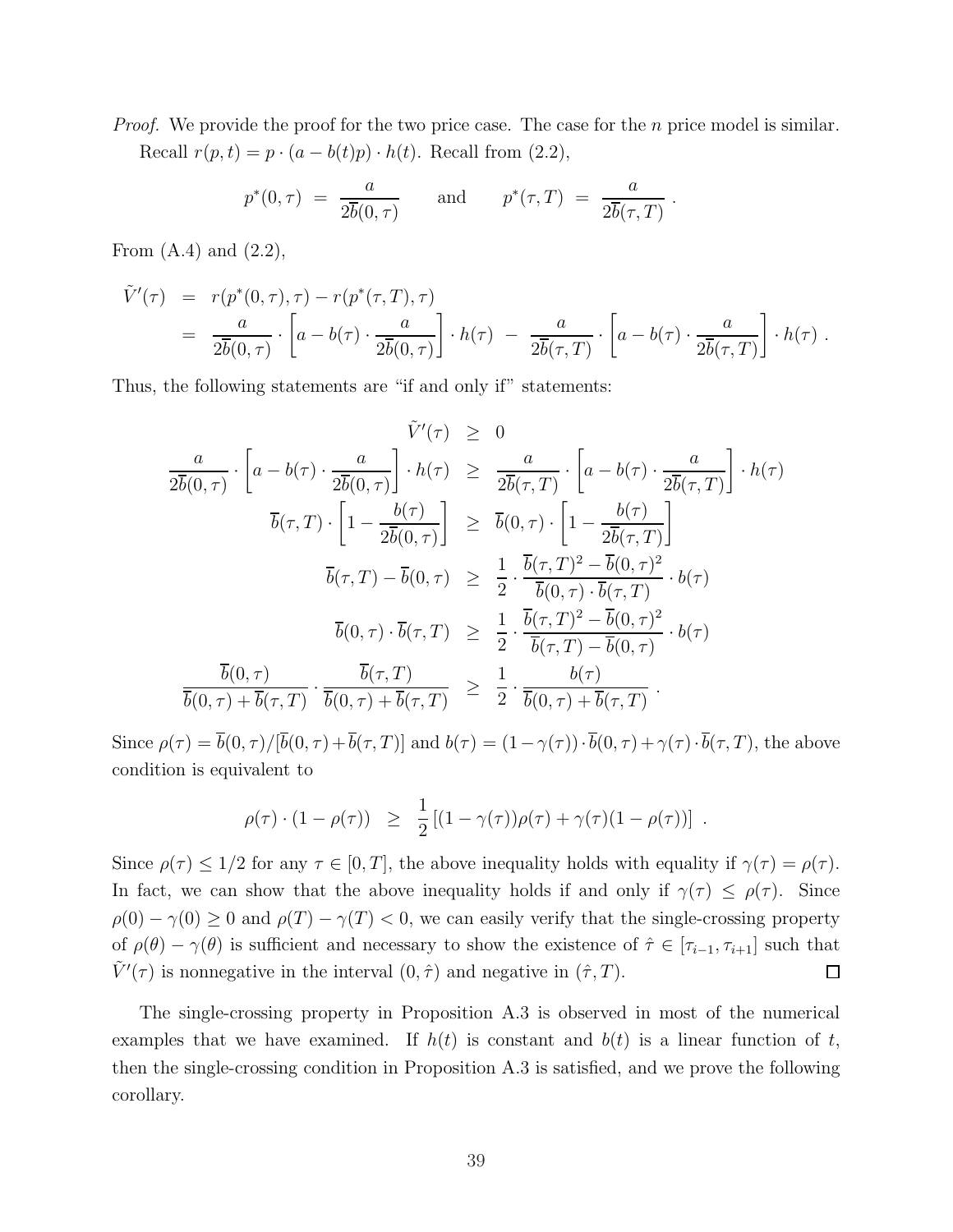*Proof.* We provide the proof for the two price case. The case for the $n$ price model is similar.

Recall $r(p,t) = p \cdot (a - b(t)p) \cdot h(t)$. Recall from (2.2),

$$p^*(0,\tau) \ = \ \frac{a}{2\overline{b}(0,\tau)} \qquad \text{and} \qquad p^*(\tau,T) \ = \ \frac{a}{2\overline{b}(\tau,T)} \ .$$

From (A.4) and (2.2),

$$\begin{aligned}
\tilde{V}'(\tau) &= r(p^*(0,\tau),\tau) - r(p^*(\tau,T),\tau) \\
&= \frac{a}{2\overline{b}(0,\tau)} \cdot \left[a - b(\tau) \cdot \frac{a}{2\overline{b}(0,\tau)}\right] \cdot h(\tau) \ - \ \frac{a}{2\overline{b}(\tau,T)} \cdot \left[a - b(\tau) \cdot \frac{a}{2\overline{b}(\tau,T)}\right] \cdot h(\tau) \ .
\end{aligned}$$

Thus, the following statements are "if and only if" statements:

$$\begin{aligned}
\tilde{V}'(\tau) &\geq 0 \\
\frac{a}{2\overline{b}(0,\tau)} \cdot \left[a - b(\tau) \cdot \frac{a}{2\overline{b}(0,\tau)}\right] \cdot h(\tau) &\geq \frac{a}{2\overline{b}(\tau,T)} \cdot \left[a - b(\tau) \cdot \frac{a}{2\overline{b}(\tau,T)}\right] \cdot h(\tau) \\
\overline{b}(\tau,T) \cdot \left[1 - \frac{b(\tau)}{2\overline{b}(0,\tau)}\right] &\geq \overline{b}(0,\tau) \cdot \left[1 - \frac{b(\tau)}{2\overline{b}(\tau,T)}\right] \\
\overline{b}(\tau,T) - \overline{b}(0,\tau) &\geq \frac{1}{2} \cdot \frac{\overline{b}(\tau,T)^2 - \overline{b}(0,\tau)^2}{\overline{b}(0,\tau) \cdot \overline{b}(\tau,T)} \cdot b(\tau) \\
\overline{b}(0,\tau) \cdot \overline{b}(\tau,T) &\geq \frac{1}{2} \cdot \frac{\overline{b}(\tau,T)^2 - \overline{b}(0,\tau)^2}{\overline{b}(\tau,T) - \overline{b}(0,\tau)} \cdot b(\tau) \\
\frac{\overline{b}(0,\tau)}{\overline{b}(0,\tau) + \overline{b}(\tau,T)} \cdot \frac{\overline{b}(\tau,T)}{\overline{b}(0,\tau) + \overline{b}(\tau,T)} &\geq \frac{1}{2} \cdot \frac{b(\tau)}{\overline{b}(0,\tau) + \overline{b}(\tau,T)} \ .
\end{aligned}$$

Since $\rho(\tau) = \overline{b}(0,\tau)/[\overline{b}(0,\tau) + \overline{b}(\tau,T)]$ and $b(\tau) = (1-\gamma(\tau)) \cdot \overline{b}(0,\tau) + \gamma(\tau) \cdot \overline{b}(\tau,T)$, the above condition is equivalent to

$$\rho(\tau) \cdot (1 - \rho(\tau)) \ \geq \ \frac{1}{2}\left[(1-\gamma(\tau))\rho(\tau) + \gamma(\tau)(1-\rho(\tau))\right] \ .$$

Since $\rho(\tau) \leq 1/2$ for any $\tau \in [0,T]$, the above inequality holds with equality if $\gamma(\tau) = \rho(\tau)$. In fact, we can show that the above inequality holds if and only if $\gamma(\tau) \leq \rho(\tau)$. Since $\rho(0) - \gamma(0) \geq 0$ and $\rho(T) - \gamma(T) < 0$, we can easily verify that the single-crossing property of $\rho(\theta) - \gamma(\theta)$ is sufficient and necessary to show the existence of $\hat{\tau} \in [\tau_{i-1}, \tau_{i+1}]$ such that $\tilde{V}'(\tau)$ is nonnegative in the interval $(0, \hat{\tau})$ and negative in $(\hat{\tau}, T)$. $\square$

The single-crossing property in Proposition A.3 is observed in most of the numerical examples that we have examined. If $h(t)$ is constant and $b(t)$ is a linear function of $t$, then the single-crossing condition in Proposition A.3 is satisfied, and we prove the following corollary.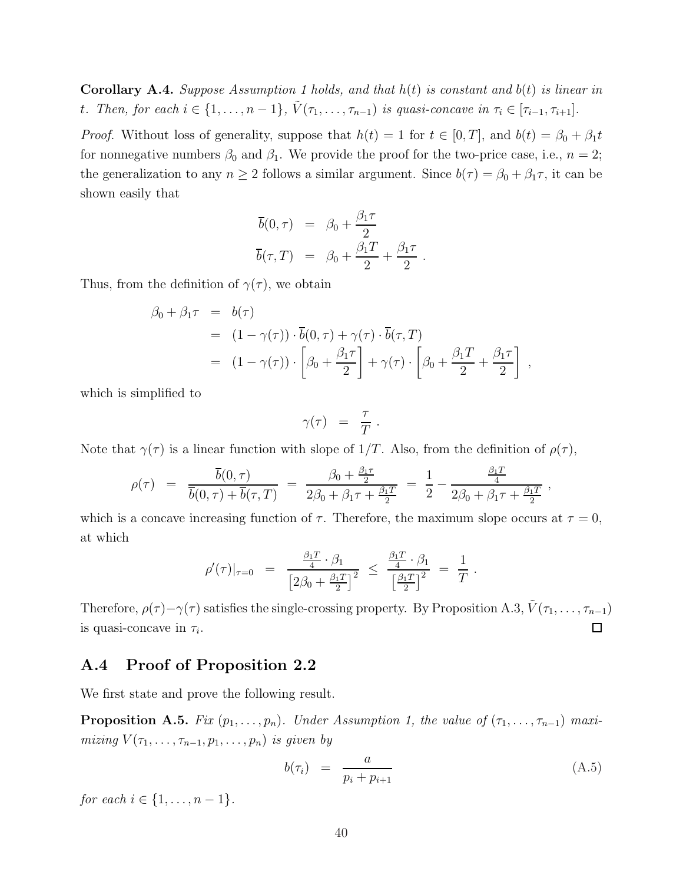**Corollary A.4.** *Suppose Assumption 1 holds, and that $h(t)$ is constant and $b(t)$ is linear in $t$. Then, for each $i \in \{1, \ldots, n-1\}$, $\tilde{V}(\tau_1, \ldots, \tau_{n-1})$ is quasi-concave in $\tau_i \in [\tau_{i-1}, \tau_{i+1}]$.*

*Proof.* Without loss of generality, suppose that $h(t) = 1$ for $t \in [0, T]$, and $b(t) = \beta_0 + \beta_1 t$ for nonnegative numbers $\beta_0$ and $\beta_1$. We provide the proof for the two-price case, i.e., $n = 2$; the generalization to any $n \geq 2$ follows a similar argument. Since $b(\tau) = \beta_0 + \beta_1 \tau$, it can be shown easily that

$$
\begin{aligned}
\overline{b}(0, \tau) &= \beta_0 + \frac{\beta_1 \tau}{2} \\
\overline{b}(\tau, T) &= \beta_0 + \frac{\beta_1 T}{2} + \frac{\beta_1 \tau}{2} \; .
\end{aligned}
$$

Thus, from the definition of $\gamma(\tau)$, we obtain

$$
\begin{aligned}
\beta_0 + \beta_1 \tau &= b(\tau) \\
&= (1 - \gamma(\tau)) \cdot \overline{b}(0, \tau) + \gamma(\tau) \cdot \overline{b}(\tau, T) \\
&= (1 - \gamma(\tau)) \cdot \left[ \beta_0 + \frac{\beta_1 \tau}{2} \right] + \gamma(\tau) \cdot \left[ \beta_0 + \frac{\beta_1 T}{2} + \frac{\beta_1 \tau}{2} \right] \; ,
\end{aligned}
$$

which is simplified to

$$
\gamma(\tau) = \frac{\tau}{T} \; .
$$

Note that $\gamma(\tau)$ is a linear function with slope of $1/T$. Also, from the definition of $\rho(\tau)$,

$$
\rho(\tau) = \frac{\overline{b}(0, \tau)}{\overline{b}(0, \tau) + \overline{b}(\tau, T)} = \frac{\beta_0 + \frac{\beta_1 \tau}{2}}{2\beta_0 + \beta_1 \tau + \frac{\beta_1 T}{2}} = \frac{1}{2} - \frac{\frac{\beta_1 T}{4}}{2\beta_0 + \beta_1 \tau + \frac{\beta_1 T}{2}} \; ,
$$

which is a concave increasing function of $\tau$. Therefore, the maximum slope occurs at $\tau = 0$, at which

$$
\rho'(\tau)|_{\tau=0} = \frac{\frac{\beta_1 T}{4} \cdot \beta_1}{\left[ 2\beta_0 + \frac{\beta_1 T}{2} \right]^2} \leq \frac{\frac{\beta_1 T}{4} \cdot \beta_1}{\left[ \frac{\beta_1 T}{2} \right]^2} = \frac{1}{T} \; .
$$

Therefore, $\rho(\tau) - \gamma(\tau)$ satisfies the single-crossing property. By Proposition A.3, $\tilde{V}(\tau_1, \ldots, \tau_{n-1})$ is quasi-concave in $\tau_i$. □

## A.4 Proof of Proposition 2.2

We first state and prove the following result.

**Proposition A.5.** *Fix $(p_1, \ldots, p_n)$. Under Assumption 1, the value of $(\tau_1, \ldots, \tau_{n-1})$ maximizing $V(\tau_1, \ldots, \tau_{n-1}, p_1, \ldots, p_n)$ is given by*

$$
b(\tau_i) = \frac{a}{p_i + p_{i+1}} \tag{A.5}
$$

*for each $i \in \{1, \ldots, n-1\}$.*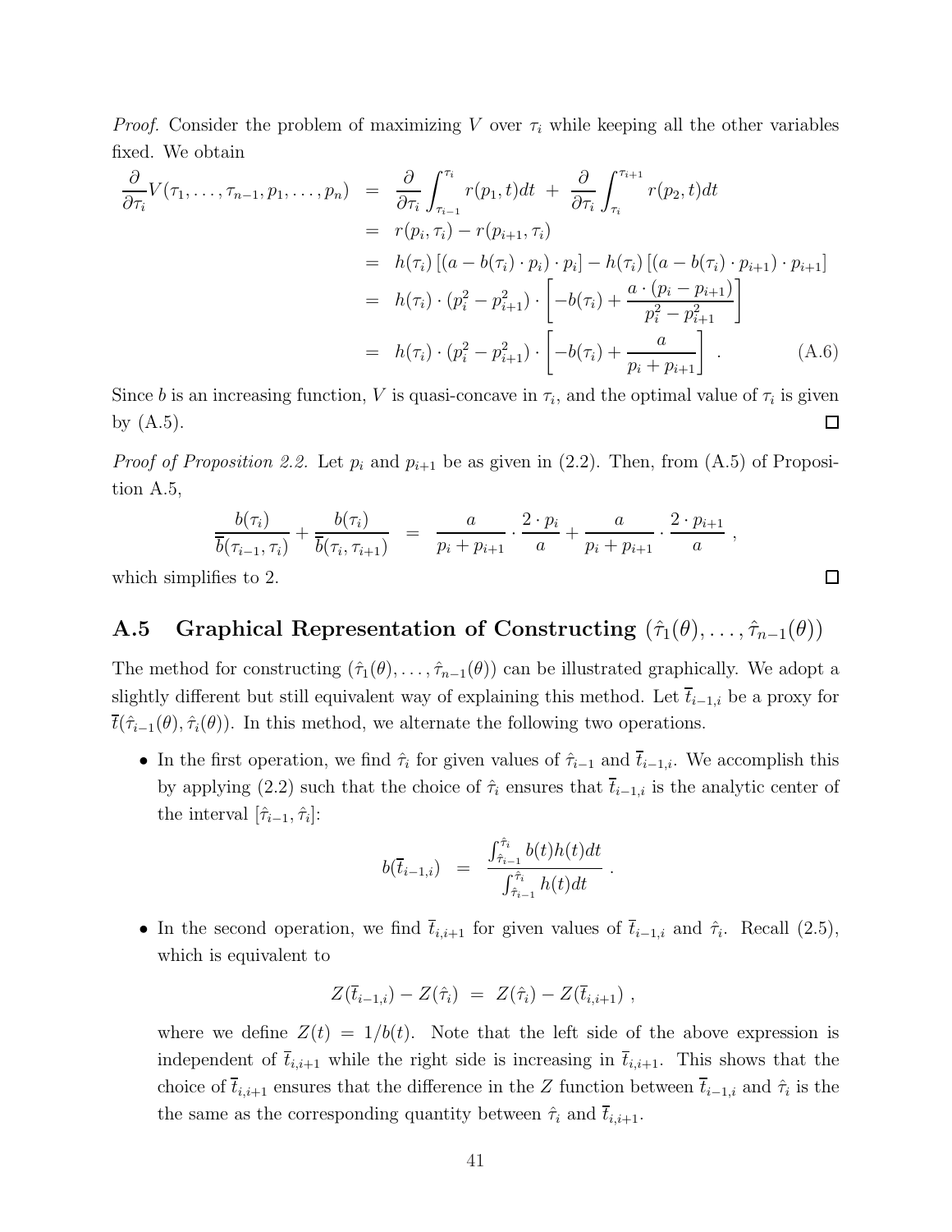*Proof.* Consider the problem of maximizing $V$ over $\tau_i$ while keeping all the other variables fixed. We obtain

$$
\begin{aligned}
\frac{\partial}{\partial \tau_i} V(\tau_1, \ldots, \tau_{n-1}, p_1, \ldots, p_n) &= \frac{\partial}{\partial \tau_i} \int_{\tau_{i-1}}^{\tau_i} r(p_1, t) dt \ + \ \frac{\partial}{\partial \tau_i} \int_{\tau_i}^{\tau_{i+1}} r(p_2, t) dt \\
&= r(p_i, \tau_i) - r(p_{i+1}, \tau_i) \\
&= h(\tau_i) \left[ (a - b(\tau_i) \cdot p_i) \cdot p_i \right] - h(\tau_i) \left[ (a - b(\tau_i) \cdot p_{i+1}) \cdot p_{i+1} \right] \\
&= h(\tau_i) \cdot (p_i^2 - p_{i+1}^2) \cdot \left[ -b(\tau_i) + \frac{a \cdot (p_i - p_{i+1})}{p_i^2 - p_{i+1}^2} \right] \\
&= h(\tau_i) \cdot (p_i^2 - p_{i+1}^2) \cdot \left[ -b(\tau_i) + \frac{a}{p_i + p_{i+1}} \right] \ . \qquad \text{(A.6)}
\end{aligned}
$$

Since $b$ is an increasing function, $V$ is quasi-concave in $\tau_i$, and the optimal value of $\tau_i$ is given by (A.5). $\square$

*Proof of Proposition 2.2.* Let $p_i$ and $p_{i+1}$ be as given in (2.2). Then, from (A.5) of Proposition A.5,

$$
\frac{b(\tau_i)}{\overline{b}(\tau_{i-1}, \tau_i)} + \frac{b(\tau_i)}{\overline{b}(\tau_i, \tau_{i+1})} \ = \ \frac{a}{p_i + p_{i+1}} \cdot \frac{2 \cdot p_i}{a} + \frac{a}{p_i + p_{i+1}} \cdot \frac{2 \cdot p_{i+1}}{a} \ ,
$$

which simplifies to 2. $\square$

## A.5 Graphical Representation of Constructing $(\hat{\tau}_1(\theta), \ldots, \hat{\tau}_{n-1}(\theta))$

The method for constructing $(\hat{\tau}_1(\theta), \ldots, \hat{\tau}_{n-1}(\theta))$ can be illustrated graphically. We adopt a slightly different but still equivalent way of explaining this method. Let $\overline{t}_{i-1,i}$ be a proxy for $\overline{t}(\hat{\tau}_{i-1}(\theta), \hat{\tau}_i(\theta))$. In this method, we alternate the following two operations.

- In the first operation, we find $\hat{\tau}_i$ for given values of $\hat{\tau}_{i-1}$ and $\overline{t}_{i-1,i}$. We accomplish this by applying (2.2) such that the choice of $\hat{\tau}_i$ ensures that $\overline{t}_{i-1,i}$ is the analytic center of the interval $[\hat{\tau}_{i-1}, \hat{\tau}_i]$:

$$
b(\overline{t}_{i-1,i}) \ = \ \frac{\int_{\hat{\tau}_{i-1}}^{\hat{\tau}_i} b(t) h(t) dt}{\int_{\hat{\tau}_{i-1}}^{\hat{\tau}_i} h(t) dt} \ .
$$

- In the second operation, we find $\overline{t}_{i,i+1}$ for given values of $\overline{t}_{i-1,i}$ and $\hat{\tau}_i$. Recall (2.5), which is equivalent to

$$
Z(\overline{t}_{i-1,i}) - Z(\hat{\tau}_i) \ = \ Z(\hat{\tau}_i) - Z(\overline{t}_{i,i+1}) \ ,
$$

where we define $Z(t) = 1/b(t)$. Note that the left side of the above expression is independent of $\overline{t}_{i,i+1}$ while the right side is increasing in $\overline{t}_{i,i+1}$. This shows that the choice of $\overline{t}_{i,i+1}$ ensures that the difference in the $Z$ function between $\overline{t}_{i-1,i}$ and $\hat{\tau}_i$ is the the same as the corresponding quantity between $\hat{\tau}_i$ and $\overline{t}_{i,i+1}$.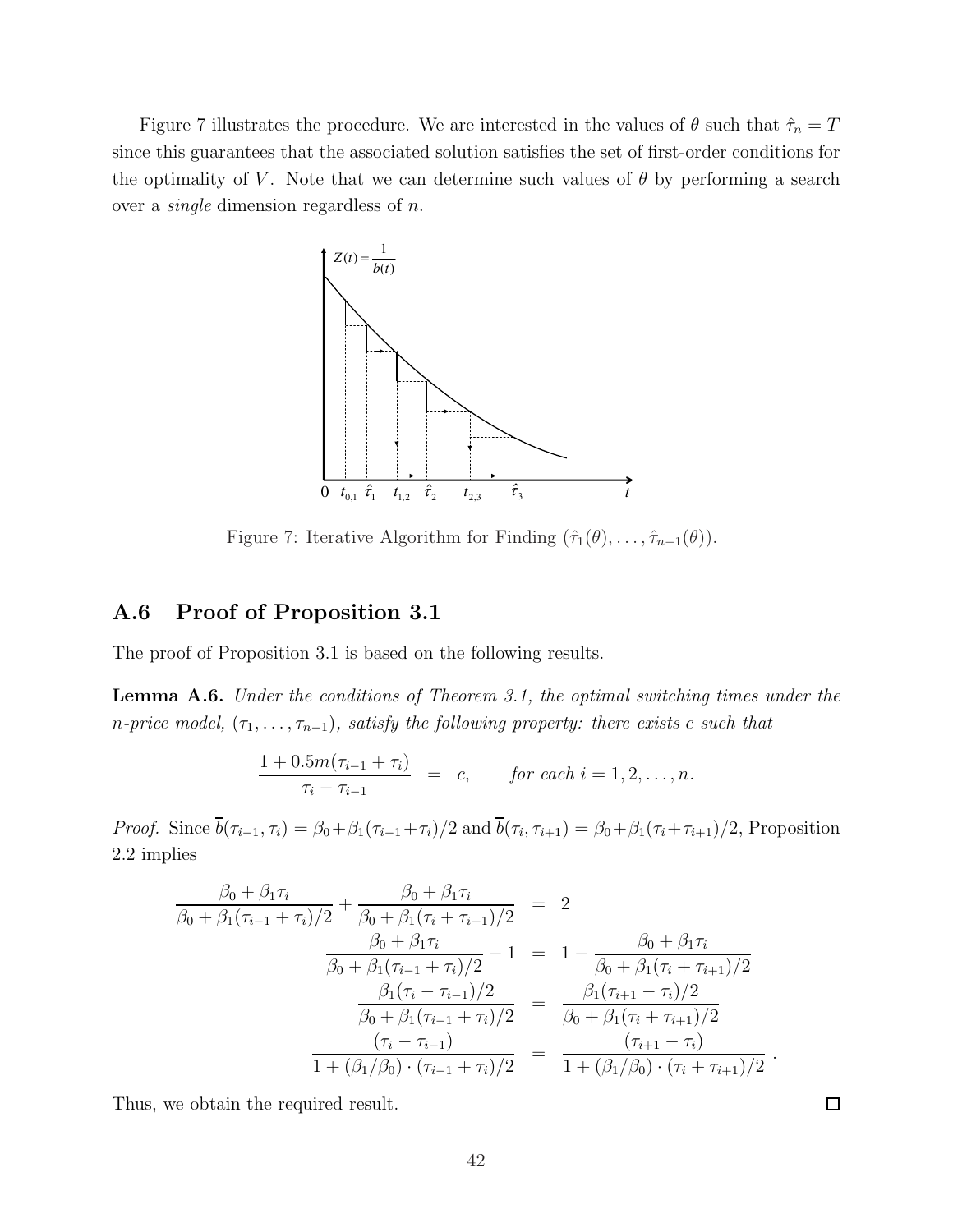Figure 7 illustrates the procedure. We are interested in the values of $\theta$ such that $\hat{\tau}_n = T$ since this guarantees that the associated solution satisfies the set of first-order conditions for the optimality of $V$. Note that we can determine such values of $\theta$ by performing a search over a *single* dimension regardless of $n$.

Figure 7: Iterative Algorithm for Finding $(\hat{\tau}_1(\theta), \ldots, \hat{\tau}_{n-1}(\theta))$.

## A.6 Proof of Proposition 3.1

The proof of Proposition 3.1 is based on the following results.

**Lemma A.6.** *Under the conditions of Theorem 3.1, the optimal switching times under the $n$-price model, $(\tau_1, \ldots, \tau_{n-1})$, satisfy the following property: there exists $c$ such that*

$$\frac{1 + 0.5m(\tau_{i-1} + \tau_i)}{\tau_i - \tau_{i-1}} \;=\; c, \qquad \textit{for each } i = 1, 2, \ldots, n.$$

*Proof.* Since $\overline{b}(\tau_{i-1}, \tau_i) = \beta_0 + \beta_1(\tau_{i-1} + \tau_i)/2$ and $\overline{b}(\tau_i, \tau_{i+1}) = \beta_0 + \beta_1(\tau_i + \tau_{i+1})/2$, Proposition 2.2 implies

$$
\begin{aligned}
\frac{\beta_0 + \beta_1 \tau_i}{\beta_0 + \beta_1(\tau_{i-1} + \tau_i)/2} + \frac{\beta_0 + \beta_1 \tau_i}{\beta_0 + \beta_1(\tau_i + \tau_{i+1})/2} &= 2 \\
\frac{\beta_0 + \beta_1 \tau_i}{\beta_0 + \beta_1(\tau_{i-1} + \tau_i)/2} - 1 &= 1 - \frac{\beta_0 + \beta_1 \tau_i}{\beta_0 + \beta_1(\tau_i + \tau_{i+1})/2} \\
\frac{\beta_1(\tau_i - \tau_{i-1})/2}{\beta_0 + \beta_1(\tau_{i-1} + \tau_i)/2} &= \frac{\beta_1(\tau_{i+1} - \tau_i)/2}{\beta_0 + \beta_1(\tau_i + \tau_{i+1})/2} \\
\frac{(\tau_i - \tau_{i-1})}{1 + (\beta_1/\beta_0) \cdot (\tau_{i-1} + \tau_i)/2} &= \frac{(\tau_{i+1} - \tau_i)}{1 + (\beta_1/\beta_0) \cdot (\tau_i + \tau_{i+1})/2}\,.
\end{aligned}
$$

Thus, we obtain the required result. $\square$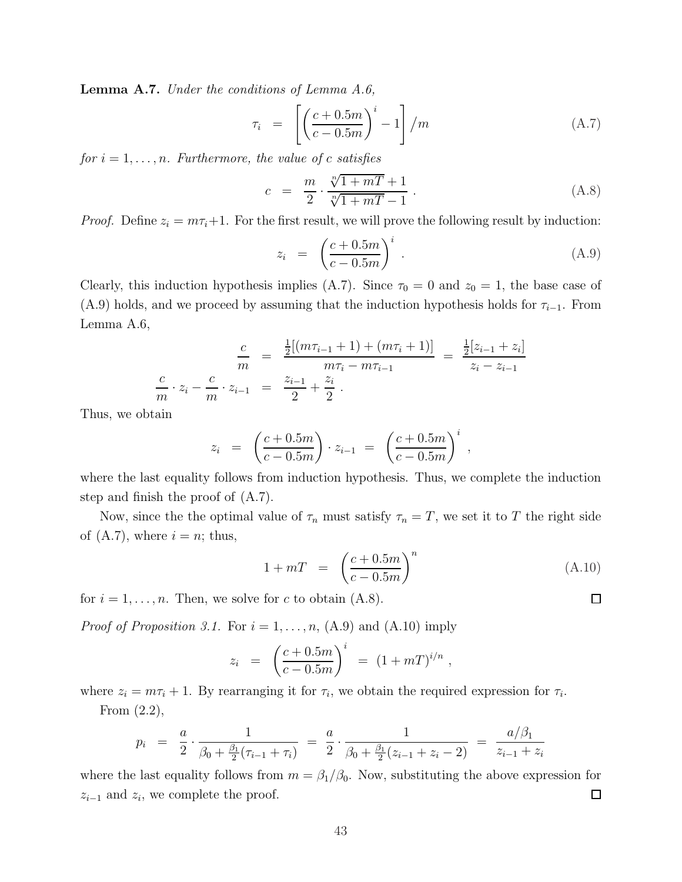**Lemma A.7.** *Under the conditions of Lemma A.6,*

$$\tau_i \;=\; \left[\left(\frac{c+0.5m}{c-0.5m}\right)^i - 1\right] / m \tag{A.7}$$

*for $i = 1, \ldots, n$. Furthermore, the value of $c$ satisfies*

$$c \;=\; \frac{m}{2} \cdot \frac{\sqrt[n]{1+mT}+1}{\sqrt[n]{1+mT}-1} \,. \tag{A.8}$$

*Proof.* Define $z_i = m\tau_i + 1$. For the first result, we will prove the following result by induction:

$$z_i \;=\; \left(\frac{c+0.5m}{c-0.5m}\right)^i \,. \tag{A.9}$$

Clearly, this induction hypothesis implies (A.7). Since $\tau_0 = 0$ and $z_0 = 1$, the base case of (A.9) holds, and we proceed by assuming that the induction hypothesis holds for $\tau_{i-1}$. From Lemma A.6,

$$\begin{aligned}
\frac{c}{m} &= \frac{\frac{1}{2}[(m\tau_{i-1}+1)+(m\tau_i+1)]}{m\tau_i - m\tau_{i-1}} \;=\; \frac{\frac{1}{2}[z_{i-1}+z_i]}{z_i - z_{i-1}} \\
\frac{c}{m}\cdot z_i - \frac{c}{m}\cdot z_{i-1} &= \frac{z_{i-1}}{2} + \frac{z_i}{2} \,.
\end{aligned}$$

Thus, we obtain

$$z_i \;=\; \left(\frac{c+0.5m}{c-0.5m}\right)\cdot z_{i-1} \;=\; \left(\frac{c+0.5m}{c-0.5m}\right)^i \,,$$

where the last equality follows from induction hypothesis. Thus, we complete the induction step and finish the proof of (A.7).

Now, since the the optimal value of $\tau_n$ must satisfy $\tau_n = T$, we set it to $T$ the right side of (A.7), where $i = n$; thus,

$$1 + mT \;=\; \left(\frac{c+0.5m}{c-0.5m}\right)^n \tag{A.10}$$

for $i = 1, \ldots, n$. Then, we solve for $c$ to obtain (A.8). ∎

*Proof of Proposition 3.1.* For $i = 1, \ldots, n$, (A.9) and (A.10) imply

$$z_i \;=\; \left(\frac{c+0.5m}{c-0.5m}\right)^i \;=\; (1+mT)^{i/n} \,,$$

where $z_i = m\tau_i + 1$. By rearranging it for $\tau_i$, we obtain the required expression for $\tau_i$.

From (2.2),

$$p_i \;=\; \frac{a}{2}\cdot\frac{1}{\beta_0 + \frac{\beta_1}{2}(\tau_{i-1}+\tau_i)} \;=\; \frac{a}{2}\cdot\frac{1}{\beta_0 + \frac{\beta_1}{2}(z_{i-1}+z_i-2)} \;=\; \frac{a/\beta_1}{z_{i-1}+z_i}$$

where the last equality follows from $m = \beta_1/\beta_0$. Now, substituting the above expression for $z_{i-1}$ and $z_i$, we complete the proof. ∎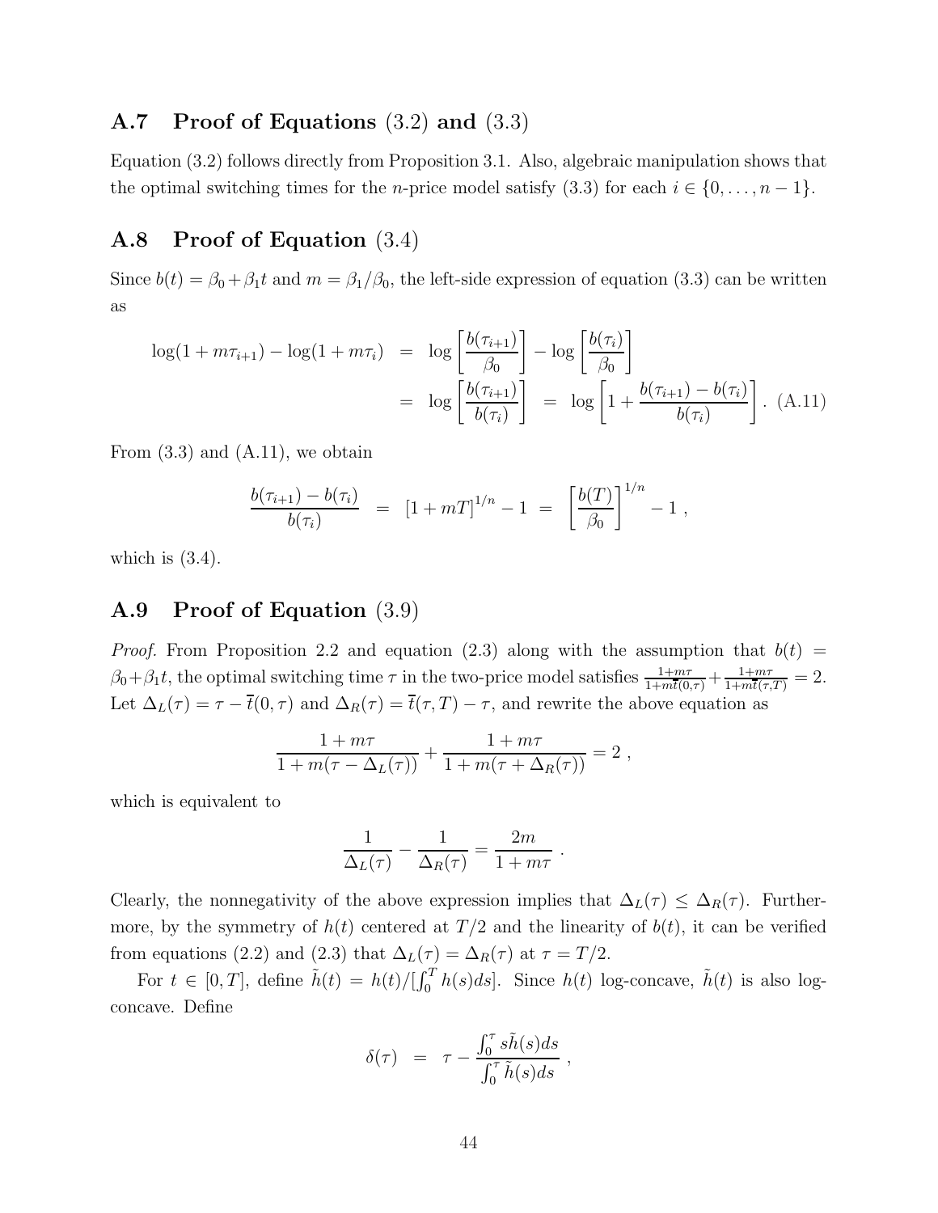## A.7 Proof of Equations (3.2) and (3.3)

Equation (3.2) follows directly from Proposition 3.1. Also, algebraic manipulation shows that the optimal switching times for the $n$-price model satisfy (3.3) for each $i \in \{0, \ldots, n-1\}$.

## A.8 Proof of Equation (3.4)

Since $b(t) = \beta_0 + \beta_1 t$ and $m = \beta_1/\beta_0$, the left-side expression of equation (3.3) can be written as

$$\begin{aligned} \log(1 + m\tau_{i+1}) - \log(1 + m\tau_i) &= \log\left[\frac{b(\tau_{i+1})}{\beta_0}\right] - \log\left[\frac{b(\tau_i)}{\beta_0}\right] \\ &= \log\left[\frac{b(\tau_{i+1})}{b(\tau_i)}\right] \;=\; \log\left[1 + \frac{b(\tau_{i+1}) - b(\tau_i)}{b(\tau_i)}\right]. \quad \text{(A.11)} \end{aligned}$$

From (3.3) and (A.11), we obtain

$$\frac{b(\tau_{i+1}) - b(\tau_i)}{b(\tau_i)} \;=\; [1 + mT]^{1/n} - 1 \;=\; \left[\frac{b(T)}{\beta_0}\right]^{1/n} - 1 \;,$$

which is (3.4).

## A.9 Proof of Equation (3.9)

*Proof.* From Proposition 2.2 and equation (2.3) along with the assumption that $b(t) = \beta_0 + \beta_1 t$, the optimal switching time $\tau$ in the two-price model satisfies $\frac{1+m\tau}{1+m\bar{t}(0,\tau)} + \frac{1+m\tau}{1+m\bar{t}(\tau,T)} = 2$. Let $\Delta_L(\tau) = \tau - \bar{t}(0,\tau)$ and $\Delta_R(\tau) = \bar{t}(\tau,T) - \tau$, and rewrite the above equation as

$$\frac{1 + m\tau}{1 + m(\tau - \Delta_L(\tau))} + \frac{1 + m\tau}{1 + m(\tau + \Delta_R(\tau))} = 2 \;,$$

which is equivalent to

$$\frac{1}{\Delta_L(\tau)} - \frac{1}{\Delta_R(\tau)} = \frac{2m}{1 + m\tau} \;.$$

Clearly, the nonnegativity of the above expression implies that $\Delta_L(\tau) \le \Delta_R(\tau)$. Furthermore, by the symmetry of $h(t)$ centered at $T/2$ and the linearity of $b(t)$, it can be verified from equations (2.2) and (2.3) that $\Delta_L(\tau) = \Delta_R(\tau)$ at $\tau = T/2$.

For $t \in [0, T]$, define $\tilde{h}(t) = h(t)/[\int_0^T h(s)ds]$. Since $h(t)$ log-concave, $\tilde{h}(t)$ is also log-concave. Define

$$\delta(\tau) \;=\; \tau - \frac{\int_0^\tau s\tilde{h}(s)ds}{\int_0^\tau \tilde{h}(s)ds} \;,$$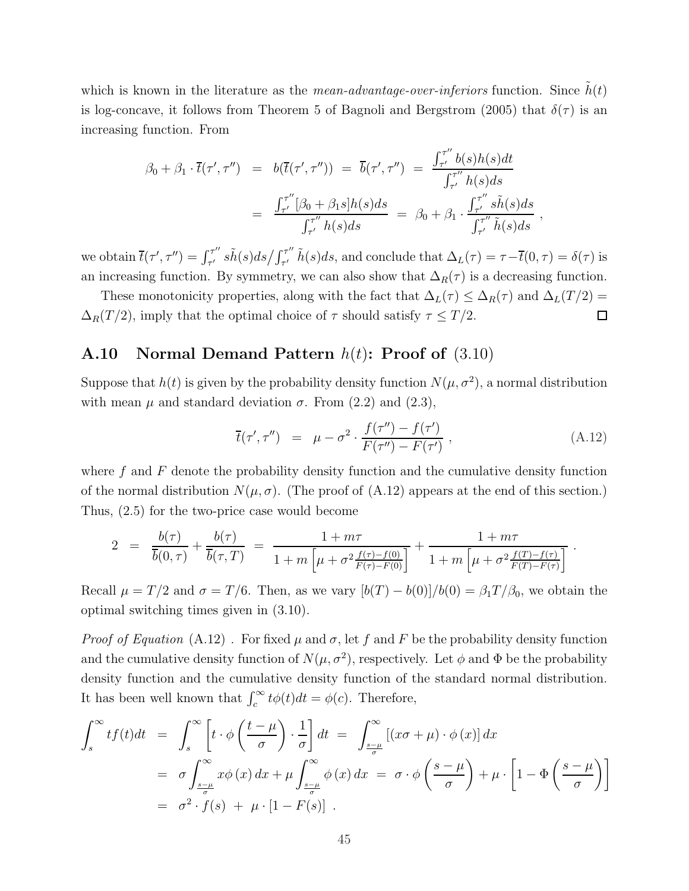which is known in the literature as the *mean-advantage-over-inferiors* function. Since $\tilde{h}(t)$ is log-concave, it follows from Theorem 5 of Bagnoli and Bergstrom (2005) that $\delta(\tau)$ is an increasing function. From

$$
\begin{aligned}
\beta_0 + \beta_1 \cdot \overline{t}(\tau', \tau'') &= b(\overline{t}(\tau', \tau'')) = \overline{b}(\tau', \tau'') = \frac{\int_{\tau'}^{\tau''} b(s) h(s) dt}{\int_{\tau'}^{\tau''} h(s) ds} \\
&= \frac{\int_{\tau'}^{\tau''} [\beta_0 + \beta_1 s] h(s) ds}{\int_{\tau'}^{\tau''} h(s) ds} = \beta_0 + \beta_1 \cdot \frac{\int_{\tau'}^{\tau''} s \tilde{h}(s) ds}{\int_{\tau'}^{\tau''} \tilde{h}(s) ds} ,
\end{aligned}
$$

we obtain $\overline{t}(\tau', \tau'') = \int_{\tau'}^{\tau''} s\tilde{h}(s)ds \big/ \int_{\tau'}^{\tau''} \tilde{h}(s)ds$, and conclude that $\Delta_L(\tau) = \tau - \overline{t}(0, \tau) = \delta(\tau)$ is an increasing function. By symmetry, we can also show that $\Delta_R(\tau)$ is a decreasing function.

These monotonicity properties, along with the fact that $\Delta_L(\tau) \leq \Delta_R(\tau)$ and $\Delta_L(T/2) = \Delta_R(T/2)$, imply that the optimal choice of $\tau$ should satisfy $\tau \leq T/2$. □

## A.10 Normal Demand Pattern $h(t)$: Proof of (3.10)

Suppose that $h(t)$ is given by the probability density function $N(\mu, \sigma^2)$, a normal distribution with mean $\mu$ and standard deviation $\sigma$. From (2.2) and (2.3),

$$
\overline{t}(\tau', \tau'') = \mu - \sigma^2 \cdot \frac{f(\tau'') - f(\tau')}{F(\tau'') - F(\tau')} , \tag{A.12}
$$

where $f$ and $F$ denote the probability density function and the cumulative density function of the normal distribution $N(\mu, \sigma)$. (The proof of (A.12) appears at the end of this section.) Thus, (2.5) for the two-price case would become

$$
2 = \frac{b(\tau)}{\overline{b}(0, \tau)} + \frac{b(\tau)}{\overline{b}(\tau, T)} = \frac{1 + m\tau}{1 + m\left[\mu + \sigma^2 \frac{f(\tau) - f(0)}{F(\tau) - F(0)}\right]} + \frac{1 + m\tau}{1 + m\left[\mu + \sigma^2 \frac{f(T) - f(\tau)}{F(T) - F(\tau)}\right]} .
$$

Recall $\mu = T/2$ and $\sigma = T/6$. Then, as we vary $[b(T) - b(0)]/b(0) = \beta_1 T/\beta_0$, we obtain the optimal switching times given in (3.10).

*Proof of Equation* (A.12) . For fixed $\mu$ and $\sigma$, let $f$ and $F$ be the probability density function and the cumulative density function of $N(\mu, \sigma^2)$, respectively. Let $\phi$ and $\Phi$ be the probability density function and the cumulative density function of the standard normal distribution. It has been well known that $\int_c^\infty t\phi(t)dt = \phi(c)$. Therefore,

$$
\begin{aligned}
\int_s^\infty t f(t) dt &= \int_s^\infty \left[ t \cdot \phi\left(\frac{t - \mu}{\sigma}\right) \cdot \frac{1}{\sigma} \right] dt = \int_{\frac{s-\mu}{\sigma}}^\infty \left[(x\sigma + \mu) \cdot \phi(x)\right] dx \\
&= \sigma \int_{\frac{s-\mu}{\sigma}}^\infty x\phi(x) dx + \mu \int_{\frac{s-\mu}{\sigma}}^\infty \phi(x) dx = \sigma \cdot \phi\left(\frac{s - \mu}{\sigma}\right) + \mu \cdot \left[1 - \Phi\left(\frac{s - \mu}{\sigma}\right)\right] \\
&= \sigma^2 \cdot f(s) + \mu \cdot [1 - F(s)] .
\end{aligned}
$$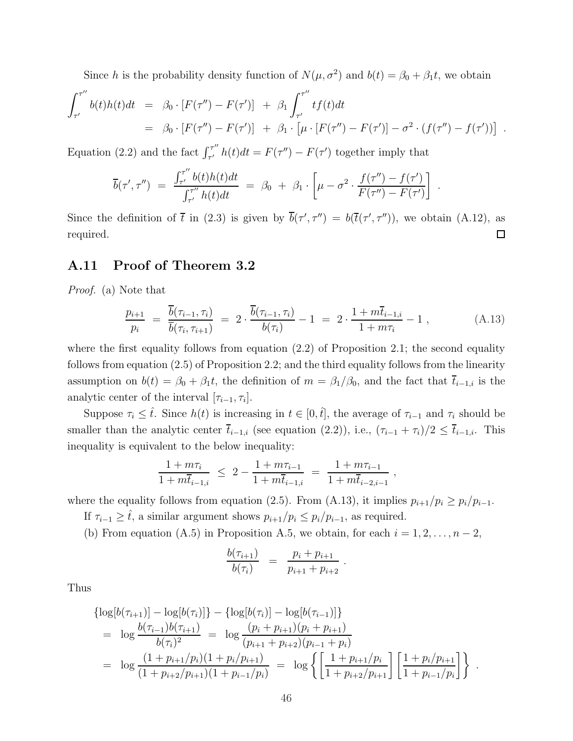Since $h$ is the probability density function of $N(\mu, \sigma^2)$ and $b(t) = \beta_0 + \beta_1 t$, we obtain

$$
\begin{aligned}
\int_{\tau'}^{\tau''} b(t)h(t)dt &= \beta_0 \cdot [F(\tau'') - F(\tau')] \;+\; \beta_1 \int_{\tau'}^{\tau''} tf(t)dt \\
&= \beta_0 \cdot [F(\tau'') - F(\tau')] \;+\; \beta_1 \cdot \left[\mu \cdot [F(\tau'') - F(\tau')] - \sigma^2 \cdot (f(\tau'') - f(\tau'))\right] \; .
\end{aligned}
$$

Equation (2.2) and the fact $\int_{\tau'}^{\tau''} h(t)dt = F(\tau'') - F(\tau')$ together imply that

$$
\overline{b}(\tau', \tau'') \;=\; \frac{\int_{\tau'}^{\tau''} b(t)h(t)dt}{\int_{\tau'}^{\tau''} h(t)dt} \;=\; \beta_0 \;+\; \beta_1 \cdot \left[\mu - \sigma^2 \cdot \frac{f(\tau'') - f(\tau')}{F(\tau'') - F(\tau')}\right] \; .
$$

Since the definition of $\overline{t}$ in (2.3) is given by $\overline{b}(\tau', \tau'') = b(\overline{t}(\tau', \tau''))$, we obtain (A.12), as required. □

## A.11 Proof of Theorem 3.2

*Proof.* (a) Note that

$$
\frac{p_{i+1}}{p_i} \;=\; \frac{\overline{b}(\tau_{i-1}, \tau_i)}{\overline{b}(\tau_i, \tau_{i+1})} \;=\; 2 \cdot \frac{\overline{b}(\tau_{i-1}, \tau_i)}{b(\tau_i)} - 1 \;=\; 2 \cdot \frac{1 + m\overline{t}_{i-1,i}}{1 + m\tau_i} - 1 \; , \tag{A.13}
$$

where the first equality follows from equation (2.2) of Proposition 2.1; the second equality follows from equation (2.5) of Proposition 2.2; and the third equality follows from the linearity assumption on $b(t) = \beta_0 + \beta_1 t$, the definition of $m = \beta_1/\beta_0$, and the fact that $\overline{t}_{i-1,i}$ is the analytic center of the interval $[\tau_{i-1}, \tau_i]$.

Suppose $\tau_i \leq \hat{t}$. Since $h(t)$ is increasing in $t \in [0, \hat{t}]$, the average of $\tau_{i-1}$ and $\tau_i$ should be smaller than the analytic center $\overline{t}_{i-1,i}$ (see equation (2.2)), i.e., $(\tau_{i-1} + \tau_i)/2 \leq \overline{t}_{i-1,i}$. This inequality is equivalent to the below inequality:

$$
\frac{1 + m\tau_i}{1 + m\overline{t}_{i-1,i}} \;\leq\; 2 - \frac{1 + m\tau_{i-1}}{1 + m\overline{t}_{i-1,i}} \;=\; \frac{1 + m\tau_{i-1}}{1 + m\overline{t}_{i-2,i-1}} \; ,
$$

where the equality follows from equation (2.5). From (A.13), it implies $p_{i+1}/p_i \geq p_i/p_{i-1}$.

If $\tau_{i-1} \geq \hat{t}$, a similar argument shows $p_{i+1}/p_i \leq p_i/p_{i-1}$, as required.

(b) From equation (A.5) in Proposition A.5, we obtain, for each $i = 1, 2, \ldots, n-2$,

$$
\frac{b(\tau_{i+1})}{b(\tau_i)} \;=\; \frac{p_i + p_{i+1}}{p_{i+1} + p_{i+2}} \; .
$$

Thus

$$
\begin{aligned}
&\{\log[b(\tau_{i+1})] - \log[b(\tau_i)]\} - \{\log[b(\tau_i)] - \log[b(\tau_{i-1})]\} \\
&= \log \frac{b(\tau_{i-1})b(\tau_{i+1})}{b(\tau_i)^2} \;=\; \log \frac{(p_i + p_{i+1})(p_i + p_{i+1})}{(p_{i+1} + p_{i+2})(p_{i-1} + p_i)} \\
&= \log \frac{(1 + p_{i+1}/p_i)(1 + p_i/p_{i+1})}{(1 + p_{i+2}/p_{i+1})(1 + p_{i-1}/p_i)} \;=\; \log \left\{ \left[\frac{1 + p_{i+1}/p_i}{1 + p_{i+2}/p_{i+1}}\right] \left[\frac{1 + p_i/p_{i+1}}{1 + p_{i-1}/p_i}\right] \right\} \; .
\end{aligned}
$$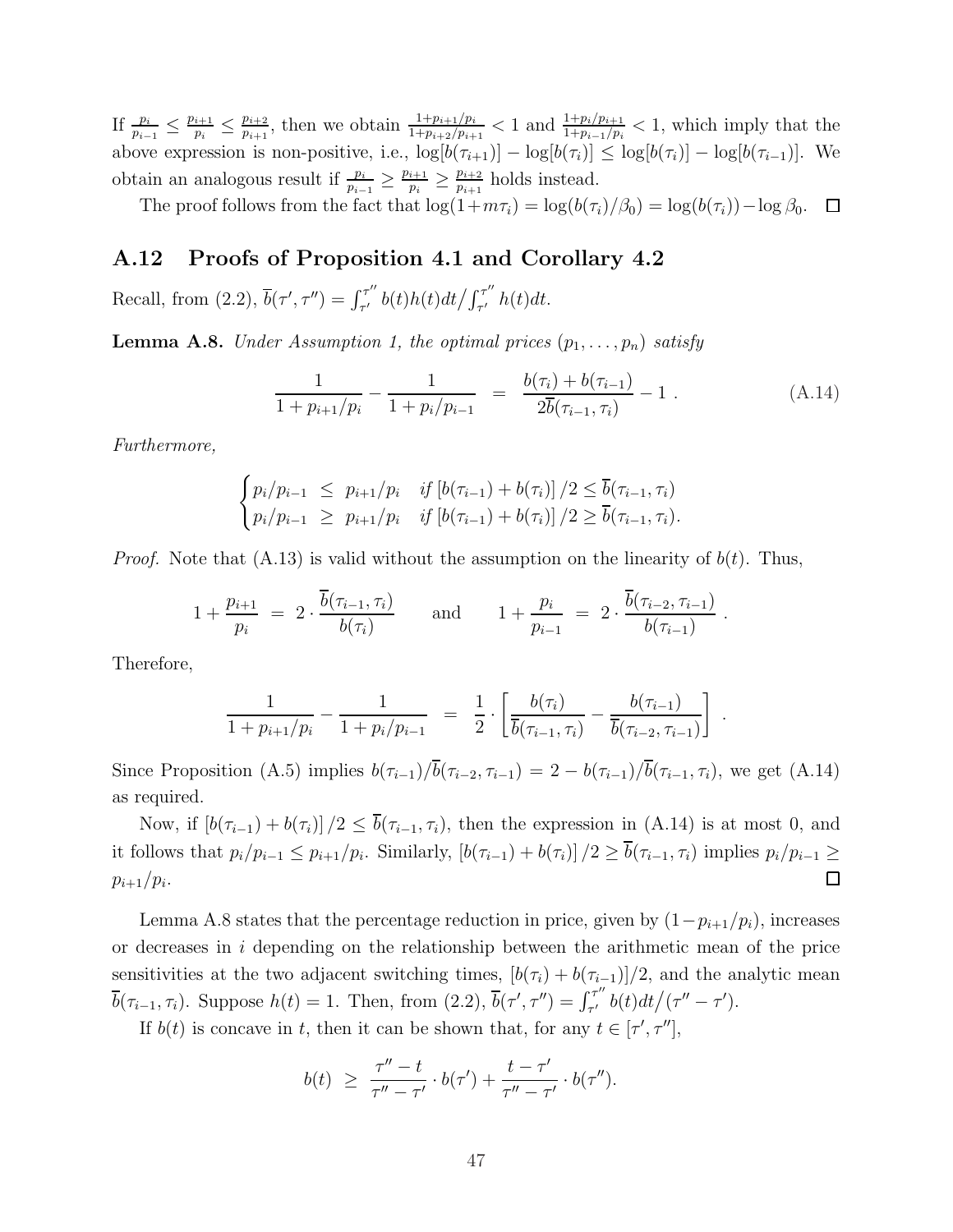If $\frac{p_i}{p_{i-1}} \leq \frac{p_{i+1}}{p_i} \leq \frac{p_{i+2}}{p_{i+1}}$, then we obtain $\frac{1+p_{i+1}/p_i}{1+p_{i+2}/p_{i+1}} < 1$ and $\frac{1+p_i/p_{i+1}}{1+p_{i-1}/p_i} < 1$, which imply that the above expression is non-positive, i.e., $\log[b(\tau_{i+1})] - \log[b(\tau_i)] \leq \log[b(\tau_i)] - \log[b(\tau_{i-1})]$. We obtain an analogous result if $\frac{p_i}{p_{i-1}} \geq \frac{p_{i+1}}{p_i} \geq \frac{p_{i+2}}{p_{i+1}}$ holds instead.

The proof follows from the fact that $\log(1+m\tau_i) = \log(b(\tau_i)/\beta_0) = \log(b(\tau_i)) - \log \beta_0$. $\square$

## A.12 Proofs of Proposition 4.1 and Corollary 4.2

Recall, from (2.2), $\overline{b}(\tau', \tau'') = \int_{\tau'}^{\tau''} b(t)h(t)dt \big/ \int_{\tau'}^{\tau''} h(t)dt$.

**Lemma A.8.** *Under Assumption 1, the optimal prices $(p_1, \ldots, p_n)$ satisfy*

$$\frac{1}{1+p_{i+1}/p_i} - \frac{1}{1+p_i/p_{i-1}} \;=\; \frac{b(\tau_i)+b(\tau_{i-1})}{2\overline{b}(\tau_{i-1},\tau_i)} - 1 \;. \tag{A.14}$$

*Furthermore,*

$$\begin{cases} p_i/p_{i-1} \;\leq\; p_{i+1}/p_i & \text{if } \left[b(\tau_{i-1})+b(\tau_i)\right]/2 \leq \overline{b}(\tau_{i-1},\tau_i) \\ p_i/p_{i-1} \;\geq\; p_{i+1}/p_i & \text{if } \left[b(\tau_{i-1})+b(\tau_i)\right]/2 \geq \overline{b}(\tau_{i-1},\tau_i). \end{cases}$$

*Proof.* Note that (A.13) is valid without the assumption on the linearity of $b(t)$. Thus,

$$1+\frac{p_{i+1}}{p_i} \;=\; 2\cdot\frac{\overline{b}(\tau_{i-1},\tau_i)}{b(\tau_i)} \qquad \text{and} \qquad 1+\frac{p_i}{p_{i-1}} \;=\; 2\cdot\frac{\overline{b}(\tau_{i-2},\tau_{i-1})}{b(\tau_{i-1})} \;.$$

Therefore,

$$\frac{1}{1+p_{i+1}/p_i} - \frac{1}{1+p_i/p_{i-1}} \;=\; \frac{1}{2}\cdot\left[\frac{b(\tau_i)}{\overline{b}(\tau_{i-1},\tau_i)} - \frac{b(\tau_{i-1})}{\overline{b}(\tau_{i-2},\tau_{i-1})}\right] \;.$$

Since Proposition (A.5) implies $b(\tau_{i-1})/\overline{b}(\tau_{i-2},\tau_{i-1}) = 2 - b(\tau_{i-1})/\overline{b}(\tau_{i-1},\tau_i)$, we get (A.14) as required.

Now, if $\left[b(\tau_{i-1})+b(\tau_i)\right]/2 \leq \overline{b}(\tau_{i-1},\tau_i)$, then the expression in (A.14) is at most 0, and it follows that $p_i/p_{i-1} \leq p_{i+1}/p_i$. Similarly, $\left[b(\tau_{i-1})+b(\tau_i)\right]/2 \geq \overline{b}(\tau_{i-1},\tau_i)$ implies $p_i/p_{i-1} \geq p_{i+1}/p_i$. $\square$

Lemma A.8 states that the percentage reduction in price, given by $(1-p_{i+1}/p_i)$, increases or decreases in $i$ depending on the relationship between the arithmetic mean of the price sensitivities at the two adjacent switching times, $[b(\tau_i)+b(\tau_{i-1})]/2$, and the analytic mean $\overline{b}(\tau_{i-1},\tau_i)$. Suppose $h(t)=1$. Then, from (2.2), $\overline{b}(\tau',\tau'') = \int_{\tau'}^{\tau''} b(t)dt \big/ (\tau''-\tau')$.

If $b(t)$ is concave in $t$, then it can be shown that, for any $t \in [\tau', \tau'']$,

$$b(t) \;\geq\; \frac{\tau''-t}{\tau''-\tau'}\cdot b(\tau') + \frac{t-\tau'}{\tau''-\tau'}\cdot b(\tau'').$$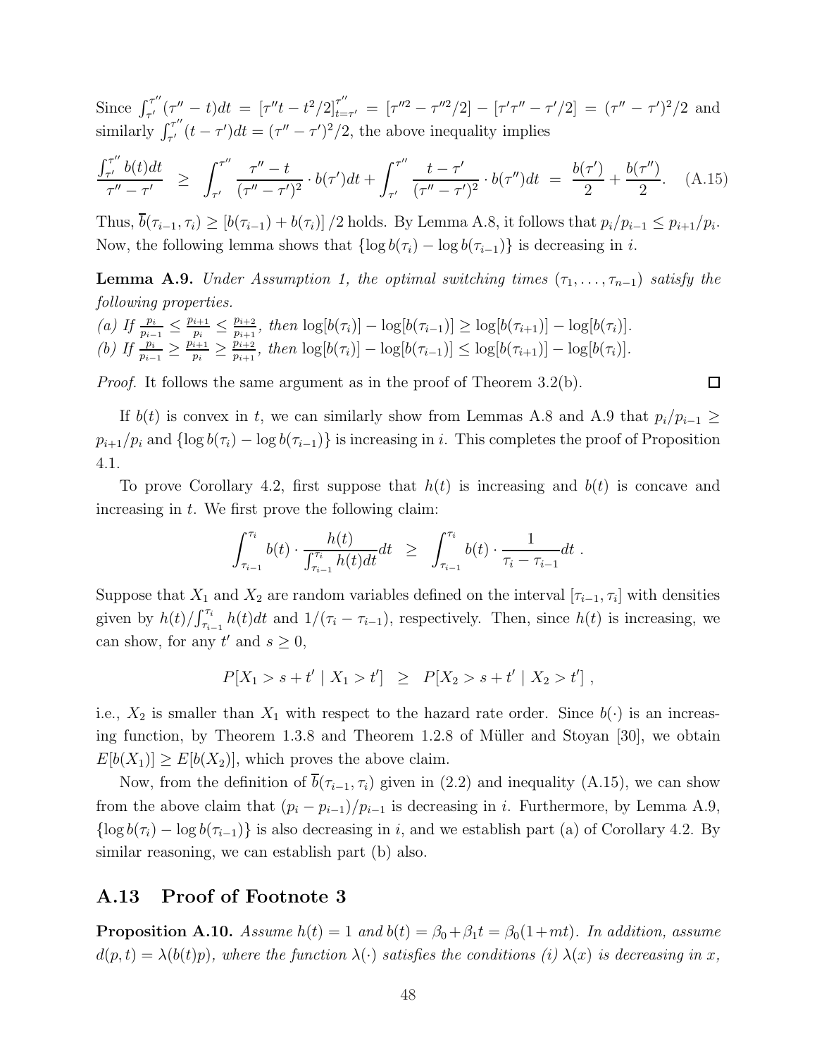Since $\int_{\tau'}^{\tau''}(\tau'' - t)dt = [\tau'' t - t^2/2]_{t=\tau'}^{\tau''} = [\tau''^2 - \tau''^2/2] - [\tau'\tau'' - \tau'/2] = (\tau'' - \tau')^2/2$ and similarly $\int_{\tau'}^{\tau''}(t - \tau')dt = (\tau'' - \tau')^2/2$, the above inequality implies

$$\frac{\int_{\tau'}^{\tau''} b(t)dt}{\tau'' - \tau'} \;\; \geq \;\; \int_{\tau'}^{\tau''} \frac{\tau'' - t}{(\tau'' - \tau')^2} \cdot b(\tau')dt + \int_{\tau'}^{\tau''} \frac{t - \tau'}{(\tau'' - \tau')^2} \cdot b(\tau'')dt \;\; = \;\; \frac{b(\tau')}{2} + \frac{b(\tau'')}{2}. \quad \text{(A.15)}$$

Thus, $\overline{b}(\tau_{i-1}, \tau_i) \geq [b(\tau_{i-1}) + b(\tau_i)]/2$ holds. By Lemma A.8, it follows that $p_i/p_{i-1} \leq p_{i+1}/p_i$. Now, the following lemma shows that $\{\log b(\tau_i) - \log b(\tau_{i-1})\}$ is decreasing in $i$.

**Lemma A.9.** *Under Assumption 1, the optimal switching times $(\tau_1, \ldots, \tau_{n-1})$ satisfy the following properties.*
*(a) If $\frac{p_i}{p_{i-1}} \leq \frac{p_{i+1}}{p_i} \leq \frac{p_{i+2}}{p_{i+1}}$, then $\log[b(\tau_i)] - \log[b(\tau_{i-1})] \geq \log[b(\tau_{i+1})] - \log[b(\tau_i)]$.*
*(b) If $\frac{p_i}{p_{i-1}} \geq \frac{p_{i+1}}{p_i} \geq \frac{p_{i+2}}{p_{i+1}}$, then $\log[b(\tau_i)] - \log[b(\tau_{i-1})] \leq \log[b(\tau_{i+1})] - \log[b(\tau_i)]$.*

*Proof.* It follows the same argument as in the proof of Theorem 3.2(b). $\square$

If $b(t)$ is convex in $t$, we can similarly show from Lemmas A.8 and A.9 that $p_i/p_{i-1} \geq p_{i+1}/p_i$ and $\{\log b(\tau_i) - \log b(\tau_{i-1})\}$ is increasing in $i$. This completes the proof of Proposition 4.1.

To prove Corollary 4.2, first suppose that $h(t)$ is increasing and $b(t)$ is concave and increasing in $t$. We first prove the following claim:

$$\int_{\tau_{i-1}}^{\tau_i} b(t) \cdot \frac{h(t)}{\int_{\tau_{i-1}}^{\tau_i} h(t)dt}dt \;\; \geq \;\; \int_{\tau_{i-1}}^{\tau_i} b(t) \cdot \frac{1}{\tau_i - \tau_{i-1}}dt \; .$$

Suppose that $X_1$ and $X_2$ are random variables defined on the interval $[\tau_{i-1}, \tau_i]$ with densities given by $h(t)/\int_{\tau_{i-1}}^{\tau_i} h(t)dt$ and $1/(\tau_i - \tau_{i-1})$, respectively. Then, since $h(t)$ is increasing, we can show, for any $t'$ and $s \geq 0$,

$$P[X_1 > s + t' \mid X_1 > t'] \;\; \geq \;\; P[X_2 > s + t' \mid X_2 > t'] \; ,$$

i.e., $X_2$ is smaller than $X_1$ with respect to the hazard rate order. Since $b(\cdot)$ is an increasing function, by Theorem 1.3.8 and Theorem 1.2.8 of Müller and Stoyan [30], we obtain $E[b(X_1)] \geq E[b(X_2)]$, which proves the above claim.

Now, from the definition of $\overline{b}(\tau_{i-1}, \tau_i)$ given in (2.2) and inequality (A.15), we can show from the above claim that $(p_i - p_{i-1})/p_{i-1}$ is decreasing in $i$. Furthermore, by Lemma A.9, $\{\log b(\tau_i) - \log b(\tau_{i-1})\}$ is also decreasing in $i$, and we establish part (a) of Corollary 4.2. By similar reasoning, we can establish part (b) also.

## A.13 Proof of Footnote 3

**Proposition A.10.** *Assume $h(t) = 1$ and $b(t) = \beta_0 + \beta_1 t = \beta_0(1 + mt)$. In addition, assume $d(p, t) = \lambda(b(t)p)$, where the function $\lambda(\cdot)$ satisfies the conditions (i) $\lambda(x)$ is decreasing in $x$,*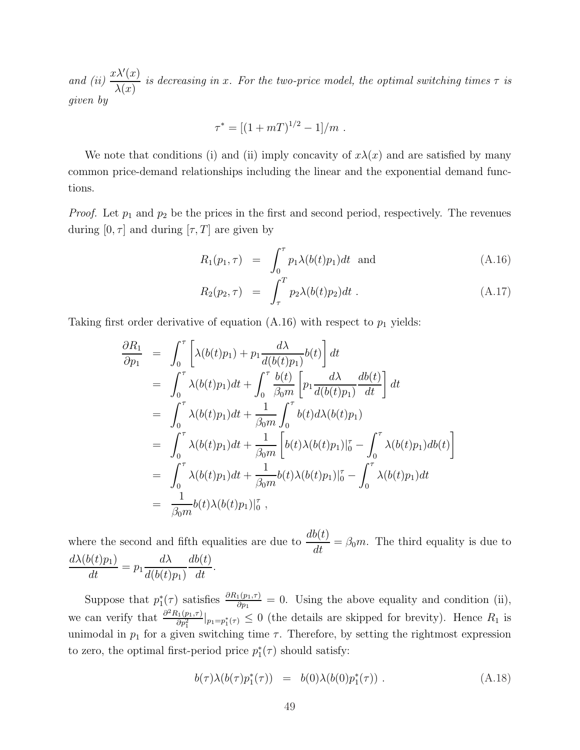*and (ii)* $\dfrac{x\lambda'(x)}{\lambda(x)}$ *is decreasing in* $x$. *For the two-price model, the optimal switching times* $\tau$ *is given by*

$$\tau^* = [(1+mT)^{1/2} - 1]/m \ .$$

We note that conditions (i) and (ii) imply concavity of $x\lambda(x)$ and are satisfied by many common price-demand relationships including the linear and the exponential demand functions.

*Proof.* Let $p_1$ and $p_2$ be the prices in the first and second period, respectively. The revenues during $[0, \tau]$ and during $[\tau, T]$ are given by

$$R_1(p_1, \tau) = \int_0^\tau p_1 \lambda(b(t)p_1) dt \quad \text{and} \tag{A.16}$$

$$R_2(p_2, \tau) = \int_\tau^T p_2 \lambda(b(t)p_2) dt \ . \tag{A.17}$$

Taking first order derivative of equation (A.16) with respect to $p_1$ yields:

$$\begin{aligned}
\frac{\partial R_1}{\partial p_1} &= \int_0^\tau \left[ \lambda(b(t)p_1) + p_1 \frac{d\lambda}{d(b(t)p_1)} b(t) \right] dt \\
&= \int_0^\tau \lambda(b(t)p_1) dt + \int_0^\tau \frac{b(t)}{\beta_0 m} \left[ p_1 \frac{d\lambda}{d(b(t)p_1)} \frac{db(t)}{dt} \right] dt \\
&= \int_0^\tau \lambda(b(t)p_1) dt + \frac{1}{\beta_0 m} \int_0^\tau b(t) d\lambda(b(t)p_1) \\
&= \int_0^\tau \lambda(b(t)p_1) dt + \frac{1}{\beta_0 m} \left[ b(t)\lambda(b(t)p_1)|_0^\tau - \int_0^\tau \lambda(b(t)p_1) db(t) \right] \\
&= \int_0^\tau \lambda(b(t)p_1) dt + \frac{1}{\beta_0 m} b(t)\lambda(b(t)p_1)|_0^\tau - \int_0^\tau \lambda(b(t)p_1) dt \\
&= \frac{1}{\beta_0 m} b(t)\lambda(b(t)p_1)|_0^\tau \ ,
\end{aligned}$$

where the second and fifth equalities are due to $\dfrac{db(t)}{dt} = \beta_0 m$. The third equality is due to $\dfrac{d\lambda(b(t)p_1)}{dt} = p_1 \dfrac{d\lambda}{d(b(t)p_1)} \dfrac{db(t)}{dt}$.

Suppose that $p_1^*(\tau)$ satisfies $\frac{\partial R_1(p_1,\tau)}{\partial p_1} = 0$. Using the above equality and condition (ii), we can verify that $\frac{\partial^2 R_1(p_1,\tau)}{\partial p_1^2}|_{p_1=p_1^*(\tau)} \leq 0$ (the details are skipped for brevity). Hence $R_1$ is unimodal in $p_1$ for a given switching time $\tau$. Therefore, by setting the rightmost expression to zero, the optimal first-period price $p_1^*(\tau)$ should satisfy:

$$b(\tau)\lambda(b(\tau)p_1^*(\tau)) = b(0)\lambda(b(0)p_1^*(\tau)) \ . \tag{A.18}$$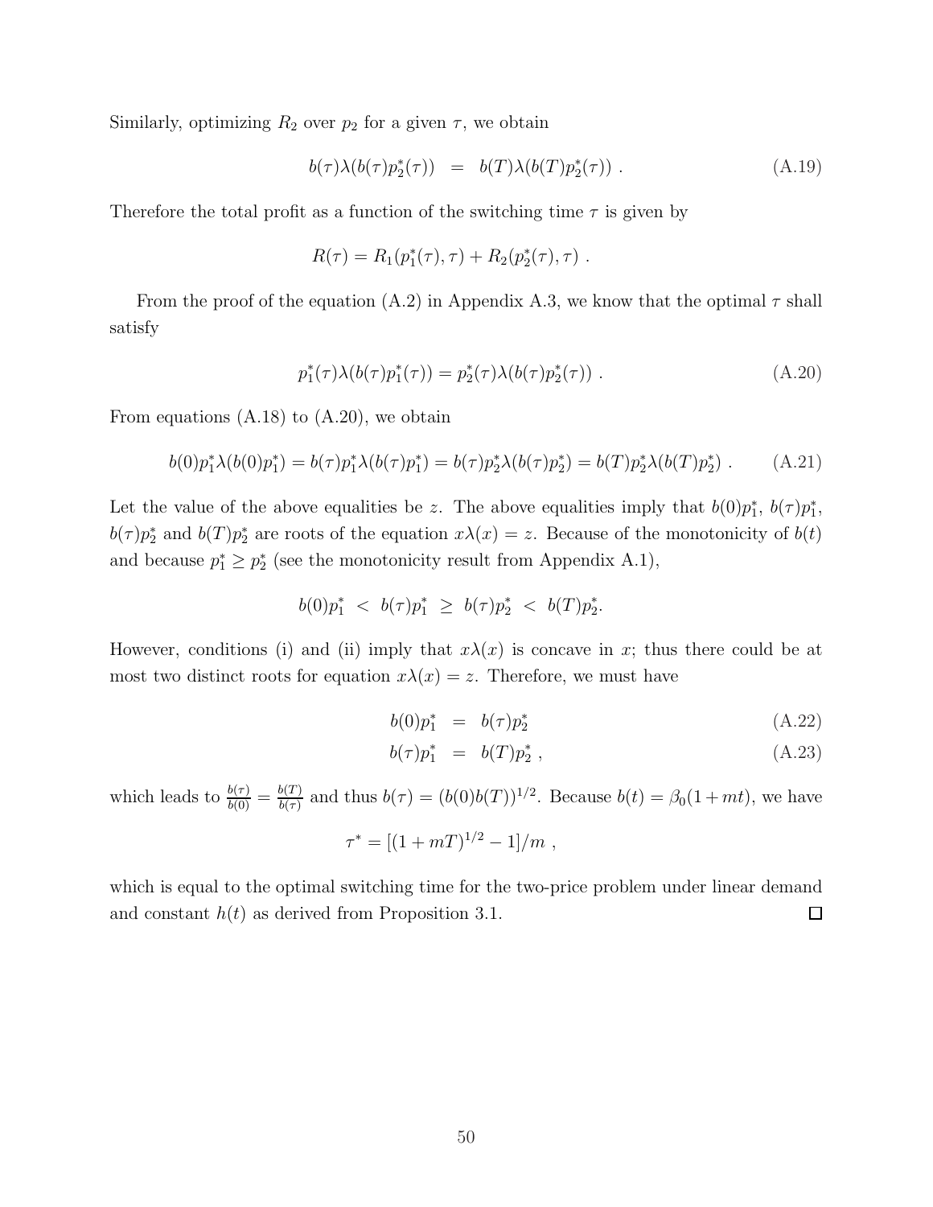Similarly, optimizing $R_2$ over $p_2$ for a given $\tau$, we obtain

$$b(\tau)\lambda(b(\tau)p_2^*(\tau)) \;=\; b(T)\lambda(b(T)p_2^*(\tau)) \; . \tag{A.19}$$

Therefore the total profit as a function of the switching time $\tau$ is given by

$$R(\tau) = R_1(p_1^*(\tau), \tau) + R_2(p_2^*(\tau), \tau) \; .$$

From the proof of the equation (A.2) in Appendix A.3, we know that the optimal $\tau$ shall satisfy

$$p_1^*(\tau)\lambda(b(\tau)p_1^*(\tau)) = p_2^*(\tau)\lambda(b(\tau)p_2^*(\tau)) \; . \tag{A.20}$$

From equations (A.18) to (A.20), we obtain

$$b(0)p_1^*\lambda(b(0)p_1^*) = b(\tau)p_1^*\lambda(b(\tau)p_1^*) = b(\tau)p_2^*\lambda(b(\tau)p_2^*) = b(T)p_2^*\lambda(b(T)p_2^*) \; . \tag{A.21}$$

Let the value of the above equalities be $z$. The above equalities imply that $b(0)p_1^*$, $b(\tau)p_1^*$, $b(\tau)p_2^*$ and $b(T)p_2^*$ are roots of the equation $x\lambda(x) = z$. Because of the monotonicity of $b(t)$ and because $p_1^* \geq p_2^*$ (see the monotonicity result from Appendix A.1),

$$b(0)p_1^* \;<\; b(\tau)p_1^* \;\geq\; b(\tau)p_2^* \;<\; b(T)p_2^*.$$

However, conditions (i) and (ii) imply that $x\lambda(x)$ is concave in $x$; thus there could be at most two distinct roots for equation $x\lambda(x) = z$. Therefore, we must have

$$b(0)p_1^* \;=\; b(\tau)p_2^* \tag{A.22}$$

$$b(\tau)p_1^* \;=\; b(T)p_2^* \; , \tag{A.23}$$

which leads to $\frac{b(\tau)}{b(0)} = \frac{b(T)}{b(\tau)}$ and thus $b(\tau) = (b(0)b(T))^{1/2}$. Because $b(t) = \beta_0(1 + mt)$, we have

$$\tau^* = [(1 + mT)^{1/2} - 1]/m \; ,$$

which is equal to the optimal switching time for the two-price problem under linear demand and constant $h(t)$ as derived from Proposition 3.1. □